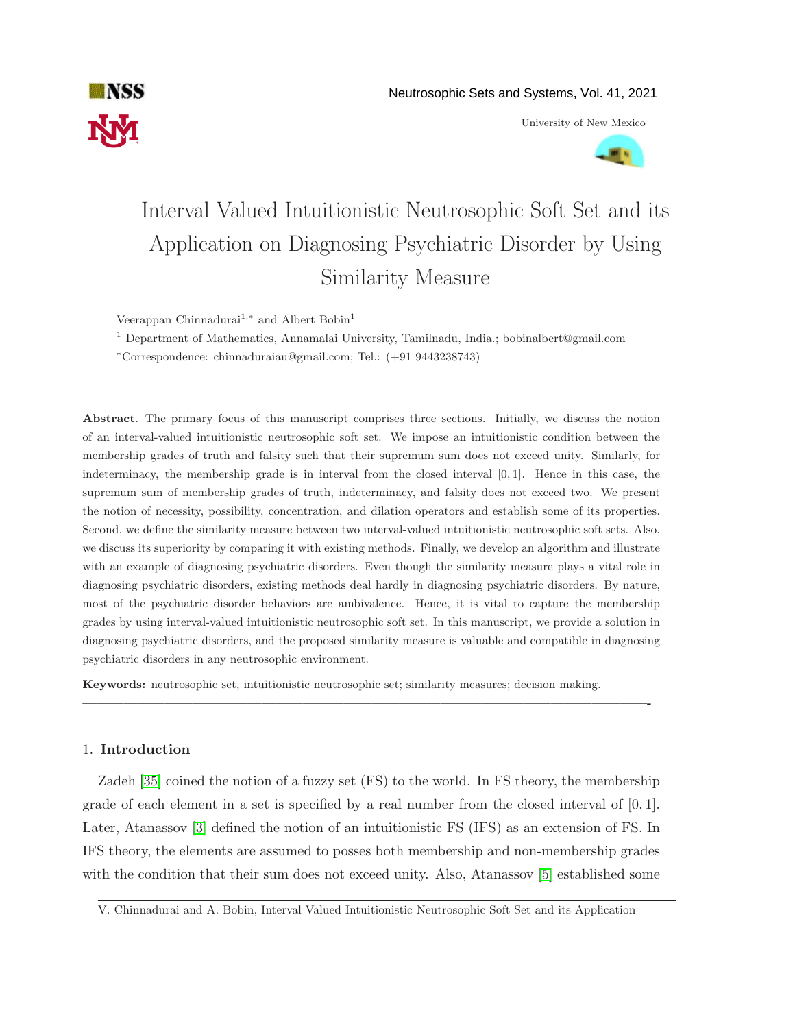# Interval Valued Intuitionistic Neutrosophic Soft Set and its Application on Diagnosing Psychiatric Disorder by Using Similarity Measure

Veerappan Chinnadurai[1,*] and Albert Bobin[1]

[1] Department of Mathematics, Annamalai University, Tamilnadu, India.; bobinalbert@gmail.com

[*]Correspondence: chinnaduraiau@gmail.com; Tel.: (+91 9443238743)

**Abstract**. The primary focus of this manuscript comprises three sections. Initially, we discuss the notion of an interval-valued intuitionistic neutrosophic soft set. We impose an intuitionistic condition between the membership grades of truth and falsity such that their supremum sum does not exceed unity. Similarly, for indeterminacy, the membership grade is in interval from the closed interval $[0, 1]$. Hence in this case, the supremum sum of membership grades of truth, indeterminacy, and falsity does not exceed two. We present the notion of necessity, possibility, concentration, and dilation operators and establish some of its properties. Second, we define the similarity measure between two interval-valued intuitionistic neutrosophic soft sets. Also, we discuss its superiority by comparing it with existing methods. Finally, we develop an algorithm and illustrate with an example of diagnosing psychiatric disorders. Even though the similarity measure plays a vital role in diagnosing psychiatric disorders, existing methods deal hardly in diagnosing psychiatric disorders. By nature, most of the psychiatric disorder behaviors are ambivalence. Hence, it is vital to capture the membership grades by using interval-valued intuitionistic neutrosophic soft set. In this manuscript, we provide a solution in diagnosing psychiatric disorders, and the proposed similarity measure is valuable and compatible in diagnosing psychiatric disorders in any neutrosophic environment.

**Keywords:** neutrosophic set, intuitionistic neutrosophic set; similarity measures; decision making.

---

## 1. Introduction

Zadeh [35] coined the notion of a fuzzy set (FS) to the world. In FS theory, the membership grade of each element in a set is specified by a real number from the closed interval of $[0, 1]$. Later, Atanassov [3] defined the notion of an intuitionistic FS (IFS) as an extension of FS. In IFS theory, the elements are assumed to posses both membership and non-membership grades with the condition that their sum does not exceed unity. Also, Atanassov [5] established some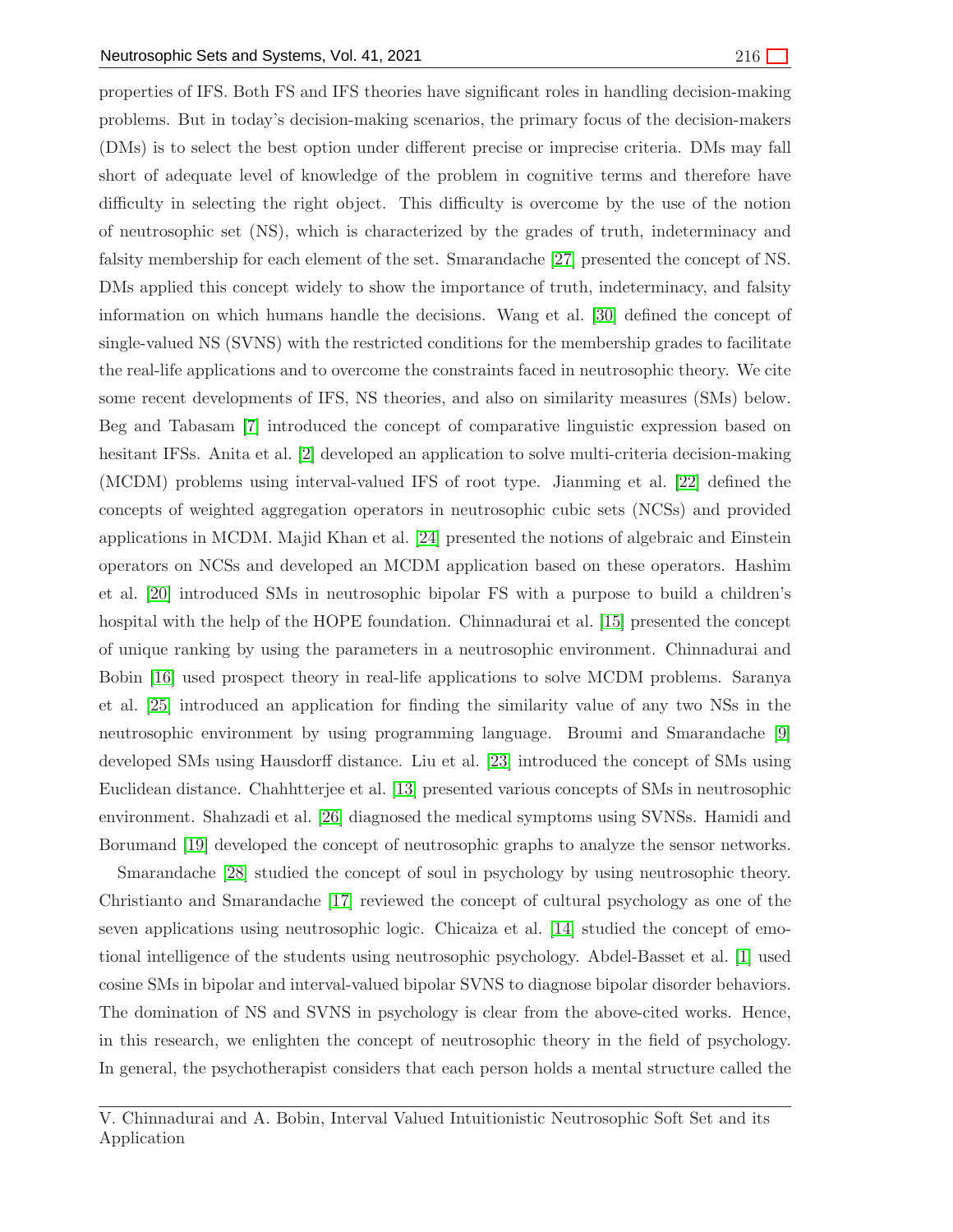properties of IFS. Both FS and IFS theories have significant roles in handling decision-making problems. But in today's decision-making scenarios, the primary focus of the decision-makers (DMs) is to select the best option under different precise or imprecise criteria. DMs may fall short of adequate level of knowledge of the problem in cognitive terms and therefore have difficulty in selecting the right object. This difficulty is overcome by the use of the notion of neutrosophic set (NS), which is characterized by the grades of truth, indeterminacy and falsity membership for each element of the set. Smarandache [27] presented the concept of NS. DMs applied this concept widely to show the importance of truth, indeterminacy, and falsity information on which humans handle the decisions. Wang et al. [30] defined the concept of single-valued NS (SVNS) with the restricted conditions for the membership grades to facilitate the real-life applications and to overcome the constraints faced in neutrosophic theory. We cite some recent developments of IFS, NS theories, and also on similarity measures (SMs) below. Beg and Tabasam [7] introduced the concept of comparative linguistic expression based on hesitant IFSs. Anita et al. [2] developed an application to solve multi-criteria decision-making (MCDM) problems using interval-valued IFS of root type. Jianming et al. [22] defined the concepts of weighted aggregation operators in neutrosophic cubic sets (NCSs) and provided applications in MCDM. Majid Khan et al. [24] presented the notions of algebraic and Einstein operators on NCSs and developed an MCDM application based on these operators. Hashim et al. [20] introduced SMs in neutrosophic bipolar FS with a purpose to build a children's hospital with the help of the HOPE foundation. Chinnadurai et al. [15] presented the concept of unique ranking by using the parameters in a neutrosophic environment. Chinnadurai and Bobin [16] used prospect theory in real-life applications to solve MCDM problems. Saranya et al. [25] introduced an application for finding the similarity value of any two NSs in the neutrosophic environment by using programming language. Broumi and Smarandache [9] developed SMs using Hausdorff distance. Liu et al. [23] introduced the concept of SMs using Euclidean distance. Chahhtterjee et al. [13] presented various concepts of SMs in neutrosophic environment. Shahzadi et al. [26] diagnosed the medical symptoms using SVNSs. Hamidi and Borumand [19] developed the concept of neutrosophic graphs to analyze the sensor networks.

Smarandache [28] studied the concept of soul in psychology by using neutrosophic theory. Christianto and Smarandache [17] reviewed the concept of cultural psychology as one of the seven applications using neutrosophic logic. Chicaiza et al. [14] studied the concept of emotional intelligence of the students using neutrosophic psychology. Abdel-Basset et al. [1] used cosine SMs in bipolar and interval-valued bipolar SVNS to diagnose bipolar disorder behaviors. The domination of NS and SVNS in psychology is clear from the above-cited works. Hence, in this research, we enlighten the concept of neutrosophic theory in the field of psychology. In general, the psychotherapist considers that each person holds a mental structure called the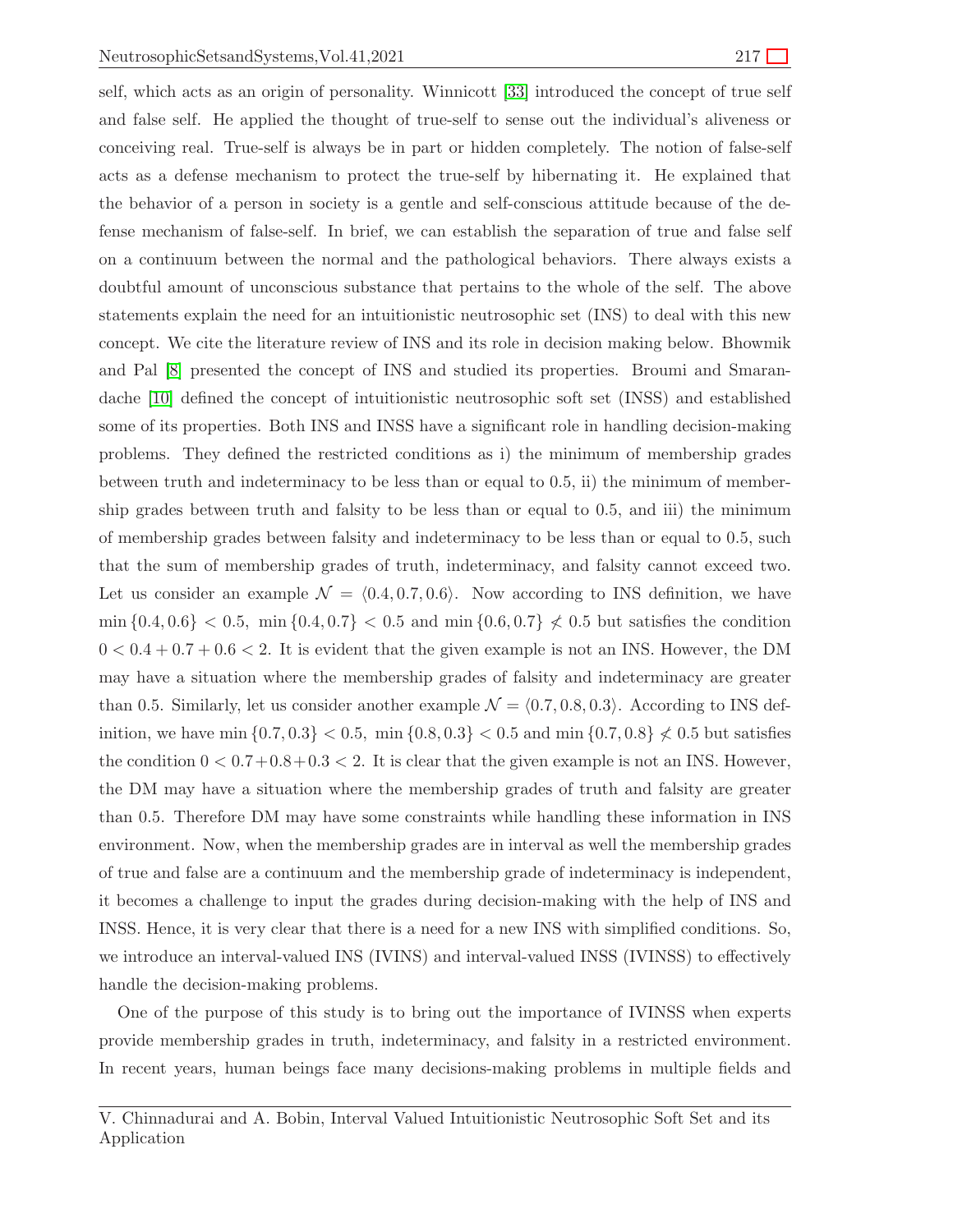self, which acts as an origin of personality. Winnicott [33] introduced the concept of true self and false self. He applied the thought of true-self to sense out the individual's aliveness or conceiving real. True-self is always be in part or hidden completely. The notion of false-self acts as a defense mechanism to protect the true-self by hibernating it. He explained that the behavior of a person in society is a gentle and self-conscious attitude because of the defense mechanism of false-self. In brief, we can establish the separation of true and false self on a continuum between the normal and the pathological behaviors. There always exists a doubtful amount of unconscious substance that pertains to the whole of the self. The above statements explain the need for an intuitionistic neutrosophic set (INS) to deal with this new concept. We cite the literature review of INS and its role in decision making below. Bhowmik and Pal [8] presented the concept of INS and studied its properties. Broumi and Smarandache [10] defined the concept of intuitionistic neutrosophic soft set (INSS) and established some of its properties. Both INS and INSS have a significant role in handling decision-making problems. They defined the restricted conditions as i) the minimum of membership grades between truth and indeterminacy to be less than or equal to 0.5, ii) the minimum of membership grades between truth and falsity to be less than or equal to 0.5, and iii) the minimum of membership grades between falsity and indeterminacy to be less than or equal to 0.5, such that the sum of membership grades of truth, indeterminacy, and falsity cannot exceed two. Let us consider an example $\mathcal{N} = \langle 0.4, 0.7, 0.6 \rangle$. Now according to INS definition, we have $\min\{0.4, 0.6\} < 0.5,\ \min\{0.4, 0.7\} < 0.5$ and $\min\{0.6, 0.7\} \not< 0.5$ but satisfies the condition $0 < 0.4 + 0.7 + 0.6 < 2$. It is evident that the given example is not an INS. However, the DM may have a situation where the membership grades of falsity and indeterminacy are greater than 0.5. Similarly, let us consider another example $\mathcal{N} = \langle 0.7, 0.8, 0.3 \rangle$. According to INS definition, we have $\min\{0.7, 0.3\} < 0.5,\ \min\{0.8, 0.3\} < 0.5$ and $\min\{0.7, 0.8\} \not< 0.5$ but satisfies the condition $0 < 0.7+0.8+0.3 < 2$. It is clear that the given example is not an INS. However, the DM may have a situation where the membership grades of truth and falsity are greater than 0.5. Therefore DM may have some constraints while handling these information in INS environment. Now, when the membership grades are in interval as well the membership grades of true and false are a continuum and the membership grade of indeterminacy is independent, it becomes a challenge to input the grades during decision-making with the help of INS and INSS. Hence, it is very clear that there is a need for a new INS with simplified conditions. So, we introduce an interval-valued INS (IVINS) and interval-valued INSS (IVINSS) to effectively handle the decision-making problems.

One of the purpose of this study is to bring out the importance of IVINSS when experts provide membership grades in truth, indeterminacy, and falsity in a restricted environment. In recent years, human beings face many decisions-making problems in multiple fields and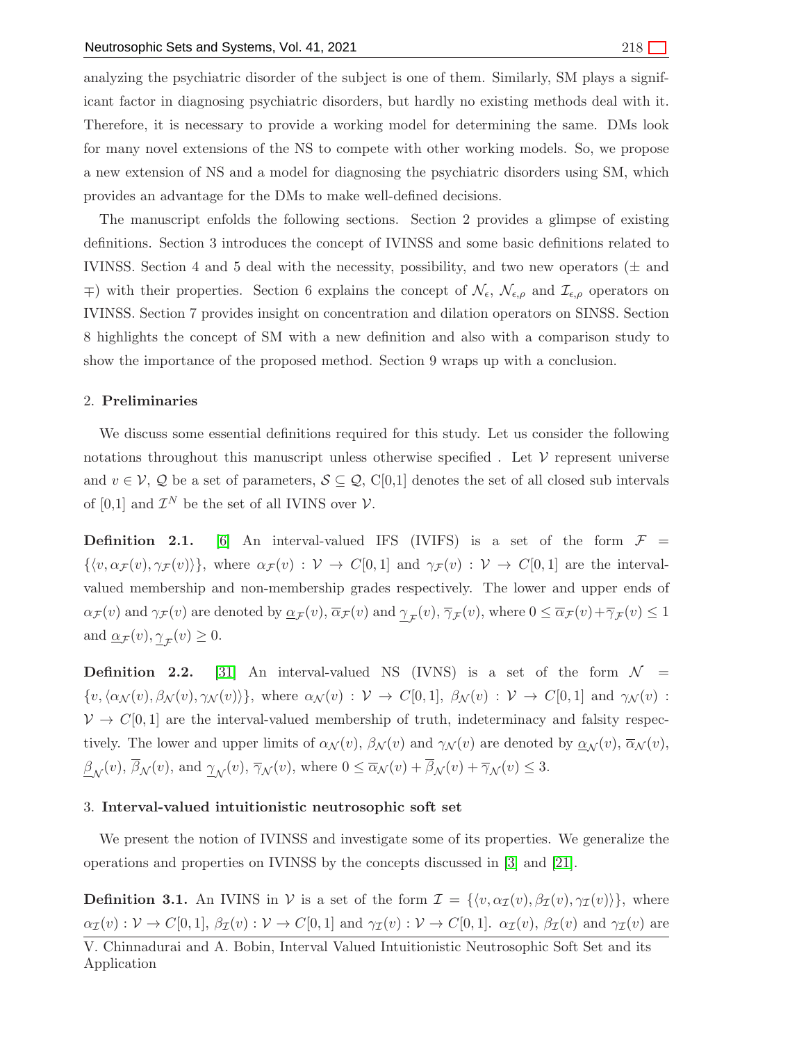analyzing the psychiatric disorder of the subject is one of them. Similarly, SM plays a significant factor in diagnosing psychiatric disorders, but hardly no existing methods deal with it. Therefore, it is necessary to provide a working model for determining the same. DMs look for many novel extensions of the NS to compete with other working models. So, we propose a new extension of NS and a model for diagnosing the psychiatric disorders using SM, which provides an advantage for the DMs to make well-defined decisions.

The manuscript enfolds the following sections. Section 2 provides a glimpse of existing definitions. Section 3 introduces the concept of IVINSS and some basic definitions related to IVINSS. Section 4 and 5 deal with the necessity, possibility, and two new operators ($\pm$ and $\mp$) with their properties. Section 6 explains the concept of $\mathcal{N}_\epsilon$, $\mathcal{N}_{\epsilon,\rho}$ and $\mathcal{I}_{\epsilon,\rho}$ operators on IVINSS. Section 7 provides insight on concentration and dilation operators on SINSS. Section 8 highlights the concept of SM with a new definition and also with a comparison study to show the importance of the proposed method. Section 9 wraps up with a conclusion.

## 2. **Preliminaries**

We discuss some essential definitions required for this study. Let us consider the following notations throughout this manuscript unless otherwise specified . Let $\mathcal{V}$ represent universe and $v \in \mathcal{V}$, $\mathcal{Q}$ be a set of parameters, $\mathcal{S} \subseteq \mathcal{Q}$, C[0,1] denotes the set of all closed sub intervals of [0,1] and $\mathcal{I}^N$ be the set of all IVINS over $\mathcal{V}$.

**Definition 2.1.** [6] An interval-valued IFS (IVIFS) is a set of the form $\mathcal{F} = \{\langle v, \alpha_\mathcal{F}(v), \gamma_\mathcal{F}(v)\rangle\}$, where $\alpha_\mathcal{F}(v) : \mathcal{V} \to C[0,1]$ and $\gamma_\mathcal{F}(v) : \mathcal{V} \to C[0,1]$ are the interval-valued membership and non-membership grades respectively. The lower and upper ends of $\alpha_\mathcal{F}(v)$ and $\gamma_\mathcal{F}(v)$ are denoted by $\underline{\alpha}_\mathcal{F}(v)$, $\overline{\alpha}_\mathcal{F}(v)$ and $\underline{\gamma}_\mathcal{F}(v)$, $\overline{\gamma}_\mathcal{F}(v)$, where $0 \leq \overline{\alpha}_\mathcal{F}(v) + \overline{\gamma}_\mathcal{F}(v) \leq 1$ and $\underline{\alpha}_\mathcal{F}(v), \underline{\gamma}_\mathcal{F}(v) \geq 0$.

**Definition 2.2.** [31] An interval-valued NS (IVNS) is a set of the form $\mathcal{N} = \{v, \langle \alpha_\mathcal{N}(v), \beta_\mathcal{N}(v), \gamma_\mathcal{N}(v)\rangle\}$, where $\alpha_\mathcal{N}(v) : \mathcal{V} \to C[0,1]$, $\beta_\mathcal{N}(v) : \mathcal{V} \to C[0,1]$ and $\gamma_\mathcal{N}(v) : \mathcal{V} \to C[0,1]$ are the interval-valued membership of truth, indeterminacy and falsity respectively. The lower and upper limits of $\alpha_\mathcal{N}(v)$, $\beta_\mathcal{N}(v)$ and $\gamma_\mathcal{N}(v)$ are denoted by $\underline{\alpha}_\mathcal{N}(v)$, $\overline{\alpha}_\mathcal{N}(v)$, $\underline{\beta}_\mathcal{N}(v)$, $\overline{\beta}_\mathcal{N}(v)$, and $\underline{\gamma}_\mathcal{N}(v)$, $\overline{\gamma}_\mathcal{N}(v)$, where $0 \leq \overline{\alpha}_\mathcal{N}(v) + \overline{\beta}_\mathcal{N}(v) + \overline{\gamma}_\mathcal{N}(v) \leq 3$.

## 3. **Interval-valued intuitionistic neutrosophic soft set**

We present the notion of IVINSS and investigate some of its properties. We generalize the operations and properties on IVINSS by the concepts discussed in [3] and [21].

**Definition 3.1.** An IVINS in $\mathcal{V}$ is a set of the form $\mathcal{I} = \{\langle v, \alpha_\mathcal{I}(v), \beta_\mathcal{I}(v), \gamma_\mathcal{I}(v)\rangle\}$, where $\alpha_\mathcal{I}(v) : \mathcal{V} \to C[0,1]$, $\beta_\mathcal{I}(v) : \mathcal{V} \to C[0,1]$ and $\gamma_\mathcal{I}(v) : \mathcal{V} \to C[0,1]$. $\alpha_\mathcal{I}(v)$, $\beta_\mathcal{I}(v)$ and $\gamma_\mathcal{I}(v)$ are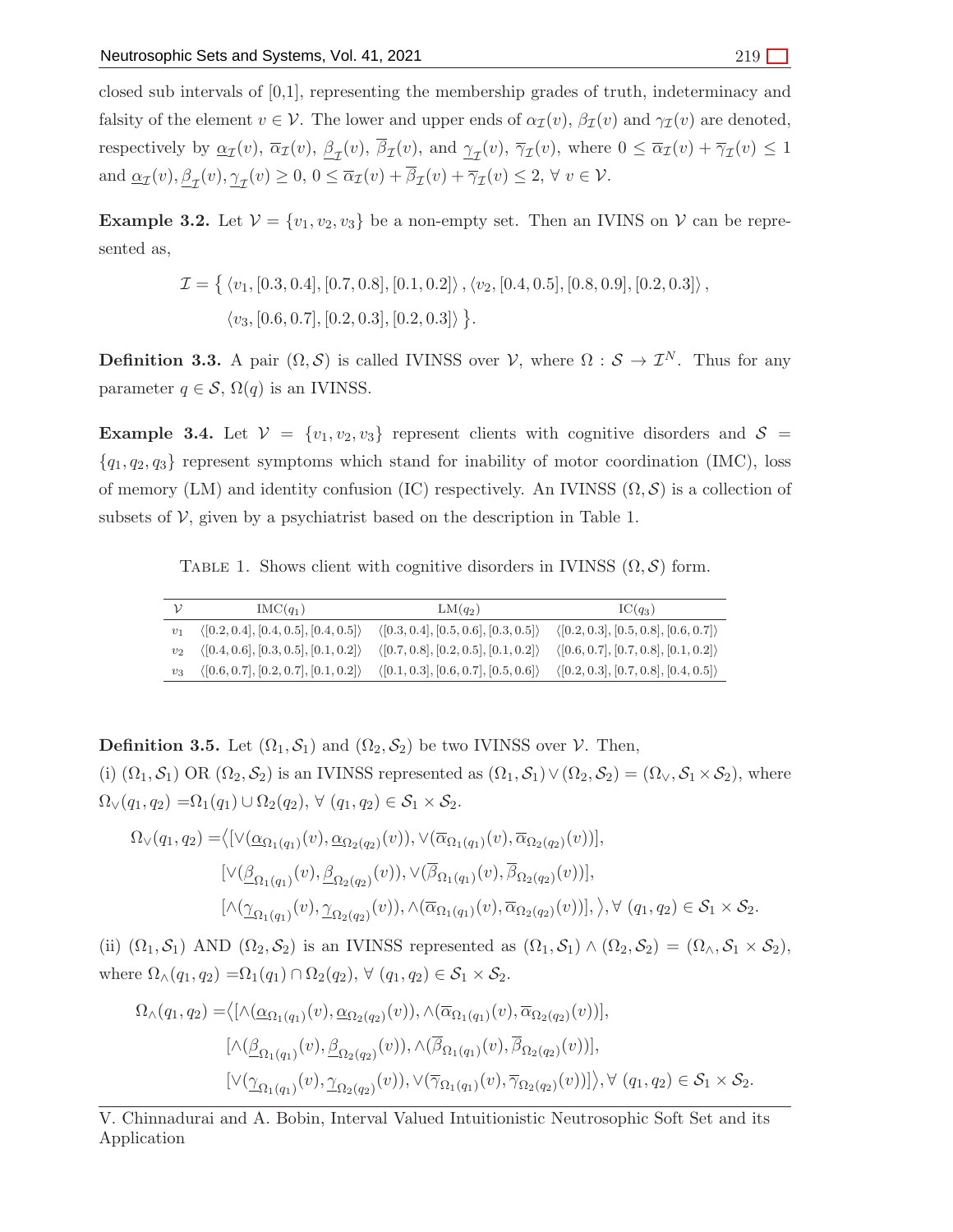closed sub intervals of [0,1], representing the membership grades of truth, indeterminacy and falsity of the element $v \in \mathcal{V}$. The lower and upper ends of $\alpha_{\mathcal{I}}(v)$, $\beta_{\mathcal{I}}(v)$ and $\gamma_{\mathcal{I}}(v)$ are denoted, respectively by $\underline{\alpha}_{\mathcal{I}}(v)$, $\overline{\alpha}_{\mathcal{I}}(v)$, $\underline{\beta}_{\mathcal{I}}(v)$, $\overline{\beta}_{\mathcal{I}}(v)$, and $\underline{\gamma}_{\mathcal{I}}(v)$, $\overline{\gamma}_{\mathcal{I}}(v)$, where $0 \leq \overline{\alpha}_{\mathcal{I}}(v) + \overline{\gamma}_{\mathcal{I}}(v) \leq 1$ and $\underline{\alpha}_{\mathcal{I}}(v), \underline{\beta}_{\mathcal{I}}(v), \underline{\gamma}_{\mathcal{I}}(v) \geq 0$, $0 \leq \overline{\alpha}_{\mathcal{I}}(v) + \overline{\beta}_{\mathcal{I}}(v) + \overline{\gamma}_{\mathcal{I}}(v) \leq 2$, $\forall\, v \in \mathcal{V}$.

**Example 3.2.** Let $\mathcal{V} = \{v_1, v_2, v_3\}$ be a non-empty set. Then an IVINS on $\mathcal{V}$ can be represented as,

$$\mathcal{I} = \{ \langle v_1, [0.3, 0.4], [0.7, 0.8], [0.1, 0.2] \rangle, \langle v_2, [0.4, 0.5], [0.8, 0.9], [0.2, 0.3] \rangle, \langle v_3, [0.6, 0.7], [0.2, 0.3], [0.2, 0.3] \rangle \}.$$

**Definition 3.3.** A pair $(\Omega, \mathcal{S})$ is called IVINSS over $\mathcal{V}$, where $\Omega : \mathcal{S} \to \mathcal{I}^N$. Thus for any parameter $q \in \mathcal{S}$, $\Omega(q)$ is an IVINSS.

**Example 3.4.** Let $\mathcal{V} = \{v_1, v_2, v_3\}$ represent clients with cognitive disorders and $\mathcal{S} = \{q_1, q_2, q_3\}$ represent symptoms which stand for inability of motor coordination (IMC), loss of memory (LM) and identity confusion (IC) respectively. An IVINSS $(\Omega, \mathcal{S})$ is a collection of subsets of $\mathcal{V}$, given by a psychiatrist based on the description in Table 1.

Table 1. Shows client with cognitive disorders in IVINSS $(\Omega, \mathcal{S})$ form.

| $\mathcal{V}$ | IMC($q_1$) | LM($q_2$) | IC($q_3$) |
|---|---|---|---|
| $v_1$ | $\langle [0.2, 0.4], [0.4, 0.5], [0.4, 0.5] \rangle$ | $\langle [0.3, 0.4], [0.5, 0.6], [0.3, 0.5] \rangle$ | $\langle [0.2, 0.3], [0.5, 0.8], [0.6, 0.7] \rangle$ |
| $v_2$ | $\langle [0.4, 0.6], [0.3, 0.5], [0.1, 0.2] \rangle$ | $\langle [0.7, 0.8], [0.2, 0.5], [0.1, 0.2] \rangle$ | $\langle [0.6, 0.7], [0.7, 0.8], [0.1, 0.2] \rangle$ |
| $v_3$ | $\langle [0.6, 0.7], [0.2, 0.7], [0.1, 0.2] \rangle$ | $\langle [0.1, 0.3], [0.6, 0.7], [0.5, 0.6] \rangle$ | $\langle [0.2, 0.3], [0.7, 0.8], [0.4, 0.5] \rangle$ |

**Definition 3.5.** Let $(\Omega_1, \mathcal{S}_1)$ and $(\Omega_2, \mathcal{S}_2)$ be two IVINSS over $\mathcal{V}$. Then,

(i) $(\Omega_1, \mathcal{S}_1)$ OR $(\Omega_2, \mathcal{S}_2)$ is an IVINSS represented as $(\Omega_1, \mathcal{S}_1) \vee (\Omega_2, \mathcal{S}_2) = (\Omega_\vee, \mathcal{S}_1 \times \mathcal{S}_2)$, where $\Omega_\vee(q_1, q_2) = \Omega_1(q_1) \cup \Omega_2(q_2)$, $\forall\, (q_1, q_2) \in \mathcal{S}_1 \times \mathcal{S}_2$.

$$\begin{aligned}
\Omega_\vee(q_1, q_2) = \Big\langle & [\vee(\underline{\alpha}_{\Omega_1(q_1)}(v), \underline{\alpha}_{\Omega_2(q_2)}(v)), \vee(\overline{\alpha}_{\Omega_1(q_1)}(v), \overline{\alpha}_{\Omega_2(q_2)}(v))], \\
& [\vee(\underline{\beta}_{\Omega_1(q_1)}(v), \underline{\beta}_{\Omega_2(q_2)}(v)), \vee(\overline{\beta}_{\Omega_1(q_1)}(v), \overline{\beta}_{\Omega_2(q_2)}(v))], \\
& [\wedge(\underline{\gamma}_{\Omega_1(q_1)}(v), \underline{\gamma}_{\Omega_2(q_2)}(v)), \wedge(\overline{\alpha}_{\Omega_1(q_1)}(v), \overline{\alpha}_{\Omega_2(q_2)}(v))], \Big\rangle, \forall\, (q_1, q_2) \in \mathcal{S}_1 \times \mathcal{S}_2.
\end{aligned}$$

(ii) $(\Omega_1, \mathcal{S}_1)$ AND $(\Omega_2, \mathcal{S}_2)$ is an IVINSS represented as $(\Omega_1, \mathcal{S}_1) \wedge (\Omega_2, \mathcal{S}_2) = (\Omega_\wedge, \mathcal{S}_1 \times \mathcal{S}_2)$, where $\Omega_\wedge(q_1, q_2) = \Omega_1(q_1) \cap \Omega_2(q_2)$, $\forall\, (q_1, q_2) \in \mathcal{S}_1 \times \mathcal{S}_2$.

$$\begin{aligned}
\Omega_\wedge(q_1, q_2) = \Big\langle & [\wedge(\underline{\alpha}_{\Omega_1(q_1)}(v), \underline{\alpha}_{\Omega_2(q_2)}(v)), \wedge(\overline{\alpha}_{\Omega_1(q_1)}(v), \overline{\alpha}_{\Omega_2(q_2)}(v))], \\
& [\wedge(\underline{\beta}_{\Omega_1(q_1)}(v), \underline{\beta}_{\Omega_2(q_2)}(v)), \wedge(\overline{\beta}_{\Omega_1(q_1)}(v), \overline{\beta}_{\Omega_2(q_2)}(v))], \\
& [\vee(\underline{\gamma}_{\Omega_1(q_1)}(v), \underline{\gamma}_{\Omega_2(q_2)}(v)), \vee(\overline{\gamma}_{\Omega_1(q_1)}(v), \overline{\gamma}_{\Omega_2(q_2)}(v))] \Big\rangle, \forall\, (q_1, q_2) \in \mathcal{S}_1 \times \mathcal{S}_2.
\end{aligned}$$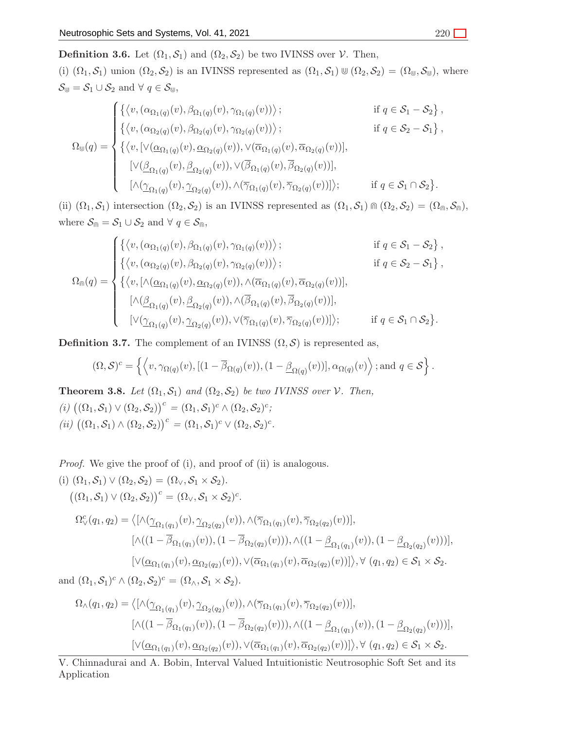**Definition 3.6.** Let $(\Omega_1, \mathcal{S}_1)$ and $(\Omega_2, \mathcal{S}_2)$ be two IVINSS over $\mathcal{V}$. Then,

(i) $(\Omega_1, \mathcal{S}_1)$ union $(\Omega_2, \mathcal{S}_2)$ is an IVINSS represented as $(\Omega_1, \mathcal{S}_1) \Cup (\Omega_2, \mathcal{S}_2) = (\Omega_{\Cup}, \mathcal{S}_{\Cup})$, where $\mathcal{S}_{\Cup} = \mathcal{S}_1 \cup \mathcal{S}_2$ and $\forall\ q \in \mathcal{S}_{\Cup}$,

$$\Omega_{\Cup}(q) = \begin{cases} \left\{\left\langle v, (\alpha_{\Omega_1(q)}(v), \beta_{\Omega_1(q)}(v), \gamma_{\Omega_1(q)}(v))\right\rangle; & \text{if } q \in \mathcal{S}_1 - \mathcal{S}_2\right\}, \\ \left\{\left\langle v, (\alpha_{\Omega_2(q)}(v), \beta_{\Omega_2(q)}(v), \gamma_{\Omega_2(q)}(v))\right\rangle; & \text{if } q \in \mathcal{S}_2 - \mathcal{S}_1\right\}, \\ \left\{\left\langle v, [\vee(\underline{\alpha}_{\Omega_1(q)}(v), \underline{\alpha}_{\Omega_2(q)}(v)), \vee(\overline{\alpha}_{\Omega_1(q)}(v), \overline{\alpha}_{\Omega_2(q)}(v))], \right.\right. & \\ \quad [\vee(\underline{\beta}_{\Omega_1(q)}(v), \underline{\beta}_{\Omega_2(q)}(v)), \vee(\overline{\beta}_{\Omega_1(q)}(v), \overline{\beta}_{\Omega_2(q)}(v))], & \\ \quad \left.[\wedge(\underline{\gamma}_{\Omega_1(q)}(v), \underline{\gamma}_{\Omega_2(q)}(v)), \wedge(\overline{\gamma}_{\Omega_1(q)}(v), \overline{\gamma}_{\Omega_2(q)}(v))]\right\rangle; & \left.\text{if } q \in \mathcal{S}_1 \cap \mathcal{S}_2\right\}. \end{cases}$$

(ii) $(\Omega_1, \mathcal{S}_1)$ intersection $(\Omega_2, \mathcal{S}_2)$ is an IVINSS represented as $(\Omega_1, \mathcal{S}_1) \Cap (\Omega_2, \mathcal{S}_2) = (\Omega_{\Cap}, \mathcal{S}_{\Cap})$, where $\mathcal{S}_{\Cap} = \mathcal{S}_1 \cup \mathcal{S}_2$ and $\forall\ q \in \mathcal{S}_{\Cap}$,

$$\Omega_{\Cap}(q) = \begin{cases} \left\{\left\langle v, (\alpha_{\Omega_1(q)}(v), \beta_{\Omega_1(q)}(v), \gamma_{\Omega_1(q)}(v))\right\rangle; & \text{if } q \in \mathcal{S}_1 - \mathcal{S}_2\right\}, \\ \left\{\left\langle v, (\alpha_{\Omega_2(q)}(v), \beta_{\Omega_2(q)}(v), \gamma_{\Omega_2(q)}(v))\right\rangle; & \text{if } q \in \mathcal{S}_2 - \mathcal{S}_1\right\}, \\ \left\{\left\langle v, [\wedge(\underline{\alpha}_{\Omega_1(q)}(v), \underline{\alpha}_{\Omega_2(q)}(v)), \wedge(\overline{\alpha}_{\Omega_1(q)}(v), \overline{\alpha}_{\Omega_2(q)}(v))], \right.\right. & \\ \quad [\wedge(\underline{\beta}_{\Omega_1(q)}(v), \underline{\beta}_{\Omega_2(q)}(v)), \wedge(\overline{\beta}_{\Omega_1(q)}(v), \overline{\beta}_{\Omega_2(q)}(v))], & \\ \quad \left.[\vee(\underline{\gamma}_{\Omega_1(q)}(v), \underline{\gamma}_{\Omega_2(q)}(v)), \vee(\overline{\gamma}_{\Omega_1(q)}(v), \overline{\gamma}_{\Omega_2(q)}(v))]\right\rangle; & \left.\text{if } q \in \mathcal{S}_1 \cap \mathcal{S}_2\right\}. \end{cases}$$

**Definition 3.7.** The complement of an IVINSS $(\Omega, \mathcal{S})$ is represented as,

$$(\Omega, \mathcal{S})^c = \left\{\left\langle v, \gamma_{\Omega(q)}(v), [(1 - \overline{\beta}_{\Omega(q)}(v)), (1 - \underline{\beta}_{\Omega(q)}(v))], \alpha_{\Omega(q)}(v)\right\rangle; \text{and } q \in \mathcal{S}\right\}.$$

**Theorem 3.8.** *Let $(\Omega_1, \mathcal{S}_1)$ and $(\Omega_2, \mathcal{S}_2)$ be two IVINSS over $\mathcal{V}$. Then,*

*(i) $\left((\Omega_1, \mathcal{S}_1) \vee (\Omega_2, \mathcal{S}_2)\right)^c = (\Omega_1, \mathcal{S}_1)^c \wedge (\Omega_2, \mathcal{S}_2)^c$;*

*(ii) $\left((\Omega_1, \mathcal{S}_1) \wedge (\Omega_2, \mathcal{S}_2)\right)^c = (\Omega_1, \mathcal{S}_1)^c \vee (\Omega_2, \mathcal{S}_2)^c$.*

*Proof.* We give the proof of (i), and proof of (ii) is analogous.

(i) $(\Omega_1, \mathcal{S}_1) \vee (\Omega_2, \mathcal{S}_2) = (\Omega_{\vee}, \mathcal{S}_1 \times \mathcal{S}_2)$.

$\left((\Omega_1, \mathcal{S}_1) \vee (\Omega_2, \mathcal{S}_2)\right)^c = (\Omega_{\vee}, \mathcal{S}_1 \times \mathcal{S}_2)^c$.

$$\begin{aligned} \Omega^c_{\vee}(q_1, q_2) = \big\langle &[\wedge(\underline{\gamma}_{\Omega_1(q_1)}(v), \underline{\gamma}_{\Omega_2(q_2)}(v)), \wedge(\overline{\gamma}_{\Omega_1(q_1)}(v), \overline{\gamma}_{\Omega_2(q_2)}(v))], \\ &[\wedge((1 - \overline{\beta}_{\Omega_1(q_1)}(v)), (1 - \overline{\beta}_{\Omega_2(q_2)}(v))), \wedge((1 - \underline{\beta}_{\Omega_1(q_1)}(v)), (1 - \underline{\beta}_{\Omega_2(q_2)}(v)))], \\ &[\vee(\underline{\alpha}_{\Omega_1(q_1)}(v), \underline{\alpha}_{\Omega_2(q_2)}(v)), \vee(\overline{\alpha}_{\Omega_1(q_1)}(v), \overline{\alpha}_{\Omega_2(q_2)}(v))]\big\rangle, \forall\ (q_1, q_2) \in \mathcal{S}_1 \times \mathcal{S}_2. \end{aligned}$$

and $(\Omega_1, \mathcal{S}_1)^c \wedge (\Omega_2, \mathcal{S}_2)^c = (\Omega_{\wedge}, \mathcal{S}_1 \times \mathcal{S}_2)$.

$$\begin{aligned} \Omega_{\wedge}(q_1, q_2) = \big\langle &[\wedge(\underline{\gamma}_{\Omega_1(q_1)}(v), \underline{\gamma}_{\Omega_2(q_2)}(v)), \wedge(\overline{\gamma}_{\Omega_1(q_1)}(v), \overline{\gamma}_{\Omega_2(q_2)}(v))], \\ &[\wedge((1 - \overline{\beta}_{\Omega_1(q_1)}(v)), (1 - \overline{\beta}_{\Omega_2(q_2)}(v))), \wedge((1 - \underline{\beta}_{\Omega_1(q_1)}(v)), (1 - \underline{\beta}_{\Omega_2(q_2)}(v)))], \\ &[\vee(\underline{\alpha}_{\Omega_1(q_1)}(v), \underline{\alpha}_{\Omega_2(q_2)}(v)), \vee(\overline{\alpha}_{\Omega_1(q_1)}(v), \overline{\alpha}_{\Omega_2(q_2)}(v))]\big\rangle, \forall\ (q_1, q_2) \in \mathcal{S}_1 \times \mathcal{S}_2. \end{aligned}$$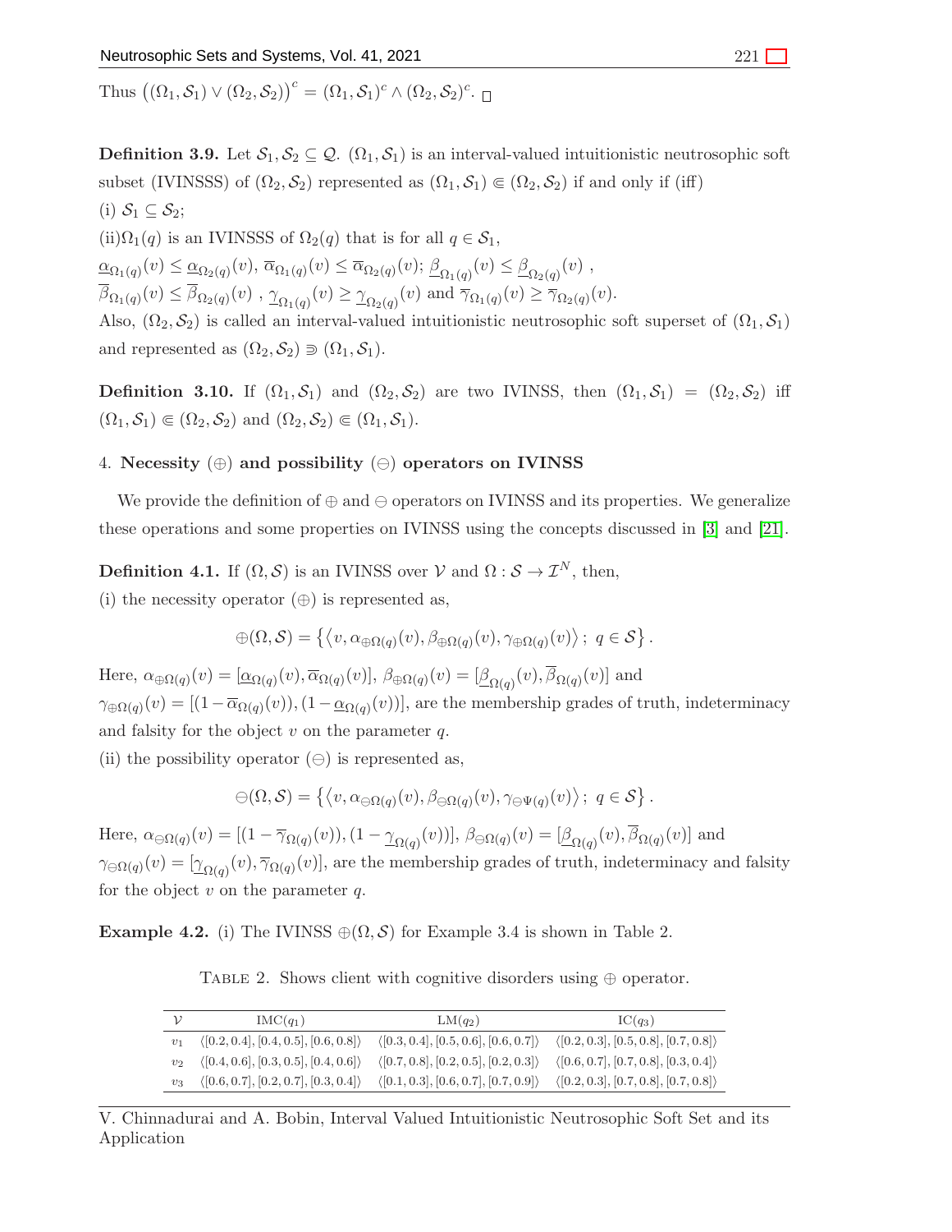Thus $\left((\Omega_1, \mathcal{S}_1) \vee (\Omega_2, \mathcal{S}_2)\right)^c = (\Omega_1, \mathcal{S}_1)^c \wedge (\Omega_2, \mathcal{S}_2)^c$. □

**Definition 3.9.** Let $\mathcal{S}_1, \mathcal{S}_2 \subseteq \mathcal{Q}$. $(\Omega_1, \mathcal{S}_1)$ is an interval-valued intuitionistic neutrosophic soft subset (IVINSSS) of $(\Omega_2, \mathcal{S}_2)$ represented as $(\Omega_1, \mathcal{S}_1) \Subset (\Omega_2, \mathcal{S}_2)$ if and only if (iff)
(i) $\mathcal{S}_1 \subseteq \mathcal{S}_2$;
(ii)$\Omega_1(q)$ is an IVINSSS of $\Omega_2(q)$ that is for all $q \in \mathcal{S}_1$,
$\underline{\alpha}_{\Omega_1(q)}(v) \leq \underline{\alpha}_{\Omega_2(q)}(v)$, $\overline{\alpha}_{\Omega_1(q)}(v) \leq \overline{\alpha}_{\Omega_2(q)}(v)$; $\underline{\beta}_{\Omega_1(q)}(v) \leq \underline{\beta}_{\Omega_2(q)}(v)$ ,
$\overline{\beta}_{\Omega_1(q)}(v) \leq \overline{\beta}_{\Omega_2(q)}(v)$ , $\underline{\gamma}_{\Omega_1(q)}(v) \geq \underline{\gamma}_{\Omega_2(q)}(v)$ and $\overline{\gamma}_{\Omega_1(q)}(v) \geq \overline{\gamma}_{\Omega_2(q)}(v)$.
Also, $(\Omega_2, \mathcal{S}_2)$ is called an interval-valued intuitionistic neutrosophic soft superset of $(\Omega_1, \mathcal{S}_1)$ and represented as $(\Omega_2, \mathcal{S}_2) \Supset (\Omega_1, \mathcal{S}_1)$.

**Definition 3.10.** If $(\Omega_1, \mathcal{S}_1)$ and $(\Omega_2, \mathcal{S}_2)$ are two IVINSS, then $(\Omega_1, \mathcal{S}_1) = (\Omega_2, \mathcal{S}_2)$ iff $(\Omega_1, \mathcal{S}_1) \Subset (\Omega_2, \mathcal{S}_2)$ and $(\Omega_2, \mathcal{S}_2) \Subset (\Omega_1, \mathcal{S}_1)$.

## 4. Necessity ($\oplus$) and possibility ($\ominus$) operators on IVINSS

We provide the definition of $\oplus$ and $\ominus$ operators on IVINSS and its properties. We generalize these operations and some properties on IVINSS using the concepts discussed in [3] and [21].

**Definition 4.1.** If $(\Omega, \mathcal{S})$ is an IVINSS over $\mathcal{V}$ and $\Omega : \mathcal{S} \to \mathcal{I}^N$, then,
(i) the necessity operator ($\oplus$) is represented as,

$$\oplus(\Omega, \mathcal{S}) = \left\{ \left\langle v, \alpha_{\oplus\Omega(q)}(v), \beta_{\oplus\Omega(q)}(v), \gamma_{\oplus\Omega(q)}(v) \right\rangle ; \ q \in \mathcal{S} \right\}.$$

Here, $\alpha_{\oplus\Omega(q)}(v) = [\underline{\alpha}_{\Omega(q)}(v), \overline{\alpha}_{\Omega(q)}(v)]$, $\beta_{\oplus\Omega(q)}(v) = [\underline{\beta}_{\Omega(q)}(v), \overline{\beta}_{\Omega(q)}(v)]$ and $\gamma_{\oplus\Omega(q)}(v) = [(1 - \overline{\alpha}_{\Omega(q)}(v)), (1 - \underline{\alpha}_{\Omega(q)}(v))]$, are the membership grades of truth, indeterminacy and falsity for the object $v$ on the parameter $q$.
(ii) the possibility operator ($\ominus$) is represented as,

$$\ominus(\Omega, \mathcal{S}) = \left\{ \left\langle v, \alpha_{\ominus\Omega(q)}(v), \beta_{\ominus\Omega(q)}(v), \gamma_{\ominus\Psi(q)}(v) \right\rangle ; \ q \in \mathcal{S} \right\}.$$

Here, $\alpha_{\ominus\Omega(q)}(v) = [(1 - \overline{\gamma}_{\Omega(q)}(v)), (1 - \underline{\gamma}_{\Omega(q)}(v))]$, $\beta_{\ominus\Omega(q)}(v) = [\underline{\beta}_{\Omega(q)}(v), \overline{\beta}_{\Omega(q)}(v)]$ and $\gamma_{\ominus\Omega(q)}(v) = [\underline{\gamma}_{\Omega(q)}(v), \overline{\gamma}_{\Omega(q)}(v)]$, are the membership grades of truth, indeterminacy and falsity for the object $v$ on the parameter $q$.

**Example 4.2.** (i) The IVINSS $\oplus(\Omega, \mathcal{S})$ for Example 3.4 is shown in Table 2.

Table 2. Shows client with cognitive disorders using $\oplus$ operator.

| $\mathcal{V}$ | IMC($q_1$) | LM($q_2$) | IC($q_3$) |
|---|---|---|---|
| $v_1$ | ⟨[0.2, 0.4], [0.4, 0.5], [0.6, 0.8]⟩ | ⟨[0.3, 0.4], [0.5, 0.6], [0.6, 0.7]⟩ | ⟨[0.2, 0.3], [0.5, 0.8], [0.7, 0.8]⟩ |
| $v_2$ | ⟨[0.4, 0.6], [0.3, 0.5], [0.4, 0.6]⟩ | ⟨[0.7, 0.8], [0.2, 0.5], [0.2, 0.3]⟩ | ⟨[0.6, 0.7], [0.7, 0.8], [0.3, 0.4]⟩ |
| $v_3$ | ⟨[0.6, 0.7], [0.2, 0.7], [0.3, 0.4]⟩ | ⟨[0.1, 0.3], [0.6, 0.7], [0.7, 0.9]⟩ | ⟨[0.2, 0.3], [0.7, 0.8], [0.7, 0.8]⟩ |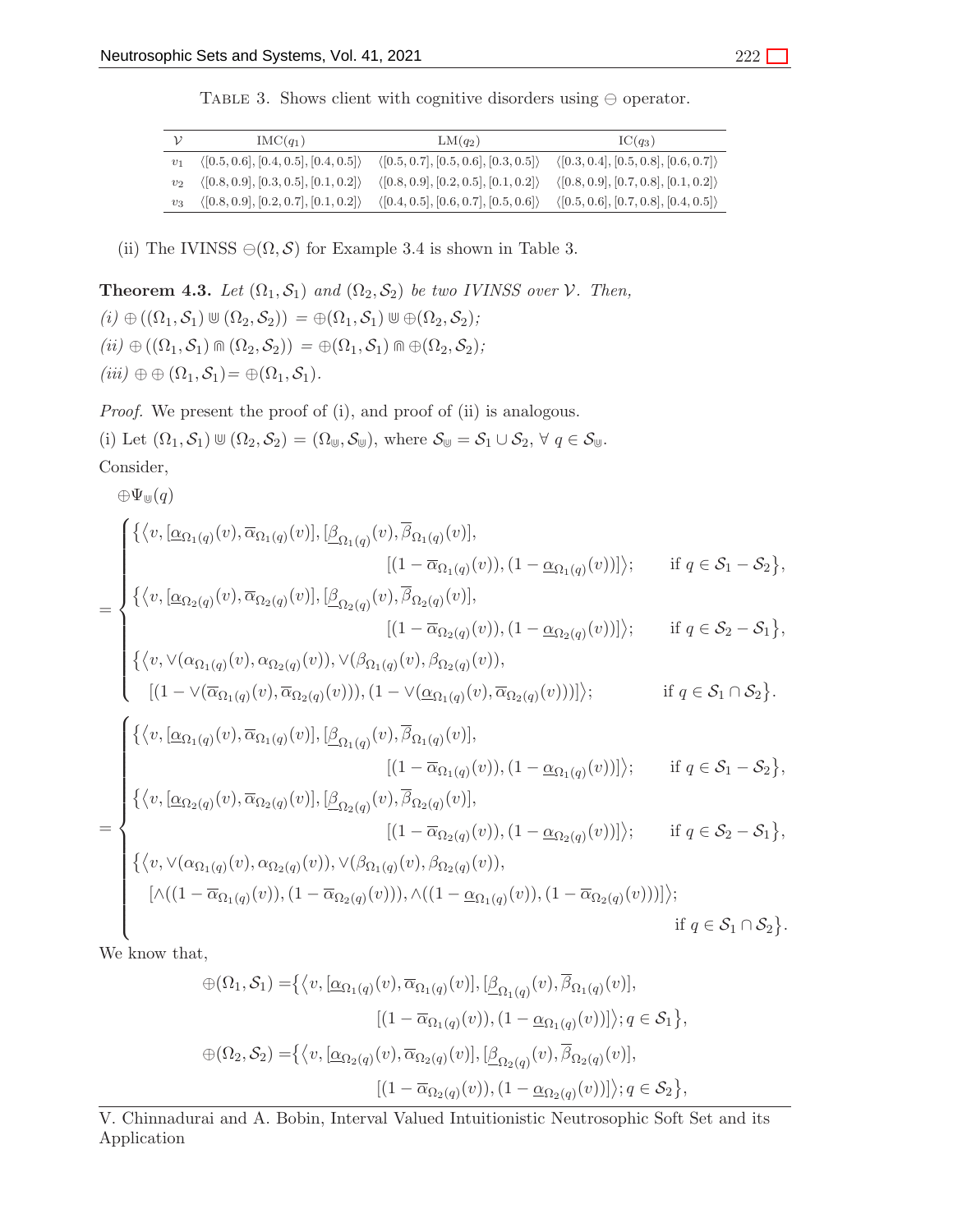TABLE 3. Shows client with cognitive disorders using $\ominus$ operator.

| $\mathcal{V}$ | IMC($q_1$) | LM($q_2$) | IC($q_3$) |
|---|---|---|---|
| $v_1$ | $\langle[0.5, 0.6], [0.4, 0.5], [0.4, 0.5]\rangle$ | $\langle[0.5, 0.7], [0.5, 0.6], [0.3, 0.5]\rangle$ | $\langle[0.3, 0.4], [0.5, 0.8], [0.6, 0.7]\rangle$ |
| $v_2$ | $\langle[0.8, 0.9], [0.3, 0.5], [0.1, 0.2]\rangle$ | $\langle[0.8, 0.9], [0.2, 0.5], [0.1, 0.2]\rangle$ | $\langle[0.8, 0.9], [0.7, 0.8], [0.1, 0.2]\rangle$ |
| $v_3$ | $\langle[0.8, 0.9], [0.2, 0.7], [0.1, 0.2]\rangle$ | $\langle[0.4, 0.5], [0.6, 0.7], [0.5, 0.6]\rangle$ | $\langle[0.5, 0.6], [0.7, 0.8], [0.4, 0.5]\rangle$ |

(ii) The IVINSS $\ominus(\Omega, \mathcal{S})$ for Example 3.4 is shown in Table 3.

**Theorem 4.3.** *Let $(\Omega_1, \mathcal{S}_1)$ and $(\Omega_2, \mathcal{S}_2)$ be two IVINSS over $\mathcal{V}$. Then,*
*(i)* $\oplus\left((\Omega_1, \mathcal{S}_1) \Cup (\Omega_2, \mathcal{S}_2)\right) = \oplus(\Omega_1, \mathcal{S}_1) \Cup \oplus(\Omega_2, \mathcal{S}_2)$*;*
*(ii)* $\oplus\left((\Omega_1, \mathcal{S}_1) \Cap (\Omega_2, \mathcal{S}_2)\right) = \oplus(\Omega_1, \mathcal{S}_1) \Cap \oplus(\Omega_2, \mathcal{S}_2)$*;*
*(iii)* $\oplus \oplus (\Omega_1, \mathcal{S}_1) = \oplus(\Omega_1, \mathcal{S}_1)$.

*Proof.* We present the proof of (i), and proof of (ii) is analogous.
(i) Let $(\Omega_1, \mathcal{S}_1) \Cup (\Omega_2, \mathcal{S}_2) = (\Omega_{\Cup}, \mathcal{S}_{\Cup})$, where $\mathcal{S}_{\Cup} = \mathcal{S}_1 \cup \mathcal{S}_2$, $\forall\ q \in \mathcal{S}_{\Cup}$.
Consider,

$$\oplus\Psi_{\Cup}(q)$$

$$= \begin{cases} \big\{\big\langle v, [\underline{\alpha}_{\Omega_1(q)}(v), \overline{\alpha}_{\Omega_1(q)}(v)], [\underline{\beta}_{\Omega_1(q)}(v), \overline{\beta}_{\Omega_1(q)}(v)], \\ \qquad [(1-\overline{\alpha}_{\Omega_1(q)}(v)), (1-\underline{\alpha}_{\Omega_1(q)}(v))]\big\rangle; \quad \text{if } q \in \mathcal{S}_1 - \mathcal{S}_2\big\}, \\ \big\{\big\langle v, [\underline{\alpha}_{\Omega_2(q)}(v), \overline{\alpha}_{\Omega_2(q)}(v)], [\underline{\beta}_{\Omega_2(q)}(v), \overline{\beta}_{\Omega_2(q)}(v)], \\ \qquad [(1-\overline{\alpha}_{\Omega_2(q)}(v)), (1-\underline{\alpha}_{\Omega_2(q)}(v))]\big\rangle; \quad \text{if } q \in \mathcal{S}_2 - \mathcal{S}_1\big\}, \\ \big\{\big\langle v, \vee(\alpha_{\Omega_1(q)}(v), \alpha_{\Omega_2(q)}(v)), \vee(\beta_{\Omega_1(q)}(v), \beta_{\Omega_2(q)}(v)), \\ \quad [(1-\vee(\overline{\alpha}_{\Omega_1(q)}(v), \overline{\alpha}_{\Omega_2(q)}(v))), (1-\vee(\underline{\alpha}_{\Omega_1(q)}(v), \overline{\alpha}_{\Omega_2(q)}(v)))]\big\rangle; \quad \text{if } q \in \mathcal{S}_1 \cap \mathcal{S}_2\big\}. \end{cases}$$

$$= \begin{cases} \big\{\big\langle v, [\underline{\alpha}_{\Omega_1(q)}(v), \overline{\alpha}_{\Omega_1(q)}(v)], [\underline{\beta}_{\Omega_1(q)}(v), \overline{\beta}_{\Omega_1(q)}(v)], \\ \qquad [(1-\overline{\alpha}_{\Omega_1(q)}(v)), (1-\underline{\alpha}_{\Omega_1(q)}(v))]\big\rangle; \quad \text{if } q \in \mathcal{S}_1 - \mathcal{S}_2\big\}, \\ \big\{\big\langle v, [\underline{\alpha}_{\Omega_2(q)}(v), \overline{\alpha}_{\Omega_2(q)}(v)], [\underline{\beta}_{\Omega_2(q)}(v), \overline{\beta}_{\Omega_2(q)}(v)], \\ \qquad [(1-\overline{\alpha}_{\Omega_2(q)}(v)), (1-\underline{\alpha}_{\Omega_2(q)}(v))]\big\rangle; \quad \text{if } q \in \mathcal{S}_2 - \mathcal{S}_1\big\}, \\ \big\{\big\langle v, \vee(\alpha_{\Omega_1(q)}(v), \alpha_{\Omega_2(q)}(v)), \vee(\beta_{\Omega_1(q)}(v), \beta_{\Omega_2(q)}(v)), \\ \quad [\wedge((1-\overline{\alpha}_{\Omega_1(q)}(v)), (1-\overline{\alpha}_{\Omega_2(q)}(v))), \wedge((1-\underline{\alpha}_{\Omega_1(q)}(v)), (1-\overline{\alpha}_{\Omega_2(q)}(v)))]\big\rangle; \\ \qquad \text{if } q \in \mathcal{S}_1 \cap \mathcal{S}_2\big\}. \end{cases}$$

We know that,

$$\oplus(\Omega_1, \mathcal{S}_1) = \big\{\big\langle v, [\underline{\alpha}_{\Omega_1(q)}(v), \overline{\alpha}_{\Omega_1(q)}(v)], [\underline{\beta}_{\Omega_1(q)}(v), \overline{\beta}_{\Omega_1(q)}(v)], [(1-\overline{\alpha}_{\Omega_1(q)}(v)), (1-\underline{\alpha}_{\Omega_1(q)}(v))]\big\rangle; q \in \mathcal{S}_1\big\},$$

$$\oplus(\Omega_2, \mathcal{S}_2) = \big\{\big\langle v, [\underline{\alpha}_{\Omega_2(q)}(v), \overline{\alpha}_{\Omega_2(q)}(v)], [\underline{\beta}_{\Omega_2(q)}(v), \overline{\beta}_{\Omega_2(q)}(v)], [(1-\overline{\alpha}_{\Omega_2(q)}(v)), (1-\underline{\alpha}_{\Omega_2(q)}(v))]\big\rangle; q \in \mathcal{S}_2\big\},$$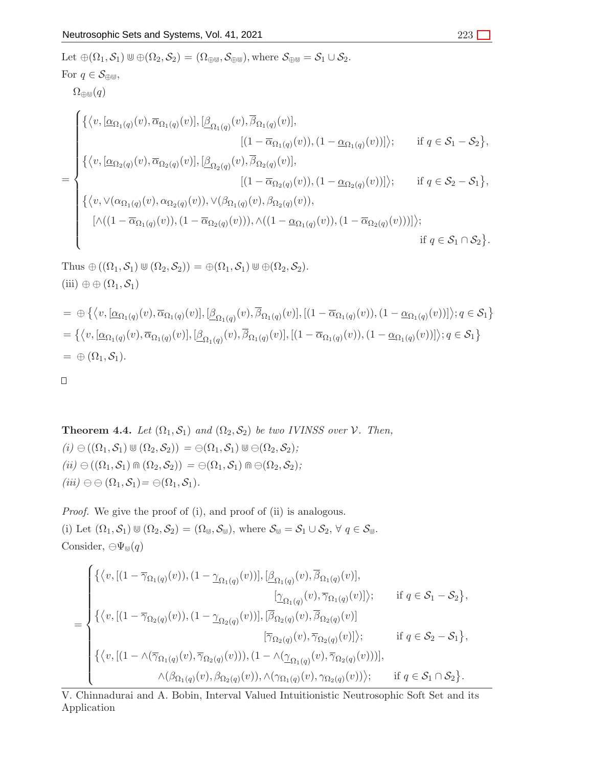Let $\oplus(\Omega_1, \mathcal{S}_1) \Cup \oplus(\Omega_2, \mathcal{S}_2) = (\Omega_{\oplus\Cup}, \mathcal{S}_{\oplus\Cup})$, where $\mathcal{S}_{\oplus\Cup} = \mathcal{S}_1 \cup \mathcal{S}_2$.

For $q \in \mathcal{S}_{\oplus\Cup}$,

$$
\Omega_{\oplus\Cup}(q) = \begin{cases}
\{\langle v, [\underline{\alpha}_{\Omega_1(q)}(v), \overline{\alpha}_{\Omega_1(q)}(v)], [\underline{\beta}_{\Omega_1(q)}(v), \overline{\beta}_{\Omega_1(q)}(v)], \\
\qquad [(1 - \overline{\alpha}_{\Omega_1(q)}(v)), (1 - \underline{\alpha}_{\Omega_1(q)}(v))]\rangle; \qquad \text{if } q \in \mathcal{S}_1 - \mathcal{S}_2\}, \\
\{\langle v, [\underline{\alpha}_{\Omega_2(q)}(v), \overline{\alpha}_{\Omega_2(q)}(v)], [\underline{\beta}_{\Omega_2(q)}(v), \overline{\beta}_{\Omega_2(q)}(v)], \\
\qquad [(1 - \overline{\alpha}_{\Omega_2(q)}(v)), (1 - \underline{\alpha}_{\Omega_2(q)}(v))]\rangle; \qquad \text{if } q \in \mathcal{S}_2 - \mathcal{S}_1\}, \\
\{\langle v, \vee(\alpha_{\Omega_1(q)}(v), \alpha_{\Omega_2(q)}(v)), \vee(\beta_{\Omega_1(q)}(v), \beta_{\Omega_2(q)}(v)), \\
\quad [\wedge((1 - \overline{\alpha}_{\Omega_1(q)}(v)), (1 - \overline{\alpha}_{\Omega_2(q)}(v))), \wedge((1 - \underline{\alpha}_{\Omega_1(q)}(v)), (1 - \overline{\alpha}_{\Omega_2(q)}(v)))]\rangle; \\
\qquad \text{if } q \in \mathcal{S}_1 \cap \mathcal{S}_2\}.
\end{cases}
$$

Thus $\oplus((\Omega_1, \mathcal{S}_1) \Cup (\Omega_2, \mathcal{S}_2)) = \oplus(\Omega_1, \mathcal{S}_1) \Cup \oplus(\Omega_2, \mathcal{S}_2)$.

(iii) $\oplus \oplus (\Omega_1, \mathcal{S}_1)$

$$
\begin{aligned}
&= \oplus \{\langle v, [\underline{\alpha}_{\Omega_1(q)}(v), \overline{\alpha}_{\Omega_1(q)}(v)], [\underline{\beta}_{\Omega_1(q)}(v), \overline{\beta}_{\Omega_1(q)}(v)], [(1 - \overline{\alpha}_{\Omega_1(q)}(v)), (1 - \underline{\alpha}_{\Omega_1(q)}(v))]\rangle; q \in \mathcal{S}_1\} \\
&= \{\langle v, [\underline{\alpha}_{\Omega_1(q)}(v), \overline{\alpha}_{\Omega_1(q)}(v)], [\underline{\beta}_{\Omega_1(q)}(v), \overline{\beta}_{\Omega_1(q)}(v)], [(1 - \overline{\alpha}_{\Omega_1(q)}(v)), (1 - \underline{\alpha}_{\Omega_1(q)}(v))]\rangle; q \in \mathcal{S}_1\} \\
&= \oplus (\Omega_1, \mathcal{S}_1).
\end{aligned}
$$

□

**Theorem 4.4.** *Let $(\Omega_1, \mathcal{S}_1)$ and $(\Omega_2, \mathcal{S}_2)$ be two IVINSS over $\mathcal{V}$. Then,*
*(i) $\ominus((\Omega_1, \mathcal{S}_1) \Cup (\Omega_2, \mathcal{S}_2)) = \ominus(\Omega_1, \mathcal{S}_1) \Cup \ominus(\Omega_2, \mathcal{S}_2)$;*
*(ii) $\ominus((\Omega_1, \mathcal{S}_1) \Cap (\Omega_2, \mathcal{S}_2)) = \ominus(\Omega_1, \mathcal{S}_1) \Cap \ominus(\Omega_2, \mathcal{S}_2)$;*
*(iii) $\ominus \ominus (\Omega_1, \mathcal{S}_1) = \ominus(\Omega_1, \mathcal{S}_1)$.*

*Proof.* We give the proof of (i), and proof of (ii) is analogous.
(i) Let $(\Omega_1, \mathcal{S}_1) \Cup (\Omega_2, \mathcal{S}_2) = (\Omega_{\Cup}, \mathcal{S}_{\Cup})$, where $\mathcal{S}_{\Cup} = \mathcal{S}_1 \cup \mathcal{S}_2$, $\forall\ q \in \mathcal{S}_{\Cup}$.
Consider, $\ominus\Psi_{\Cup}(q)$

$$
= \begin{cases}
\{\langle v, [(1 - \overline{\gamma}_{\Omega_1(q)}(v)), (1 - \underline{\gamma}_{\Omega_1(q)}(v))], [\underline{\beta}_{\Omega_1(q)}(v), \overline{\beta}_{\Omega_1(q)}(v)], \\
\qquad [\underline{\gamma}_{\Omega_1(q)}(v), \overline{\gamma}_{\Omega_1(q)}(v)]\rangle; \qquad \text{if } q \in \mathcal{S}_1 - \mathcal{S}_2\}, \\
\{\langle v, [(1 - \overline{\gamma}_{\Omega_2(q)}(v)), (1 - \underline{\gamma}_{\Omega_2(q)}(v))], [\overline{\beta}_{\Omega_2(q)}(v), \overline{\beta}_{\Omega_2(q)}(v)] \\
\qquad [\overline{\gamma}_{\Omega_2(q)}(v), \overline{\gamma}_{\Omega_2(q)}(v)]\rangle; \qquad \text{if } q \in \mathcal{S}_2 - \mathcal{S}_1\}, \\
\{\langle v, [(1 - \wedge(\overline{\gamma}_{\Omega_1(q)}(v), \overline{\gamma}_{\Omega_2(q)}(v))), (1 - \wedge(\underline{\gamma}_{\Omega_1(q)}(v), \overline{\gamma}_{\Omega_2(q)}(v)))], \\
\qquad \wedge(\beta_{\Omega_1(q)}(v), \beta_{\Omega_2(q)}(v)), \wedge(\gamma_{\Omega_1(q)}(v), \gamma_{\Omega_2(q)}(v))\rangle; \qquad \text{if } q \in \mathcal{S}_1 \cap \mathcal{S}_2\}.
\end{cases}
$$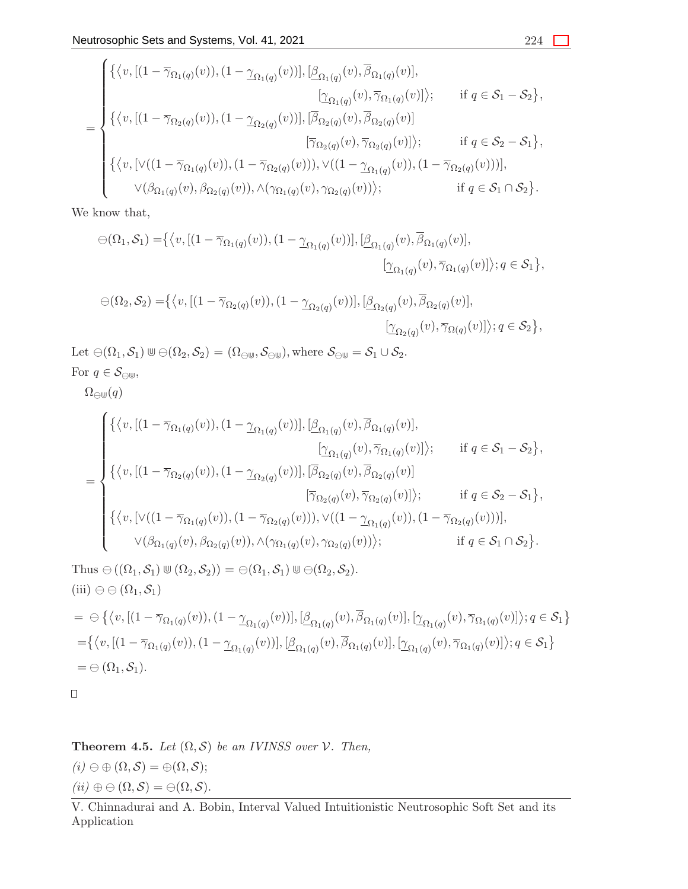$$
= \begin{cases} \big\{\big\langle v, [(1-\overline{\gamma}_{\Omega_1(q)}(v)), (1-\underline{\gamma}_{\Omega_1(q)}(v))], [\underline{\beta}_{\Omega_1(q)}(v), \overline{\beta}_{\Omega_1(q)}(v)], \\ \qquad\qquad [\underline{\gamma}_{\Omega_1(q)}(v), \overline{\gamma}_{\Omega_1(q)}(v)]\big\rangle; \qquad \text{if } q \in \mathcal{S}_1 - \mathcal{S}_2\big\}, \\ \big\{\big\langle v, [(1-\overline{\gamma}_{\Omega_2(q)}(v)), (1-\underline{\gamma}_{\Omega_2(q)}(v))], [\overline{\beta}_{\Omega_2(q)}(v), \overline{\beta}_{\Omega_2(q)}(v)] \\ \qquad\qquad [\overline{\gamma}_{\Omega_2(q)}(v), \overline{\gamma}_{\Omega_2(q)}(v)]\big\rangle; \qquad \text{if } q \in \mathcal{S}_2 - \mathcal{S}_1\big\}, \\ \big\{\big\langle v, [\vee((1-\overline{\gamma}_{\Omega_1(q)}(v)), (1-\overline{\gamma}_{\Omega_2(q)}(v))), \vee((1-\underline{\gamma}_{\Omega_1(q)}(v)), (1-\overline{\gamma}_{\Omega_2(q)}(v)))], \\ \qquad \vee(\beta_{\Omega_1(q)}(v), \beta_{\Omega_2(q)}(v)), \wedge(\gamma_{\Omega_1(q)}(v), \gamma_{\Omega_2(q)}(v))\big\rangle; \qquad \text{if } q \in \mathcal{S}_1 \cap \mathcal{S}_2\big\}. \end{cases}
$$

We know that,

$$
\ominus(\Omega_1, \mathcal{S}_1) = \big\{\big\langle v, [(1-\overline{\gamma}_{\Omega_1(q)}(v)), (1-\underline{\gamma}_{\Omega_1(q)}(v))], [\underline{\beta}_{\Omega_1(q)}(v), \overline{\beta}_{\Omega_1(q)}(v)], [\underline{\gamma}_{\Omega_1(q)}(v), \overline{\gamma}_{\Omega_1(q)}(v)]\big\rangle; q \in \mathcal{S}_1\big\},
$$

$$
\ominus(\Omega_2, \mathcal{S}_2) = \big\{\big\langle v, [(1-\overline{\gamma}_{\Omega_2(q)}(v)), (1-\underline{\gamma}_{\Omega_2(q)}(v))], [\underline{\beta}_{\Omega_2(q)}(v), \overline{\beta}_{\Omega_2(q)}(v)], [\underline{\gamma}_{\Omega_2(q)}(v), \overline{\gamma}_{\Omega(q)}(v)]\big\rangle; q \in \mathcal{S}_2\big\},
$$

Let $\ominus(\Omega_1, \mathcal{S}_1) \Cup \ominus(\Omega_2, \mathcal{S}_2) = (\Omega_{\ominus\Cup}, \mathcal{S}_{\ominus\Cup})$, where $\mathcal{S}_{\ominus\Cup} = \mathcal{S}_1 \cup \mathcal{S}_2$.
For $q \in \mathcal{S}_{\ominus\Cup}$,

$\Omega_{\ominus\Cup}(q)$

$$
= \begin{cases} \big\{\big\langle v, [(1-\overline{\gamma}_{\Omega_1(q)}(v)), (1-\underline{\gamma}_{\Omega_1(q)}(v))], [\underline{\beta}_{\Omega_1(q)}(v), \overline{\beta}_{\Omega_1(q)}(v)], \\ \qquad\qquad [\underline{\gamma}_{\Omega_1(q)}(v), \overline{\gamma}_{\Omega_1(q)}(v)]\big\rangle; \qquad \text{if } q \in \mathcal{S}_1 - \mathcal{S}_2\big\}, \\ \big\{\big\langle v, [(1-\overline{\gamma}_{\Omega_2(q)}(v)), (1-\underline{\gamma}_{\Omega_2(q)}(v))], [\overline{\beta}_{\Omega_2(q)}(v), \overline{\beta}_{\Omega_2(q)}(v)] \\ \qquad\qquad [\overline{\gamma}_{\Omega_2(q)}(v), \overline{\gamma}_{\Omega_2(q)}(v)]\big\rangle; \qquad \text{if } q \in \mathcal{S}_2 - \mathcal{S}_1\big\}, \\ \big\{\big\langle v, [\vee((1-\overline{\gamma}_{\Omega_1(q)}(v)), (1-\overline{\gamma}_{\Omega_2(q)}(v))), \vee((1-\underline{\gamma}_{\Omega_1(q)}(v)), (1-\overline{\gamma}_{\Omega_2(q)}(v)))], \\ \qquad \vee(\beta_{\Omega_1(q)}(v), \beta_{\Omega_2(q)}(v)), \wedge(\gamma_{\Omega_1(q)}(v), \gamma_{\Omega_2(q)}(v))\big\rangle; \qquad \text{if } q \in \mathcal{S}_1 \cap \mathcal{S}_2\big\}. \end{cases}
$$

Thus $\ominus\left((\Omega_1, \mathcal{S}_1) \Cup (\Omega_2, \mathcal{S}_2)\right) = \ominus(\Omega_1, \mathcal{S}_1) \Cup \ominus(\Omega_2, \mathcal{S}_2)$.

(iii) $\ominus\ominus(\Omega_1, \mathcal{S}_1)$

$$
\begin{aligned}
&= \ominus\big\{\big\langle v, [(1-\overline{\gamma}_{\Omega_1(q)}(v)), (1-\underline{\gamma}_{\Omega_1(q)}(v))], [\underline{\beta}_{\Omega_1(q)}(v), \overline{\beta}_{\Omega_1(q)}(v)], [\underline{\gamma}_{\Omega_1(q)}(v), \overline{\gamma}_{\Omega_1(q)}(v)]\big\rangle; q \in \mathcal{S}_1\big\} \\
&= \big\{\big\langle v, [(1-\overline{\gamma}_{\Omega_1(q)}(v)), (1-\underline{\gamma}_{\Omega_1(q)}(v))], [\underline{\beta}_{\Omega_1(q)}(v), \overline{\beta}_{\Omega_1(q)}(v)], [\underline{\gamma}_{\Omega_1(q)}(v), \overline{\gamma}_{\Omega_1(q)}(v)]\big\rangle; q \in \mathcal{S}_1\big\} \\
&= \ominus(\Omega_1, \mathcal{S}_1).
\end{aligned}
$$

□

**Theorem 4.5.** *Let $(\Omega, \mathcal{S})$ be an IVINSS over $\mathcal{V}$. Then,*

*(i) $\ominus\oplus(\Omega, \mathcal{S}) = \oplus(\Omega, \mathcal{S})$;*

*(ii) $\oplus\ominus(\Omega, \mathcal{S}) = \ominus(\Omega, \mathcal{S})$.*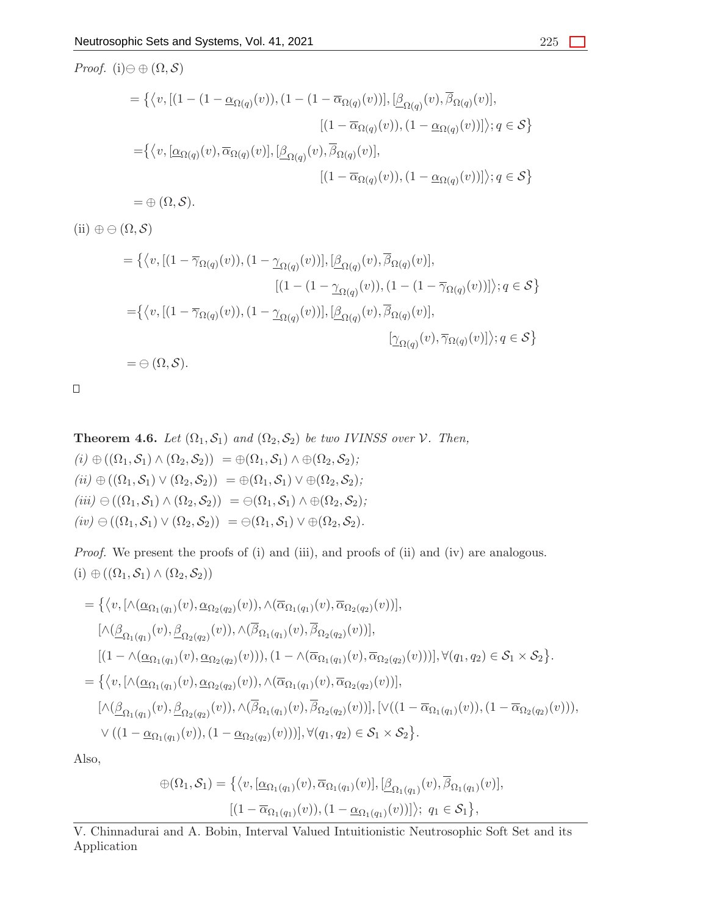*Proof.* (i)$\ominus \oplus (\Omega, \mathcal{S})$

$$
\begin{aligned}
&= \big\{\big\langle v, [(1-(1-\underline{\alpha}_{\Omega(q)}(v)), (1-(1-\overline{\alpha}_{\Omega(q)}(v))], [\underline{\beta}_{\Omega(q)}(v), \overline{\beta}_{\Omega(q)}(v)], \\
&\qquad [(1-\overline{\alpha}_{\Omega(q)}(v)), (1-\underline{\alpha}_{\Omega(q)}(v))]\big\rangle; q \in \mathcal{S}\big\} \\
&= \big\{\big\langle v, [\underline{\alpha}_{\Omega(q)}(v), \overline{\alpha}_{\Omega(q)}(v)], [\underline{\beta}_{\Omega(q)}(v), \overline{\beta}_{\Omega(q)}(v)], \\
&\qquad [(1-\overline{\alpha}_{\Omega(q)}(v)), (1-\underline{\alpha}_{\Omega(q)}(v))]\big\rangle; q \in \mathcal{S}\big\} \\
&= \oplus (\Omega, \mathcal{S}).
\end{aligned}
$$

(ii) $\oplus \ominus (\Omega, \mathcal{S})$

$$
\begin{aligned}
&= \big\{\big\langle v, [(1-\overline{\gamma}_{\Omega(q)}(v)), (1-\underline{\gamma}_{\Omega(q)}(v))], [\underline{\beta}_{\Omega(q)}(v), \overline{\beta}_{\Omega(q)}(v)], \\
&\qquad [(1-(1-\underline{\gamma}_{\Omega(q)}(v)), (1-(1-\overline{\gamma}_{\Omega(q)}(v))]\big\rangle; q \in \mathcal{S}\big\} \\
&= \big\{\big\langle v, [(1-\overline{\gamma}_{\Omega(q)}(v)), (1-\underline{\gamma}_{\Omega(q)}(v))], [\underline{\beta}_{\Omega(q)}(v), \overline{\beta}_{\Omega(q)}(v)], \\
&\qquad [\underline{\gamma}_{\Omega(q)}(v), \overline{\gamma}_{\Omega(q)}(v)]\big\rangle; q \in \mathcal{S}\big\} \\
&= \ominus (\Omega, \mathcal{S}).
\end{aligned}
$$

□

**Theorem 4.6.** *Let $(\Omega_1, \mathcal{S}_1)$ and $(\Omega_2, \mathcal{S}_2)$ be two IVINSS over $\mathcal{V}$. Then,*
*(i) $\oplus((\Omega_1, \mathcal{S}_1) \wedge (\Omega_2, \mathcal{S}_2)) = \oplus(\Omega_1, \mathcal{S}_1) \wedge \oplus(\Omega_2, \mathcal{S}_2)$;*
*(ii) $\oplus((\Omega_1, \mathcal{S}_1) \vee (\Omega_2, \mathcal{S}_2)) = \oplus(\Omega_1, \mathcal{S}_1) \vee \oplus(\Omega_2, \mathcal{S}_2)$;*
*(iii) $\ominus((\Omega_1, \mathcal{S}_1) \wedge (\Omega_2, \mathcal{S}_2)) = \ominus(\Omega_1, \mathcal{S}_1) \wedge \oplus(\Omega_2, \mathcal{S}_2)$;*
*(iv) $\ominus((\Omega_1, \mathcal{S}_1) \vee (\Omega_2, \mathcal{S}_2)) = \ominus(\Omega_1, \mathcal{S}_1) \vee \oplus(\Omega_2, \mathcal{S}_2)$.*

*Proof.* We present the proofs of (i) and (iii), and proofs of (ii) and (iv) are analogous.
(i) $\oplus((\Omega_1, \mathcal{S}_1) \wedge (\Omega_2, \mathcal{S}_2))$

$$
\begin{aligned}
&= \big\{\big\langle v, [\wedge(\underline{\alpha}_{\Omega_1(q_1)}(v), \underline{\alpha}_{\Omega_2(q_2)}(v)), \wedge(\overline{\alpha}_{\Omega_1(q_1)}(v), \overline{\alpha}_{\Omega_2(q_2)}(v))], \\
&\quad [\wedge(\underline{\beta}_{\Omega_1(q_1)}(v), \underline{\beta}_{\Omega_2(q_2)}(v)), \wedge(\overline{\beta}_{\Omega_1(q_1)}(v), \overline{\beta}_{\Omega_2(q_2)}(v))], \\
&\quad [(1-\wedge(\underline{\alpha}_{\Omega_1(q_1)}(v), \underline{\alpha}_{\Omega_2(q_2)}(v))), (1-\wedge(\overline{\alpha}_{\Omega_1(q_1)}(v), \overline{\alpha}_{\Omega_2(q_2)}(v)))], \forall (q_1, q_2) \in \mathcal{S}_1 \times \mathcal{S}_2\big\}. \\
&= \big\{\big\langle v, [\wedge(\underline{\alpha}_{\Omega_1(q_1)}(v), \underline{\alpha}_{\Omega_2(q_2)}(v)), \wedge(\overline{\alpha}_{\Omega_1(q_1)}(v), \overline{\alpha}_{\Omega_2(q_2)}(v))], \\
&\quad [\wedge(\underline{\beta}_{\Omega_1(q_1)}(v), \underline{\beta}_{\Omega_2(q_2)}(v)), \wedge(\overline{\beta}_{\Omega_1(q_1)}(v), \overline{\beta}_{\Omega_2(q_2)}(v))], [\vee((1-\overline{\alpha}_{\Omega_1(q_1)}(v)), (1-\overline{\alpha}_{\Omega_2(q_2)}(v))), \\
&\quad \vee((1-\underline{\alpha}_{\Omega_1(q_1)}(v)), (1-\underline{\alpha}_{\Omega_2(q_2)}(v)))], \forall (q_1, q_2) \in \mathcal{S}_1 \times \mathcal{S}_2\big\}.
\end{aligned}
$$

Also,

$$
\oplus(\Omega_1, \mathcal{S}_1) = \big\{\big\langle v, [\underline{\alpha}_{\Omega_1(q_1)}(v), \overline{\alpha}_{\Omega_1(q_1)}(v)], [\underline{\beta}_{\Omega_1(q_1)}(v), \overline{\beta}_{\Omega_1(q_1)}(v)],
[(1-\overline{\alpha}_{\Omega_1(q_1)}(v)), (1-\underline{\alpha}_{\Omega_1(q_1)}(v))]\big\rangle;\ q_1 \in \mathcal{S}_1\big\},
$$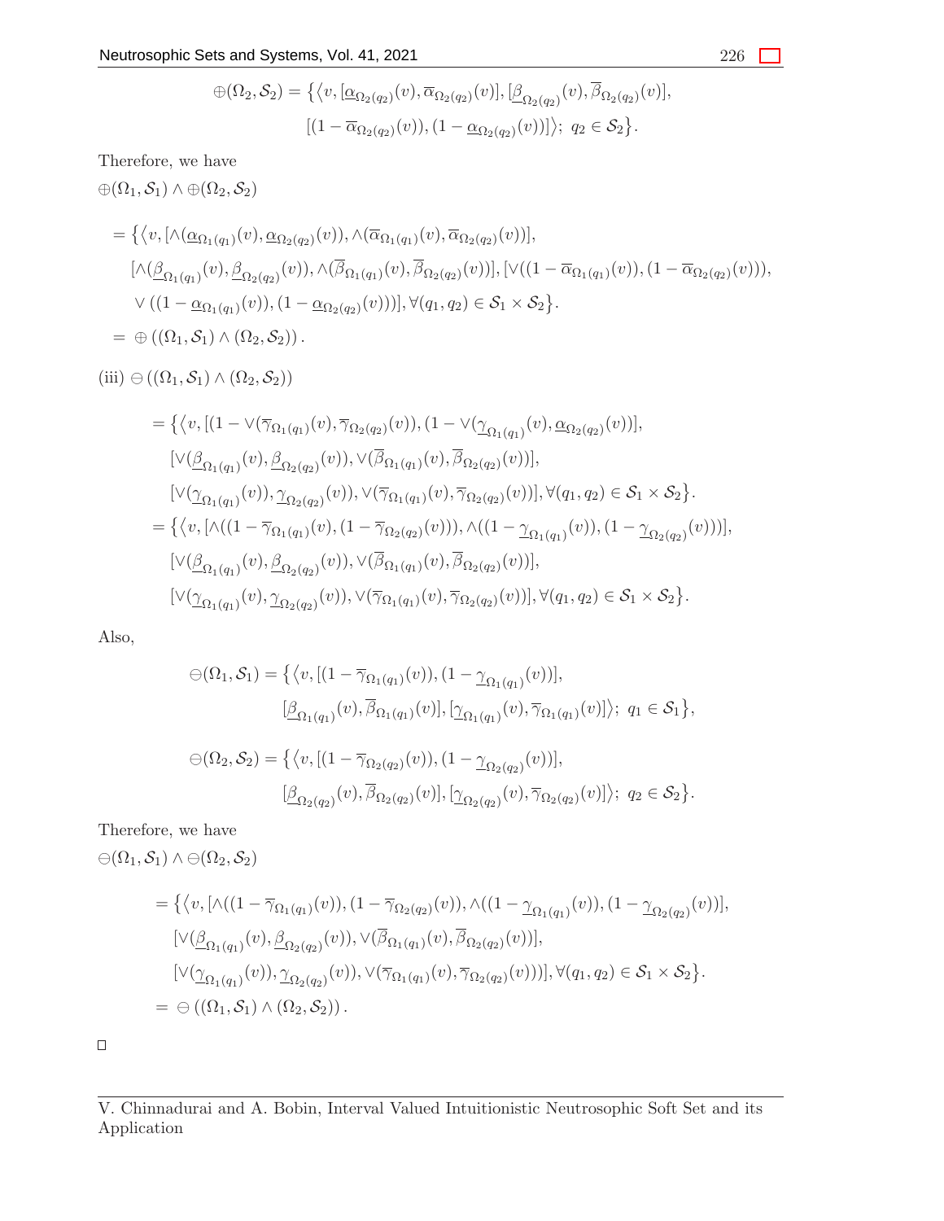$$\oplus(\Omega_2, \mathcal{S}_2) = \big\{\big\langle v, [\underline{\alpha}_{\Omega_2(q_2)}(v), \overline{\alpha}_{\Omega_2(q_2)}(v)], [\underline{\beta}_{\Omega_2(q_2)}(v), \overline{\beta}_{\Omega_2(q_2)}(v)],$$
$$[(1-\overline{\alpha}_{\Omega_2(q_2)}(v)), (1-\underline{\alpha}_{\Omega_2(q_2)}(v))]\big\rangle;\ q_2 \in \mathcal{S}_2\big\}.$$

Therefore, we have

$\oplus(\Omega_1, \mathcal{S}_1) \wedge \oplus(\Omega_2, \mathcal{S}_2)$

$$= \big\{\big\langle v, [\wedge(\underline{\alpha}_{\Omega_1(q_1)}(v), \underline{\alpha}_{\Omega_2(q_2)}(v)), \wedge(\overline{\alpha}_{\Omega_1(q_1)}(v), \overline{\alpha}_{\Omega_2(q_2)}(v))],$$
$$[\wedge(\underline{\beta}_{\Omega_1(q_1)}(v), \underline{\beta}_{\Omega_2(q_2)}(v)), \wedge(\overline{\beta}_{\Omega_1(q_1)}(v), \overline{\beta}_{\Omega_2(q_2)}(v))], [\vee((1-\overline{\alpha}_{\Omega_1(q_1)}(v)), (1-\overline{\alpha}_{\Omega_2(q_2)}(v))),$$
$$\vee((1-\underline{\alpha}_{\Omega_1(q_1)}(v)), (1-\underline{\alpha}_{\Omega_2(q_2)}(v)))], \forall (q_1, q_2) \in \mathcal{S}_1 \times \mathcal{S}_2\big\}.$$
$$= \oplus\left((\Omega_1, \mathcal{S}_1) \wedge (\Omega_2, \mathcal{S}_2)\right).$$

(iii) $\ominus\left((\Omega_1, \mathcal{S}_1) \wedge (\Omega_2, \mathcal{S}_2)\right)$

$$= \big\{\big\langle v, [(1-\vee(\overline{\gamma}_{\Omega_1(q_1)}(v), \overline{\gamma}_{\Omega_2(q_2)}(v)), (1-\vee(\underline{\gamma}_{\Omega_1(q_1)}(v), \underline{\alpha}_{\Omega_2(q_2)}(v))],$$
$$[\vee(\underline{\beta}_{\Omega_1(q_1)}(v), \underline{\beta}_{\Omega_2(q_2)}(v)), \vee(\overline{\beta}_{\Omega_1(q_1)}(v), \overline{\beta}_{\Omega_2(q_2)}(v))],$$
$$[\vee(\underline{\gamma}_{\Omega_1(q_1)}(v)), \underline{\gamma}_{\Omega_2(q_2)}(v)), \vee(\overline{\gamma}_{\Omega_1(q_1)}(v), \overline{\gamma}_{\Omega_2(q_2)}(v))], \forall (q_1, q_2) \in \mathcal{S}_1 \times \mathcal{S}_2\big\}.$$
$$= \big\{\big\langle v, [\wedge((1-\overline{\gamma}_{\Omega_1(q_1)}(v), (1-\overline{\gamma}_{\Omega_2(q_2)}(v))), \wedge((1-\underline{\gamma}_{\Omega_1(q_1)}(v)), (1-\underline{\gamma}_{\Omega_2(q_2)}(v)))],$$
$$[\vee(\underline{\beta}_{\Omega_1(q_1)}(v), \underline{\beta}_{\Omega_2(q_2)}(v)), \vee(\overline{\beta}_{\Omega_1(q_1)}(v), \overline{\beta}_{\Omega_2(q_2)}(v))],$$
$$[\vee(\underline{\gamma}_{\Omega_1(q_1)}(v), \underline{\gamma}_{\Omega_2(q_2)}(v)), \vee(\overline{\gamma}_{\Omega_1(q_1)}(v), \overline{\gamma}_{\Omega_2(q_2)}(v))], \forall (q_1, q_2) \in \mathcal{S}_1 \times \mathcal{S}_2\big\}.$$

Also,

$$\ominus(\Omega_1, \mathcal{S}_1) = \big\{\big\langle v, [(1-\overline{\gamma}_{\Omega_1(q_1)}(v)), (1-\underline{\gamma}_{\Omega_1(q_1)}(v))],$$
$$[\underline{\beta}_{\Omega_1(q_1)}(v), \overline{\beta}_{\Omega_1(q_1)}(v)], [\underline{\gamma}_{\Omega_1(q_1)}(v), \overline{\gamma}_{\Omega_1(q_1)}(v)]\big\rangle;\ q_1 \in \mathcal{S}_1\big\},$$

$$\ominus(\Omega_2, \mathcal{S}_2) = \big\{\big\langle v, [(1-\overline{\gamma}_{\Omega_2(q_2)}(v)), (1-\underline{\gamma}_{\Omega_2(q_2)}(v))],$$
$$[\underline{\beta}_{\Omega_2(q_2)}(v), \overline{\beta}_{\Omega_2(q_2)}(v)], [\underline{\gamma}_{\Omega_2(q_2)}(v), \overline{\gamma}_{\Omega_2(q_2)}(v)]\big\rangle;\ q_2 \in \mathcal{S}_2\big\}.$$

Therefore, we have

$\ominus(\Omega_1, \mathcal{S}_1) \wedge \ominus(\Omega_2, \mathcal{S}_2)$

$$= \big\{\big\langle v, [\wedge((1-\overline{\gamma}_{\Omega_1(q_1)}(v)), (1-\overline{\gamma}_{\Omega_2(q_2)}(v)), \wedge((1-\underline{\gamma}_{\Omega_1(q_1)}(v)), (1-\underline{\gamma}_{\Omega_2(q_2)}(v))],$$
$$[\vee(\underline{\beta}_{\Omega_1(q_1)}(v), \underline{\beta}_{\Omega_2(q_2)}(v)), \vee(\overline{\beta}_{\Omega_1(q_1)}(v), \overline{\beta}_{\Omega_2(q_2)}(v))],$$
$$[\vee(\underline{\gamma}_{\Omega_1(q_1)}(v)), \underline{\gamma}_{\Omega_2(q_2)}(v)), \vee(\overline{\gamma}_{\Omega_1(q_1)}(v), \overline{\gamma}_{\Omega_2(q_2)}(v)))], \forall (q_1, q_2) \in \mathcal{S}_1 \times \mathcal{S}_2\big\}.$$
$$= \ominus\left((\Omega_1, \mathcal{S}_1) \wedge (\Omega_2, \mathcal{S}_2)\right).$$

□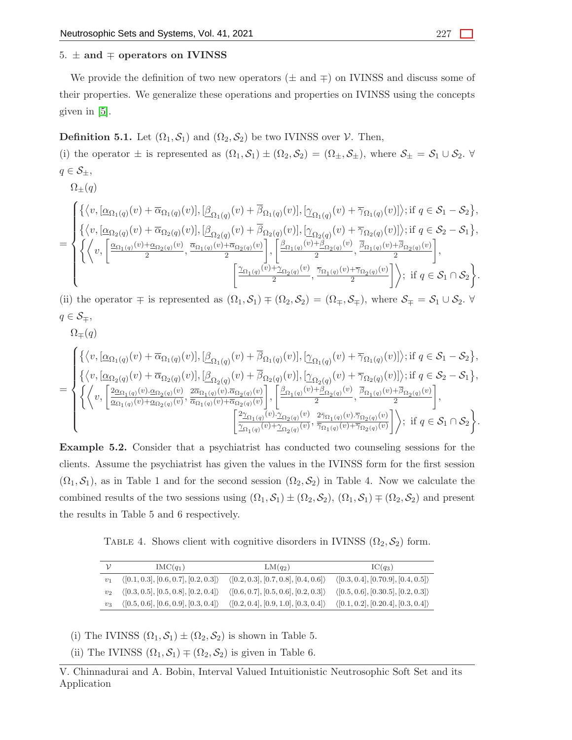## 5. $\pm$ and $\mp$ operators on IVINSS

We provide the definition of two new operators ($\pm$ and $\mp$) on IVINSS and discuss some of their properties. We generalize these operations and properties on IVINSS using the concepts given in [5].

**Definition 5.1.** Let $(\Omega_1, \mathcal{S}_1)$ and $(\Omega_2, \mathcal{S}_2)$ be two IVINSS over $\mathcal{V}$. Then,

(i) the operator $\pm$ is represented as $(\Omega_1, \mathcal{S}_1) \pm (\Omega_2, \mathcal{S}_2) = (\Omega_\pm, \mathcal{S}_\pm)$, where $\mathcal{S}_\pm = \mathcal{S}_1 \cup \mathcal{S}_2$. $\forall$ $q \in \mathcal{S}_\pm$,

$$\Omega_\pm(q)$$

$$= \begin{cases} \left\{\left\langle v, [\underline{\alpha}_{\Omega_1(q)}(v) + \overline{\alpha}_{\Omega_1(q)}(v)], [\underline{\beta}_{\Omega_1(q)}(v) + \overline{\beta}_{\Omega_1(q)}(v)], [\underline{\gamma}_{\Omega_1(q)}(v) + \overline{\gamma}_{\Omega_1(q)}(v)]\right\rangle; \text{if } q \in \mathcal{S}_1 - \mathcal{S}_2\right\}, \\ \left\{\left\langle v, [\underline{\alpha}_{\Omega_2(q)}(v) + \overline{\alpha}_{\Omega_2(q)}(v)], [\underline{\beta}_{\Omega_2(q)}(v) + \overline{\beta}_{\Omega_2(q)}(v)], [\underline{\gamma}_{\Omega_2(q)}(v) + \overline{\gamma}_{\Omega_2(q)}(v)]\right\rangle; \text{if } q \in \mathcal{S}_2 - \mathcal{S}_1\right\}, \\ \left\{\left\langle v, \left[\frac{\underline{\alpha}_{\Omega_1(q)}(v) + \underline{\alpha}_{\Omega_2(q)}(v)}{2}, \frac{\overline{\alpha}_{\Omega_1(q)}(v) + \overline{\alpha}_{\Omega_2(q)}(v)}{2}\right], \left[\frac{\underline{\beta}_{\Omega_1(q)}(v) + \underline{\beta}_{\Omega_2(q)}(v)}{2}, \frac{\overline{\beta}_{\Omega_1(q)}(v) + \overline{\beta}_{\Omega_2(q)}(v)}{2}\right], \right.\right. \\ \qquad \left.\left. \left[\frac{\underline{\gamma}_{\Omega_1(q)}(v) + \underline{\gamma}_{\Omega_2(q)}(v)}{2}, \frac{\overline{\gamma}_{\Omega_1(q)}(v) + \overline{\gamma}_{\Omega_2(q)}(v)}{2}\right]\right\rangle; \text{ if } q \in \mathcal{S}_1 \cap \mathcal{S}_2\right\}. \end{cases}$$

(ii) the operator $\mp$ is represented as $(\Omega_1, \mathcal{S}_1) \mp (\Omega_2, \mathcal{S}_2) = (\Omega_\mp, \mathcal{S}_\mp)$, where $\mathcal{S}_\mp = \mathcal{S}_1 \cup \mathcal{S}_2$. $\forall$ $q \in \mathcal{S}_\mp$,

$$\Omega_\mp(q)$$

$$= \begin{cases} \left\{\left\langle v, [\underline{\alpha}_{\Omega_1(q)}(v) + \overline{\alpha}_{\Omega_1(q)}(v)], [\underline{\beta}_{\Omega_1(q)}(v) + \overline{\beta}_{\Omega_1(q)}(v)], [\underline{\gamma}_{\Omega_1(q)}(v) + \overline{\gamma}_{\Omega_1(q)}(v)]\right\rangle; \text{if } q \in \mathcal{S}_1 - \mathcal{S}_2\right\}, \\ \left\{\left\langle v, [\underline{\alpha}_{\Omega_2(q)}(v) + \overline{\alpha}_{\Omega_2(q)}(v)], [\underline{\beta}_{\Omega_2(q)}(v) + \overline{\beta}_{\Omega_2(q)}(v)], [\underline{\gamma}_{\Omega_2(q)}(v) + \overline{\gamma}_{\Omega_2(q)}(v)]\right\rangle; \text{if } q \in \mathcal{S}_2 - \mathcal{S}_1\right\}, \\ \left\{\left\langle v, \left[\frac{2\underline{\alpha}_{\Omega_1(q)}(v).\underline{\alpha}_{\Omega_2(q)}(v)}{\underline{\alpha}_{\Omega_1(q)}(v) + \underline{\alpha}_{\Omega_2(q)}(v)}, \frac{2\overline{\alpha}_{\Omega_1(q)}(v).\overline{\alpha}_{\Omega_2(q)}(v)}{\overline{\alpha}_{\Omega_1(q)}(v) + \overline{\alpha}_{\Omega_2(q)}(v)}\right], \left[\frac{\underline{\beta}_{\Omega_1(q)}(v) + \underline{\beta}_{\Omega_2(q)}(v)}{2}, \frac{\overline{\beta}_{\Omega_1(q)}(v) + \overline{\beta}_{\Omega_2(q)}(v)}{2}\right], \right.\right. \\ \qquad \left.\left. \left[\frac{2\underline{\gamma}_{\Omega_1(q)}(v).\underline{\gamma}_{\Omega_2(q)}(v)}{\underline{\gamma}_{\Omega_1(q)}(v) + \underline{\gamma}_{\Omega_2(q)}(v)}, \frac{2\overline{\gamma}_{\Omega_1(q)}(v).\overline{\gamma}_{\Omega_2(q)}(v)}{\overline{\gamma}_{\Omega_1(q)}(v) + \overline{\gamma}_{\Omega_2(q)}(v)}\right]\right\rangle; \text{ if } q \in \mathcal{S}_1 \cap \mathcal{S}_2\right\}. \end{cases}$$

**Example 5.2.** Consider that a psychiatrist has conducted two counseling sessions for the clients. Assume the psychiatrist has given the values in the IVINSS form for the first session $(\Omega_1, \mathcal{S}_1)$, as in Table 1 and for the second session $(\Omega_2, \mathcal{S}_2)$ in Table 4. Now we calculate the combined results of the two sessions using $(\Omega_1, \mathcal{S}_1) \pm (\Omega_2, \mathcal{S}_2)$, $(\Omega_1, \mathcal{S}_1) \mp (\Omega_2, \mathcal{S}_2)$ and present the results in Table 5 and 6 respectively.

TABLE 4. Shows client with cognitive disorders in IVINSS $(\Omega_2, \mathcal{S}_2)$ form.

| $\mathcal{V}$ | IMC($q_1$) | LM($q_2$) | IC($q_3$) |
|---|---|---|---|
| $v_1$ | $\langle[0.1, 0.3], [0.6, 0.7], [0.2, 0.3]\rangle$ | $\langle[0.2, 0.3], [0.7, 0.8], [0.4, 0.6]\rangle$ | $\langle[0.3, 0.4], [0.70.9], [0.4, 0.5]\rangle$ |
| $v_2$ | $\langle[0.3, 0.5], [0.5, 0.8], [0.2, 0.4]\rangle$ | $\langle[0.6, 0.7], [0.5, 0.6], [0.2, 0.3]\rangle$ | $\langle[0.5, 0.6], [0.30.5], [0.2, 0.3]\rangle$ |
| $v_3$ | $\langle[0.5, 0.6], [0.6, 0.9], [0.3, 0.4]\rangle$ | $\langle[0.2, 0.4], [0.9, 1.0], [0.3, 0.4]\rangle$ | $\langle[0.1, 0.2], [0.20.4], [0.3, 0.4]\rangle$ |

(i) The IVINSS $(\Omega_1, \mathcal{S}_1) \pm (\Omega_2, \mathcal{S}_2)$ is shown in Table 5.

(ii) The IVINSS $(\Omega_1, \mathcal{S}_1) \mp (\Omega_2, \mathcal{S}_2)$ is given in Table 6.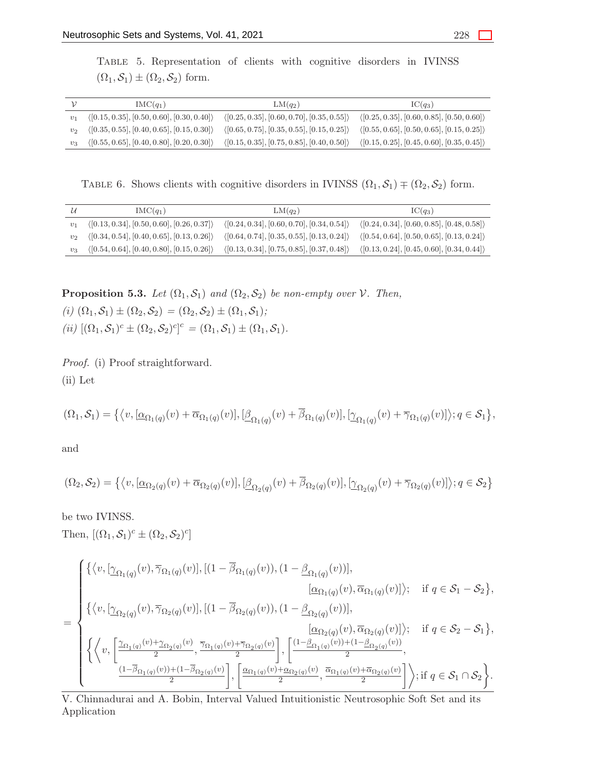TABLE 5. Representation of clients with cognitive disorders in IVINSS $(\Omega_1, \mathcal{S}_1) \pm (\Omega_2, \mathcal{S}_2)$ form.

| $\mathcal{V}$ | IMC($q_1$) | LM($q_2$) | IC($q_3$) |
|---|---|---|---|
| $v_1$ | $\langle[0.15, 0.35], [0.50, 0.60], [0.30, 0.40]\rangle$ | $\langle[0.25, 0.35], [0.60, 0.70], [0.35, 0.55]\rangle$ | $\langle[0.25, 0.35], [0.60, 0.85], [0.50, 0.60]\rangle$ |
| $v_2$ | $\langle[0.35, 0.55], [0.40, 0.65], [0.15, 0.30]\rangle$ | $\langle[0.65, 0.75], [0.35, 0.55], [0.15, 0.25]\rangle$ | $\langle[0.55, 0.65], [0.50, 0.65], [0.15, 0.25]\rangle$ |
| $v_3$ | $\langle[0.55, 0.65], [0.40, 0.80], [0.20, 0.30]\rangle$ | $\langle[0.15, 0.35], [0.75, 0.85], [0.40, 0.50]\rangle$ | $\langle[0.15, 0.25], [0.45, 0.60], [0.35, 0.45]\rangle$ |

TABLE 6. Shows clients with cognitive disorders in IVINSS $(\Omega_1, \mathcal{S}_1) \mp (\Omega_2, \mathcal{S}_2)$ form.

| $\mathcal{U}$ | IMC($q_1$) | LM($q_2$) | IC($q_3$) |
|---|---|---|---|
| $v_1$ | $\langle[0.13, 0.34], [0.50, 0.60], [0.26, 0.37]\rangle$ | $\langle[0.24, 0.34], [0.60, 0.70], [0.34, 0.54]\rangle$ | $\langle[0.24, 0.34], [0.60, 0.85], [0.48, 0.58]\rangle$ |
| $v_2$ | $\langle[0.34, 0.54], [0.40, 0.65], [0.13, 0.26]\rangle$ | $\langle[0.64, 0.74], [0.35, 0.55], [0.13, 0.24]\rangle$ | $\langle[0.54, 0.64], [0.50, 0.65], [0.13, 0.24]\rangle$ |
| $v_3$ | $\langle[0.54, 0.64], [0.40, 0.80], [0.15, 0.26]\rangle$ | $\langle[0.13, 0.34], [0.75, 0.85], [0.37, 0.48]\rangle$ | $\langle[0.13, 0.24], [0.45, 0.60], [0.34, 0.44]\rangle$ |

**Proposition 5.3.** *Let $(\Omega_1, \mathcal{S}_1)$ and $(\Omega_2, \mathcal{S}_2)$ be non-empty over $\mathcal{V}$. Then,*
*(i)* $(\Omega_1, \mathcal{S}_1) \pm (\Omega_2, \mathcal{S}_2) = (\Omega_2, \mathcal{S}_2) \pm (\Omega_1, \mathcal{S}_1)$;
*(ii)* $[(\Omega_1, \mathcal{S}_1)^c \pm (\Omega_2, \mathcal{S}_2)^c]^c = (\Omega_1, \mathcal{S}_1) \pm (\Omega_1, \mathcal{S}_1)$.

*Proof.* (i) Proof straightforward.
(ii) Let

$$(\Omega_1, \mathcal{S}_1) = \big\{\big\langle v, [\underline{\alpha}_{\Omega_1(q)}(v) + \overline{\alpha}_{\Omega_1(q)}(v)], [\underline{\beta}_{\Omega_1(q)}(v) + \overline{\beta}_{\Omega_1(q)}(v)], [\underline{\gamma}_{\Omega_1(q)}(v) + \overline{\gamma}_{\Omega_1(q)}(v)]\big\rangle; q \in \mathcal{S}_1\big\},$$

and

$$(\Omega_2, \mathcal{S}_2) = \big\{\big\langle v, [\underline{\alpha}_{\Omega_2(q)}(v) + \overline{\alpha}_{\Omega_2(q)}(v)], [\underline{\beta}_{\Omega_2(q)}(v) + \overline{\beta}_{\Omega_2(q)}(v)], [\underline{\gamma}_{\Omega_2(q)}(v) + \overline{\gamma}_{\Omega_2(q)}(v)]\big\rangle; q \in \mathcal{S}_2\big\}$$

be two IVINSS.
Then, $[(\Omega_1, \mathcal{S}_1)^c \pm (\Omega_2, \mathcal{S}_2)^c]$

$$= \begin{cases} \big\{\big\langle v, [\underline{\gamma}_{\Omega_1(q)}(v), \overline{\gamma}_{\Omega_1(q)}(v)], [(1 - \overline{\beta}_{\Omega_1(q)}(v)), (1 - \underline{\beta}_{\Omega_1(q)}(v))], \\ \qquad\qquad [\underline{\alpha}_{\Omega_1(q)}(v), \overline{\alpha}_{\Omega_1(q)}(v)]\big\rangle; \quad \text{if } q \in \mathcal{S}_1 - \mathcal{S}_2\big\}, \\ \big\{\big\langle v, [\underline{\gamma}_{\Omega_2(q)}(v), \overline{\gamma}_{\Omega_2(q)}(v)], [(1 - \overline{\beta}_{\Omega_2(q)}(v)), (1 - \underline{\beta}_{\Omega_2(q)}(v))], \\ \qquad\qquad [\underline{\alpha}_{\Omega_2(q)}(v), \overline{\alpha}_{\Omega_2(q)}(v)]\big\rangle; \quad \text{if } q \in \mathcal{S}_2 - \mathcal{S}_1\big\}, \\ \Big\{\Big\langle v, \Big[\frac{\underline{\gamma}_{\Omega_1(q)}(v) + \underline{\gamma}_{\Omega_2(q)}(v)}{2}, \frac{\overline{\gamma}_{\Omega_1(q)}(v) + \overline{\gamma}_{\Omega_2(q)}(v)}{2}\Big], \Big[\frac{(1 - \underline{\beta}_{\Omega_1(q)}(v)) + (1 - \underline{\beta}_{\Omega_2(q)}(v))}{2}, \\ \qquad \frac{(1 - \overline{\beta}_{\Omega_1(q)}(v)) + (1 - \overline{\beta}_{\Omega_2(q)}(v)}{2}\Big], \Big[\frac{\underline{\alpha}_{\Omega_1(q)}(v) + \underline{\alpha}_{\Omega_2(q)}(v)}{2}, \frac{\overline{\alpha}_{\Omega_1(q)}(v) + \overline{\alpha}_{\Omega_2(q)}(v)}{2}\Big]\Big\rangle; \text{if } q \in \mathcal{S}_1 \cap \mathcal{S}_2\Big\}. \end{cases}$$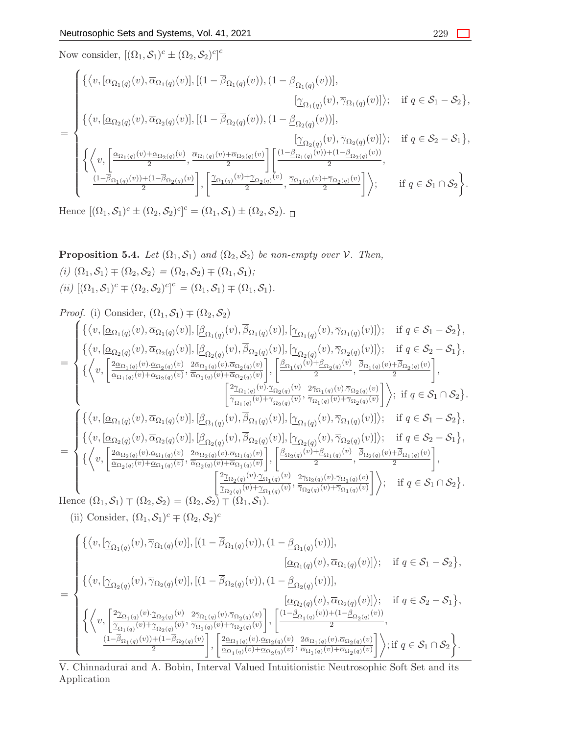Now consider, $[(\Omega_1, \mathcal{S}_1)^c \pm (\Omega_2, \mathcal{S}_2)^c]^c$

$$
= \begin{cases}
\big\{\big\langle v, [\underline{\alpha}_{\Omega_1(q)}(v), \overline{\alpha}_{\Omega_1(q)}(v)], [(1-\overline{\beta}_{\Omega_1(q)}(v)), (1-\underline{\beta}_{\Omega_1(q)}(v))], \\
\qquad [\underline{\gamma}_{\Omega_1(q)}(v), \overline{\gamma}_{\Omega_1(q)}(v)]\big\rangle; \quad \text{if } q \in \mathcal{S}_1 - \mathcal{S}_2\big\}, \\
\big\{\big\langle v, [\underline{\alpha}_{\Omega_2(q)}(v), \overline{\alpha}_{\Omega_2(q)}(v)], [(1-\overline{\beta}_{\Omega_2(q)}(v)), (1-\underline{\beta}_{\Omega_2(q)}(v))], \\
\qquad [\underline{\gamma}_{\Omega_2(q)}(v), \overline{\gamma}_{\Omega_2(q)}(v)]\big\rangle; \quad \text{if } q \in \mathcal{S}_2 - \mathcal{S}_1\big\}, \\
\Big\{\Big\langle v, \Big[\frac{\underline{\alpha}_{\Omega_1(q)}(v)+\underline{\alpha}_{\Omega_2(q)}(v)}{2}, \frac{\overline{\alpha}_{\Omega_1(q)}(v)+\overline{\alpha}_{\Omega_2(q)}(v)}{2}\Big] \Big[\frac{(1-\underline{\beta}_{\Omega_1(q)}(v))+(1-\underline{\beta}_{\Omega_2(q)}(v))}{2}, \\
\frac{(1-\overline{\beta}_{\Omega_1(q)}(v))+(1-\overline{\beta}_{\Omega_2(q)}(v))}{2}\Big], \Big[\frac{\underline{\gamma}_{\Omega_1(q)}(v)+\underline{\gamma}_{\Omega_2(q)}(v)}{2}, \frac{\overline{\gamma}_{\Omega_1(q)}(v)+\overline{\gamma}_{\Omega_2(q)}(v)}{2}\Big]\Big\rangle; \quad \text{if } q \in \mathcal{S}_1 \cap \mathcal{S}_2\Big\}.
\end{cases}
$$

Hence $[(\Omega_1, \mathcal{S}_1)^c \pm (\Omega_2, \mathcal{S}_2)^c]^c = (\Omega_1, \mathcal{S}_1) \pm (\Omega_2, \mathcal{S}_2)$. □

**Proposition 5.4.** *Let $(\Omega_1, \mathcal{S}_1)$ and $(\Omega_2, \mathcal{S}_2)$ be non-empty over $\mathcal{V}$. Then,*
*(i) $(\Omega_1, \mathcal{S}_1) \mp (\Omega_2, \mathcal{S}_2) = (\Omega_2, \mathcal{S}_2) \mp (\Omega_1, \mathcal{S}_1)$;*
*(ii) $[(\Omega_1, \mathcal{S}_1)^c \mp (\Omega_2, \mathcal{S}_2)^c]^c = (\Omega_1, \mathcal{S}_1) \mp (\Omega_1, \mathcal{S}_1)$.*

*Proof.* (i) Consider, $(\Omega_1, \mathcal{S}_1) \mp (\Omega_2, \mathcal{S}_2)$

$$
= \begin{cases}
\big\{\big\langle v, [\underline{\alpha}_{\Omega_1(q)}(v), \overline{\alpha}_{\Omega_1(q)}(v)], [\underline{\beta}_{\Omega_1(q)}(v), \overline{\beta}_{\Omega_1(q)}(v)], [\underline{\gamma}_{\Omega_1(q)}(v), \overline{\gamma}_{\Omega_1(q)}(v)]\big\rangle; \quad \text{if } q \in \mathcal{S}_1 - \mathcal{S}_2\big\}, \\
\big\{\big\langle v, [\underline{\alpha}_{\Omega_2(q)}(v), \overline{\alpha}_{\Omega_2(q)}(v)], [\underline{\beta}_{\Omega_2(q)}(v), \overline{\beta}_{\Omega_2(q)}(v)], [\underline{\gamma}_{\Omega_2(q)}(v), \overline{\gamma}_{\Omega_2(q)}(v)]\big\rangle; \quad \text{if } q \in \mathcal{S}_2 - \mathcal{S}_1\big\}, \\
\big\{\Big\langle v, \Big[\frac{2\underline{\alpha}_{\Omega_1(q)}(v).\underline{\alpha}_{\Omega_2(q)}(v)}{\underline{\alpha}_{\Omega_1(q)}(v)+\underline{\alpha}_{\Omega_2(q)}(v)}, \frac{2\overline{\alpha}_{\Omega_1(q)}(v).\overline{\alpha}_{\Omega_2(q)}(v)}{\overline{\alpha}_{\Omega_1(q)}(v)+\overline{\alpha}_{\Omega_2(q)}(v)}\Big], \Big[\frac{\underline{\beta}_{\Omega_1(q)}(v)+\underline{\beta}_{\Omega_2(q)}(v)}{2}, \frac{\overline{\beta}_{\Omega_1(q)}(v)+\overline{\beta}_{\Omega_2(q)}(v)}{2}\Big], \\
\qquad \Big[\frac{2\underline{\gamma}_{\Omega_1(q)}(v).\underline{\gamma}_{\Omega_2(q)}(v)}{\underline{\gamma}_{\Omega_1(q)}(v)+\underline{\gamma}_{\Omega_2(q)}(v)}, \frac{2\overline{\gamma}_{\Omega_1(q)}(v).\overline{\gamma}_{\Omega_2(q)}(v)}{\overline{\gamma}_{\Omega_1(q)}(v)+\overline{\gamma}_{\Omega_2(q)}(v)}\Big]\Big\rangle; \text{ if } q \in \mathcal{S}_1 \cap \mathcal{S}_2\big\}.
\end{cases}
$$

$$
= \begin{cases}
\big\{\big\langle v, [\underline{\alpha}_{\Omega_1(q)}(v), \overline{\alpha}_{\Omega_1(q)}(v)], [\underline{\beta}_{\Omega_1(q)}(v), \overline{\beta}_{\Omega_1(q)}(v)], [\underline{\gamma}_{\Omega_1(q)}(v), \overline{\gamma}_{\Omega_1(q)}(v)]\big\rangle; \quad \text{if } q \in \mathcal{S}_1 - \mathcal{S}_2\big\}, \\
\big\{\big\langle v, [\underline{\alpha}_{\Omega_2(q)}(v), \overline{\alpha}_{\Omega_2(q)}(v)], [\underline{\beta}_{\Omega_2(q)}(v), \overline{\beta}_{\Omega_2(q)}(v)], [\underline{\gamma}_{\Omega_2(q)}(v), \overline{\gamma}_{\Omega_2(q)}(v)]\big\rangle; \quad \text{if } q \in \mathcal{S}_2 - \mathcal{S}_1\big\}, \\
\big\{\Big\langle v, \Big[\frac{2\underline{\alpha}_{\Omega_2(q)}(v).\underline{\alpha}_{\Omega_1(q)}(v)}{\underline{\alpha}_{\Omega_2(q)}(v)+\underline{\alpha}_{\Omega_1(q)}(v)}, \frac{2\overline{\alpha}_{\Omega_2(q)}(v).\overline{\alpha}_{\Omega_1(q)}(v)}{\overline{\alpha}_{\Omega_2(q)}(v)+\overline{\alpha}_{\Omega_1(q)}(v)}\Big], \Big[\frac{\underline{\beta}_{\Omega_2(q)}(v)+\underline{\beta}_{\Omega_1(q)}(v)}{2}, \frac{\overline{\beta}_{\Omega_2(q)}(v)+\overline{\beta}_{\Omega_1(q)}(v)}{2}\Big], \\
\qquad \Big[\frac{2\underline{\gamma}_{\Omega_2(q)}(v).\underline{\gamma}_{\Omega_1(q)}(v)}{\underline{\gamma}_{\Omega_2(q)}(v)+\underline{\gamma}_{\Omega_1(q)}(v)}, \frac{2\overline{\gamma}_{\Omega_2(q)}(v).\overline{\gamma}_{\Omega_1(q)}(v)}{\overline{\gamma}_{\Omega_2(q)}(v)+\overline{\gamma}_{\Omega_1(q)}(v)}\Big]\Big\rangle; \quad \text{if } q \in \mathcal{S}_1 \cap \mathcal{S}_2\big\}.
\end{cases}
$$

Hence $(\Omega_1, \mathcal{S}_1) \mp (\Omega_2, \mathcal{S}_2) = (\Omega_2, \mathcal{S}_2) \mp (\Omega_1, \mathcal{S}_1)$.

(ii) Consider, $(\Omega_1, \mathcal{S}_1)^c \mp (\Omega_2, \mathcal{S}_2)^c$

$$
= \begin{cases}
\big\{\big\langle v, [\underline{\gamma}_{\Omega_1(q)}(v), \overline{\gamma}_{\Omega_1(q)}(v)], [(1-\overline{\beta}_{\Omega_1(q)}(v)), (1-\underline{\beta}_{\Omega_1(q)}(v))], \\
\qquad [\underline{\alpha}_{\Omega_1(q)}(v), \overline{\alpha}_{\Omega_1(q)}(v)]\big\rangle; \quad \text{if } q \in \mathcal{S}_1 - \mathcal{S}_2\big\}, \\
\big\{\big\langle v, [\underline{\gamma}_{\Omega_2(q)}(v), \overline{\gamma}_{\Omega_2(q)}(v)], [(1-\overline{\beta}_{\Omega_2(q)}(v)), (1-\underline{\beta}_{\Omega_2(q)}(v))], \\
\qquad [\underline{\alpha}_{\Omega_2(q)}(v), \overline{\alpha}_{\Omega_2(q)}(v)]\big\rangle; \quad \text{if } q \in \mathcal{S}_2 - \mathcal{S}_1\big\}, \\
\Big\{\Big\langle v, \Big[\frac{2\underline{\gamma}_{\Omega_1(q)}(v).\underline{\gamma}_{\Omega_2(q)}(v)}{\underline{\gamma}_{\Omega_1(q)}(v)+\underline{\gamma}_{\Omega_2(q)}(v)}, \frac{2\overline{\gamma}_{\Omega_1(q)}(v).\overline{\gamma}_{\Omega_2(q)}(v)}{\overline{\gamma}_{\Omega_1(q)}(v)+\overline{\gamma}_{\Omega_2(q)}(v)}\Big], \Big[\frac{(1-\underline{\beta}_{\Omega_1(q)}(v))+(1-\underline{\beta}_{\Omega_2(q)}(v))}{2}, \\
\frac{(1-\overline{\beta}_{\Omega_1(q)}(v))+(1-\overline{\beta}_{\Omega_2(q)}(v))}{2}\Big], \Big[\frac{2\underline{\alpha}_{\Omega_1(q)}(v).\underline{\alpha}_{\Omega_2(q)}(v)}{\underline{\alpha}_{\Omega_1(q)}(v)+\underline{\alpha}_{\Omega_2(q)}(v)}, \frac{2\overline{\alpha}_{\Omega_1(q)}(v).\overline{\alpha}_{\Omega_2(q)}(v)}{\overline{\alpha}_{\Omega_1(q)}(v)+\overline{\alpha}_{\Omega_2(q)}(v)}\Big]\Big\rangle; \text{if } q \in \mathcal{S}_1 \cap \mathcal{S}_2\Big\}.
\end{cases}
$$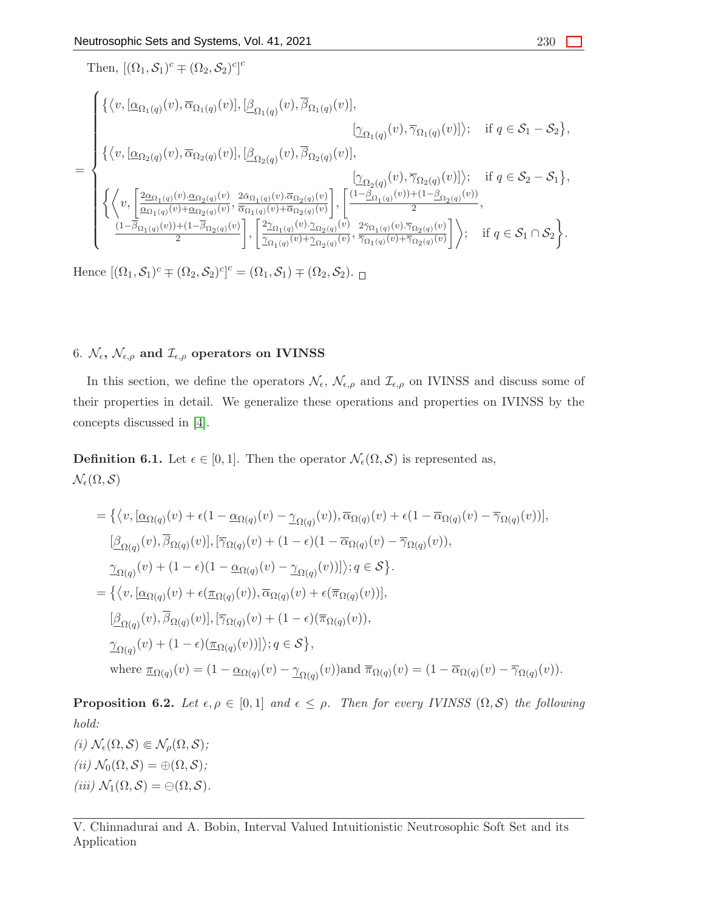Then, $[(\Omega_1, \mathcal{S}_1)^c \mp (\Omega_2, \mathcal{S}_2)^c]^c$

$$
= \begin{cases}
\Big\{\big\langle v, [\underline{\alpha}_{\Omega_1(q)}(v), \overline{\alpha}_{\Omega_1(q)}(v)], [\underline{\beta}_{\Omega_1(q)}(v), \overline{\beta}_{\Omega_1(q)}(v)], \\
\qquad\qquad [\underline{\gamma}_{\Omega_1(q)}(v), \overline{\gamma}_{\Omega_1(q)}(v)]\big\rangle; \quad \text{if } q \in \mathcal{S}_1 - \mathcal{S}_2\Big\}, \\
\Big\{\big\langle v, [\underline{\alpha}_{\Omega_2(q)}(v), \overline{\alpha}_{\Omega_2(q)}(v)], [\underline{\beta}_{\Omega_2(q)}(v), \overline{\beta}_{\Omega_2(q)}(v)], \\
\qquad\qquad [\underline{\gamma}_{\Omega_2(q)}(v), \overline{\gamma}_{\Omega_2(q)}(v)]\big\rangle; \quad \text{if } q \in \mathcal{S}_2 - \mathcal{S}_1\Big\}, \\
\Bigg\{\Bigg\langle v, \left[\frac{2\underline{\alpha}_{\Omega_1(q)}(v).\underline{\alpha}_{\Omega_2(q)}(v)}{\underline{\alpha}_{\Omega_1(q)}(v)+\underline{\alpha}_{\Omega_2(q)}(v)}, \frac{2\overline{\alpha}_{\Omega_1(q)}(v).\overline{\alpha}_{\Omega_2(q)}(v)}{\overline{\alpha}_{\Omega_1(q)}(v)+\overline{\alpha}_{\Omega_2(q)}(v)}\right], \left[\frac{(1-\underline{\beta}_{\Omega_1(q)}(v))+(1-\underline{\beta}_{\Omega_2(q)}(v))}{2}, \right. \\
\left. \frac{(1-\overline{\beta}_{\Omega_1(q)}(v))+(1-\overline{\beta}_{\Omega_2(q)}(v))}{2}\right], \left[\frac{2\underline{\gamma}_{\Omega_1(q)}(v).\underline{\gamma}_{\Omega_2(q)}(v)}{\underline{\gamma}_{\Omega_1(q)}(v)+\underline{\gamma}_{\Omega_2(q)}(v)}, \frac{2\overline{\gamma}_{\Omega_1(q)}(v).\overline{\gamma}_{\Omega_2(q)}(v)}{\overline{\gamma}_{\Omega_1(q)}(v)+\overline{\gamma}_{\Omega_2(q)}(v)}\right]\Bigg\rangle; \quad \text{if } q \in \mathcal{S}_1 \cap \mathcal{S}_2\Bigg\}.
\end{cases}
$$

Hence $[(\Omega_1, \mathcal{S}_1)^c \mp (\Omega_2, \mathcal{S}_2)^c]^c = (\Omega_1, \mathcal{S}_1) \mp (\Omega_2, \mathcal{S}_2)$. □

## 6. $\mathcal{N}_\epsilon$, $\mathcal{N}_{\epsilon,\rho}$ and $\mathcal{I}_{\epsilon,\rho}$ operators on IVINSS

In this section, we define the operators $\mathcal{N}_\epsilon$, $\mathcal{N}_{\epsilon,\rho}$ and $\mathcal{I}_{\epsilon,\rho}$ on IVINSS and discuss some of their properties in detail. We generalize these operations and properties on IVINSS by the concepts discussed in [4].

**Definition 6.1.** Let $\epsilon \in [0,1]$. Then the operator $\mathcal{N}_\epsilon(\Omega, \mathcal{S})$ is represented as,
$\mathcal{N}_\epsilon(\Omega, \mathcal{S})$

$$
\begin{aligned}
&= \big\{\big\langle v, [\underline{\alpha}_{\Omega(q)}(v) + \epsilon(1 - \underline{\alpha}_{\Omega(q)}(v) - \underline{\gamma}_{\Omega(q)}(v)), \overline{\alpha}_{\Omega(q)}(v) + \epsilon(1 - \overline{\alpha}_{\Omega(q)}(v) - \overline{\gamma}_{\Omega(q)}(v))], \\
&\quad [\underline{\beta}_{\Omega(q)}(v), \overline{\beta}_{\Omega(q)}(v)], [\overline{\gamma}_{\Omega(q)}(v) + (1-\epsilon)(1 - \overline{\alpha}_{\Omega(q)}(v) - \overline{\gamma}_{\Omega(q)}(v)), \\
&\quad \underline{\gamma}_{\Omega(q)}(v) + (1-\epsilon)(1 - \underline{\alpha}_{\Omega(q)}(v) - \underline{\gamma}_{\Omega(q)}(v))]\big\rangle; q \in \mathcal{S}\big\}. \\
&= \big\{\big\langle v, [\underline{\alpha}_{\Omega(q)}(v) + \epsilon(\underline{\pi}_{\Omega(q)}(v)), \overline{\alpha}_{\Omega(q)}(v) + \epsilon(\overline{\pi}_{\Omega(q)}(v))], \\
&\quad [\underline{\beta}_{\Omega(q)}(v), \overline{\beta}_{\Omega(q)}(v)], [\overline{\gamma}_{\Omega(q)}(v) + (1-\epsilon)(\overline{\pi}_{\Omega(q)}(v)), \\
&\quad \underline{\gamma}_{\Omega(q)}(v) + (1-\epsilon)(\underline{\pi}_{\Omega(q)}(v))]\big\rangle; q \in \mathcal{S}\big\}, \\
&\quad \text{where } \underline{\pi}_{\Omega(q)}(v) = (1 - \underline{\alpha}_{\Omega(q)}(v) - \underline{\gamma}_{\Omega(q)}(v)) \text{and } \overline{\pi}_{\Omega(q)}(v) = (1 - \overline{\alpha}_{\Omega(q)}(v) - \overline{\gamma}_{\Omega(q)}(v)).
\end{aligned}
$$

**Proposition 6.2.** *Let $\epsilon, \rho \in [0,1]$ and $\epsilon \leq \rho$. Then for every IVINSS $(\Omega, \mathcal{S})$ the following hold:*

*(i) $\mathcal{N}_\epsilon(\Omega, \mathcal{S}) \Subset \mathcal{N}_\rho(\Omega, \mathcal{S})$;*

*(ii) $\mathcal{N}_0(\Omega, \mathcal{S}) = \oplus(\Omega, \mathcal{S})$;*

*(iii) $\mathcal{N}_1(\Omega, \mathcal{S}) = \ominus(\Omega, \mathcal{S})$.*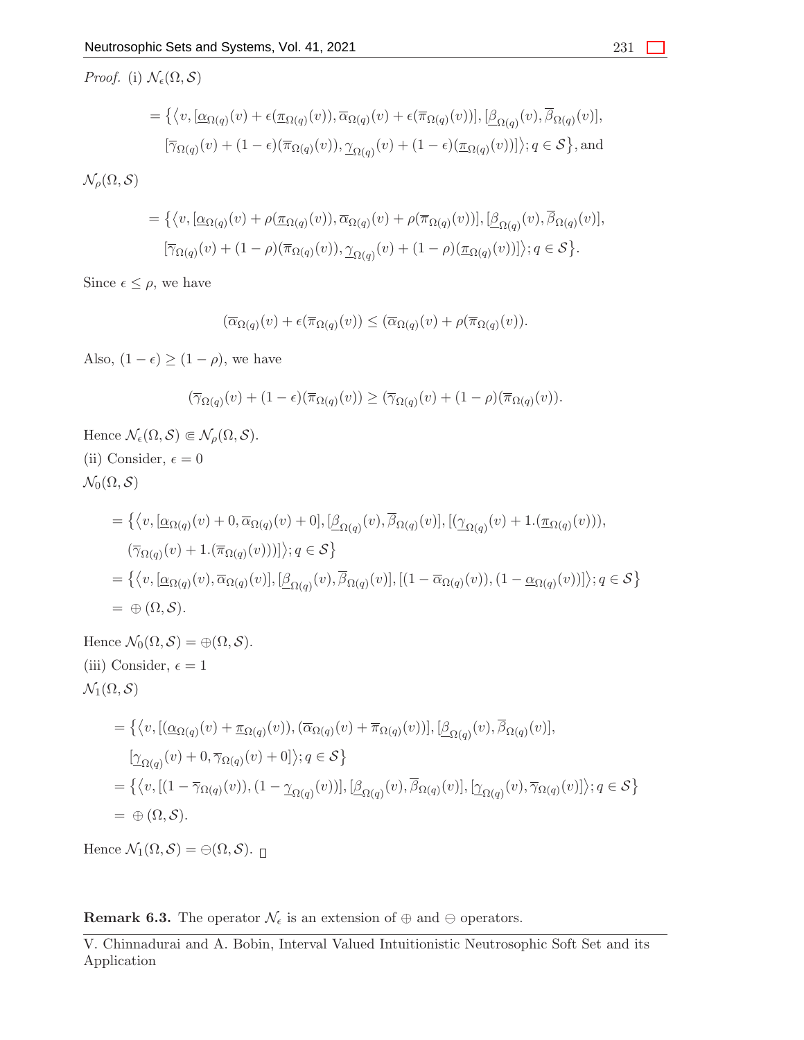*Proof.* (i) $\mathcal{N}_\epsilon(\Omega, \mathcal{S})$

$$= \big\{\big\langle v, [\underline{\alpha}_{\Omega(q)}(v) + \epsilon(\underline{\pi}_{\Omega(q)}(v)), \overline{\alpha}_{\Omega(q)}(v) + \epsilon(\overline{\pi}_{\Omega(q)}(v))], [\underline{\beta}_{\Omega(q)}(v), \overline{\beta}_{\Omega(q)}(v)],$$
$$[\overline{\gamma}_{\Omega(q)}(v) + (1-\epsilon)(\overline{\pi}_{\Omega(q)}(v)), \underline{\gamma}_{\Omega(q)}(v) + (1-\epsilon)(\underline{\pi}_{\Omega(q)}(v))]\big\rangle; q \in \mathcal{S}\big\}, \text{and}$$

$\mathcal{N}_\rho(\Omega, \mathcal{S})$

$$= \big\{\big\langle v, [\underline{\alpha}_{\Omega(q)}(v) + \rho(\underline{\pi}_{\Omega(q)}(v)), \overline{\alpha}_{\Omega(q)}(v) + \rho(\overline{\pi}_{\Omega(q)}(v))], [\underline{\beta}_{\Omega(q)}(v), \overline{\beta}_{\Omega(q)}(v)],$$
$$[\overline{\gamma}_{\Omega(q)}(v) + (1-\rho)(\overline{\pi}_{\Omega(q)}(v)), \underline{\gamma}_{\Omega(q)}(v) + (1-\rho)(\underline{\pi}_{\Omega(q)}(v))]\big\rangle; q \in \mathcal{S}\big\}.$$

Since $\epsilon \leq \rho$, we have

$$(\overline{\alpha}_{\Omega(q)}(v) + \epsilon(\overline{\pi}_{\Omega(q)}(v)) \leq (\overline{\alpha}_{\Omega(q)}(v) + \rho(\overline{\pi}_{\Omega(q)}(v)).$$

Also, $(1-\epsilon) \geq (1-\rho)$, we have

$$(\overline{\gamma}_{\Omega(q)}(v) + (1-\epsilon)(\overline{\pi}_{\Omega(q)}(v)) \geq (\overline{\gamma}_{\Omega(q)}(v) + (1-\rho)(\overline{\pi}_{\Omega(q)}(v)).$$

Hence $\mathcal{N}_\epsilon(\Omega, \mathcal{S}) \Subset \mathcal{N}_\rho(\Omega, \mathcal{S})$.

(ii) Consider, $\epsilon = 0$

$\mathcal{N}_0(\Omega, \mathcal{S})$

$$= \big\{\big\langle v, [\underline{\alpha}_{\Omega(q)}(v) + 0, \overline{\alpha}_{\Omega(q)}(v) + 0], [\underline{\beta}_{\Omega(q)}(v), \overline{\beta}_{\Omega(q)}(v)], [(\underline{\gamma}_{\Omega(q)}(v) + 1.(\underline{\pi}_{\Omega(q)}(v))),$$
$$(\overline{\gamma}_{\Omega(q)}(v) + 1.(\overline{\pi}_{\Omega(q)}(v)))]\big\rangle; q \in \mathcal{S}\big\}$$
$$= \big\{\big\langle v, [\underline{\alpha}_{\Omega(q)}(v), \overline{\alpha}_{\Omega(q)}(v)], [\underline{\beta}_{\Omega(q)}(v), \overline{\beta}_{\Omega(q)}(v)], [(1 - \overline{\alpha}_{\Omega(q)}(v)), (1 - \underline{\alpha}_{\Omega(q)}(v))]\big\rangle; q \in \mathcal{S}\big\}$$
$$= \oplus(\Omega, \mathcal{S}).$$

Hence $\mathcal{N}_0(\Omega, \mathcal{S}) = \oplus(\Omega, \mathcal{S})$.

(iii) Consider, $\epsilon = 1$

$\mathcal{N}_1(\Omega, \mathcal{S})$

$$= \big\{\big\langle v, [(\underline{\alpha}_{\Omega(q)}(v) + \underline{\pi}_{\Omega(q)}(v)), (\overline{\alpha}_{\Omega(q)}(v) + \overline{\pi}_{\Omega(q)}(v))], [\underline{\beta}_{\Omega(q)}(v), \overline{\beta}_{\Omega(q)}(v)],$$
$$[\underline{\gamma}_{\Omega(q)}(v) + 0, \overline{\gamma}_{\Omega(q)}(v) + 0]\big\rangle; q \in \mathcal{S}\big\}$$
$$= \big\{\big\langle v, [(1 - \overline{\gamma}_{\Omega(q)}(v)), (1 - \underline{\gamma}_{\Omega(q)}(v))], [\underline{\beta}_{\Omega(q)}(v), \overline{\beta}_{\Omega(q)}(v)], [\underline{\gamma}_{\Omega(q)}(v), \overline{\gamma}_{\Omega(q)}(v)]\big\rangle; q \in \mathcal{S}\big\}$$
$$= \oplus(\Omega, \mathcal{S}).$$

Hence $\mathcal{N}_1(\Omega, \mathcal{S}) = \ominus(\Omega, \mathcal{S})$. $\square$

**Remark 6.3.** The operator $\mathcal{N}_\epsilon$ is an extension of $\oplus$ and $\ominus$ operators.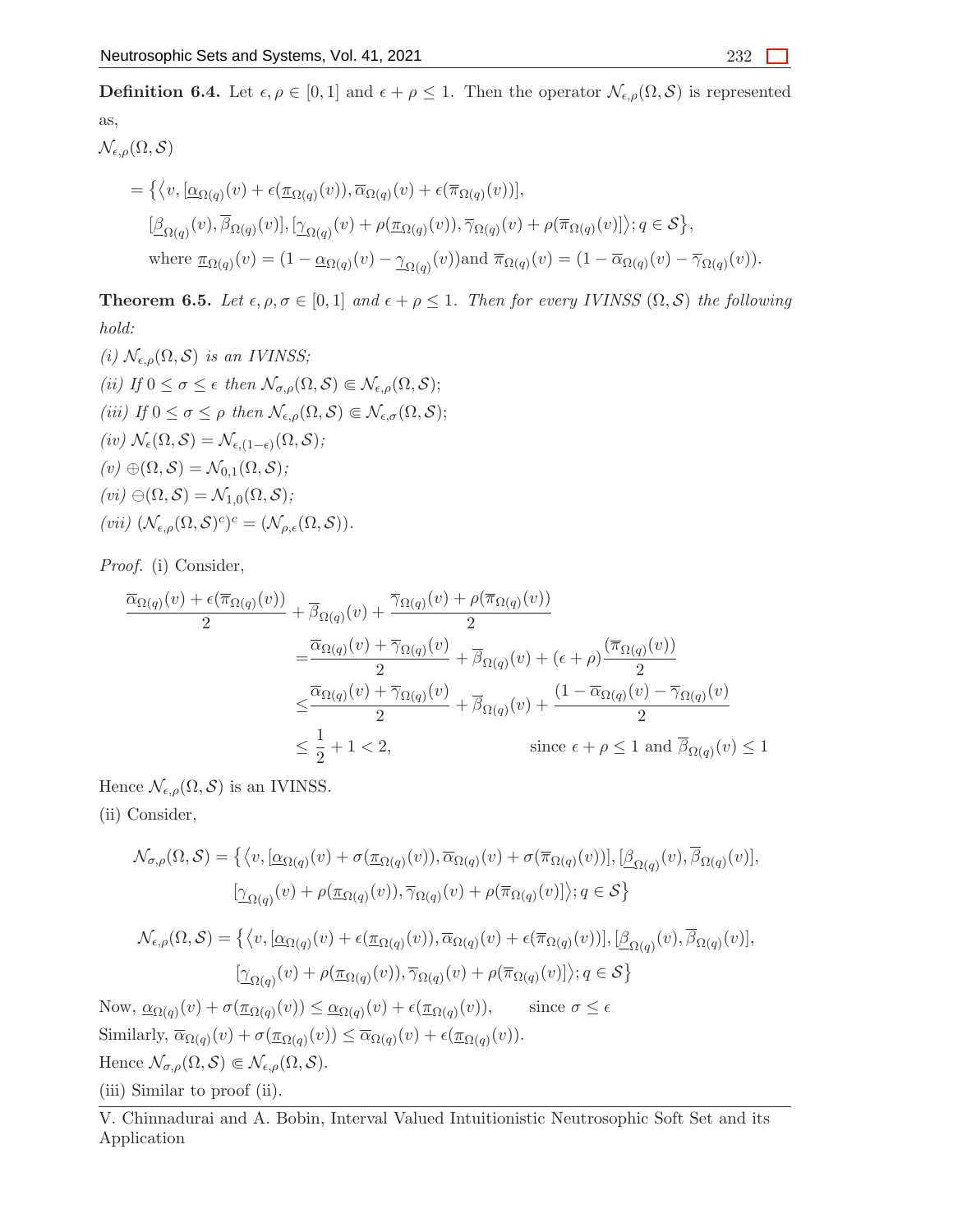**Definition 6.4.** Let $\epsilon, \rho \in [0,1]$ and $\epsilon + \rho \leq 1$. Then the operator $\mathcal{N}_{\epsilon,\rho}(\Omega, \mathcal{S})$ is represented as,

$\mathcal{N}_{\epsilon,\rho}(\Omega, \mathcal{S})$

$$= \big\{ \big\langle v, [\underline{\alpha}_{\Omega(q)}(v) + \epsilon(\underline{\pi}_{\Omega(q)}(v)), \overline{\alpha}_{\Omega(q)}(v) + \epsilon(\overline{\pi}_{\Omega(q)}(v))], \\ [\underline{\beta}_{\Omega(q)}(v), \overline{\beta}_{\Omega(q)}(v)], [\underline{\gamma}_{\Omega(q)}(v) + \rho(\underline{\pi}_{\Omega(q)}(v)), \overline{\gamma}_{\Omega(q)}(v) + \rho(\overline{\pi}_{\Omega(q)}(v)] \big\rangle ; q \in \mathcal{S} \big\},$$

where $\underline{\pi}_{\Omega(q)}(v) = (1 - \underline{\alpha}_{\Omega(q)}(v) - \underline{\gamma}_{\Omega(q)}(v))$and $\overline{\pi}_{\Omega(q)}(v) = (1 - \overline{\alpha}_{\Omega(q)}(v) - \overline{\gamma}_{\Omega(q)}(v))$.

**Theorem 6.5.** *Let $\epsilon, \rho, \sigma \in [0,1]$ and $\epsilon + \rho \leq 1$. Then for every IVINSS $(\Omega, \mathcal{S})$ the following hold:*

*(i) $\mathcal{N}_{\epsilon,\rho}(\Omega, \mathcal{S})$ is an IVINSS;*

*(ii) If $0 \leq \sigma \leq \epsilon$ then $\mathcal{N}_{\sigma,\rho}(\Omega, \mathcal{S}) \Subset \mathcal{N}_{\epsilon,\rho}(\Omega, \mathcal{S})$;*

*(iii) If $0 \leq \sigma \leq \rho$ then $\mathcal{N}_{\epsilon,\rho}(\Omega, \mathcal{S}) \Subset \mathcal{N}_{\epsilon,\sigma}(\Omega, \mathcal{S})$;*

*(iv) $\mathcal{N}_{\epsilon}(\Omega, \mathcal{S}) = \mathcal{N}_{\epsilon,(1-\epsilon)}(\Omega, \mathcal{S})$;*

*(v) $\oplus(\Omega, \mathcal{S}) = \mathcal{N}_{0,1}(\Omega, \mathcal{S})$;*

*(vi) $\ominus(\Omega, \mathcal{S}) = \mathcal{N}_{1,0}(\Omega, \mathcal{S})$;*

*(vii) $(\mathcal{N}_{\epsilon,\rho}(\Omega, \mathcal{S})^c)^c = (\mathcal{N}_{\rho,\epsilon}(\Omega, \mathcal{S}))$.*

*Proof.* (i) Consider,

$$\begin{aligned}
\frac{\overline{\alpha}_{\Omega(q)}(v) + \epsilon(\overline{\pi}_{\Omega(q)}(v))}{2} + \overline{\beta}_{\Omega(q)}(v) + \frac{\overline{\gamma}_{\Omega(q)}(v) + \rho(\overline{\pi}_{\Omega(q)}(v))}{2} \\
&= \frac{\overline{\alpha}_{\Omega(q)}(v) + \overline{\gamma}_{\Omega(q)}(v)}{2} + \overline{\beta}_{\Omega(q)}(v) + (\epsilon + \rho)\frac{(\overline{\pi}_{\Omega(q)}(v))}{2} \\
&\leq \frac{\overline{\alpha}_{\Omega(q)}(v) + \overline{\gamma}_{\Omega(q)}(v)}{2} + \overline{\beta}_{\Omega(q)}(v) + \frac{(1 - \overline{\alpha}_{\Omega(q)}(v) - \overline{\gamma}_{\Omega(q)}(v)}{2} \\
&\leq \frac{1}{2} + 1 < 2, \qquad \text{since } \epsilon + \rho \leq 1 \text{ and } \overline{\beta}_{\Omega(q)}(v) \leq 1
\end{aligned}$$

Hence $\mathcal{N}_{\epsilon,\rho}(\Omega, \mathcal{S})$ is an IVINSS.

(ii) Consider,

$$\mathcal{N}_{\sigma,\rho}(\Omega, \mathcal{S}) = \big\{ \big\langle v, [\underline{\alpha}_{\Omega(q)}(v) + \sigma(\underline{\pi}_{\Omega(q)}(v)), \overline{\alpha}_{\Omega(q)}(v) + \sigma(\overline{\pi}_{\Omega(q)}(v))], [\underline{\beta}_{\Omega(q)}(v), \overline{\beta}_{\Omega(q)}(v)], \\ [\underline{\gamma}_{\Omega(q)}(v) + \rho(\underline{\pi}_{\Omega(q)}(v)), \overline{\gamma}_{\Omega(q)}(v) + \rho(\overline{\pi}_{\Omega(q)}(v)] \big\rangle ; q \in \mathcal{S} \big\}$$

$$\mathcal{N}_{\epsilon,\rho}(\Omega, \mathcal{S}) = \big\{ \big\langle v, [\underline{\alpha}_{\Omega(q)}(v) + \epsilon(\underline{\pi}_{\Omega(q)}(v)), \overline{\alpha}_{\Omega(q)}(v) + \epsilon(\overline{\pi}_{\Omega(q)}(v))], [\underline{\beta}_{\Omega(q)}(v), \overline{\beta}_{\Omega(q)}(v)], \\ [\underline{\gamma}_{\Omega(q)}(v) + \rho(\underline{\pi}_{\Omega(q)}(v)), \overline{\gamma}_{\Omega(q)}(v) + \rho(\overline{\pi}_{\Omega(q)}(v)] \big\rangle ; q \in \mathcal{S} \big\}$$

Now, $\underline{\alpha}_{\Omega(q)}(v) + \sigma(\underline{\pi}_{\Omega(q)}(v)) \leq \underline{\alpha}_{\Omega(q)}(v) + \epsilon(\underline{\pi}_{\Omega(q)}(v))$, since $\sigma \leq \epsilon$

Similarly, $\overline{\alpha}_{\Omega(q)}(v) + \sigma(\underline{\pi}_{\Omega(q)}(v)) \leq \overline{\alpha}_{\Omega(q)}(v) + \epsilon(\underline{\pi}_{\Omega(q)}(v))$.

Hence $\mathcal{N}_{\sigma,\rho}(\Omega, \mathcal{S}) \Subset \mathcal{N}_{\epsilon,\rho}(\Omega, \mathcal{S})$.

(iii) Similar to proof (ii).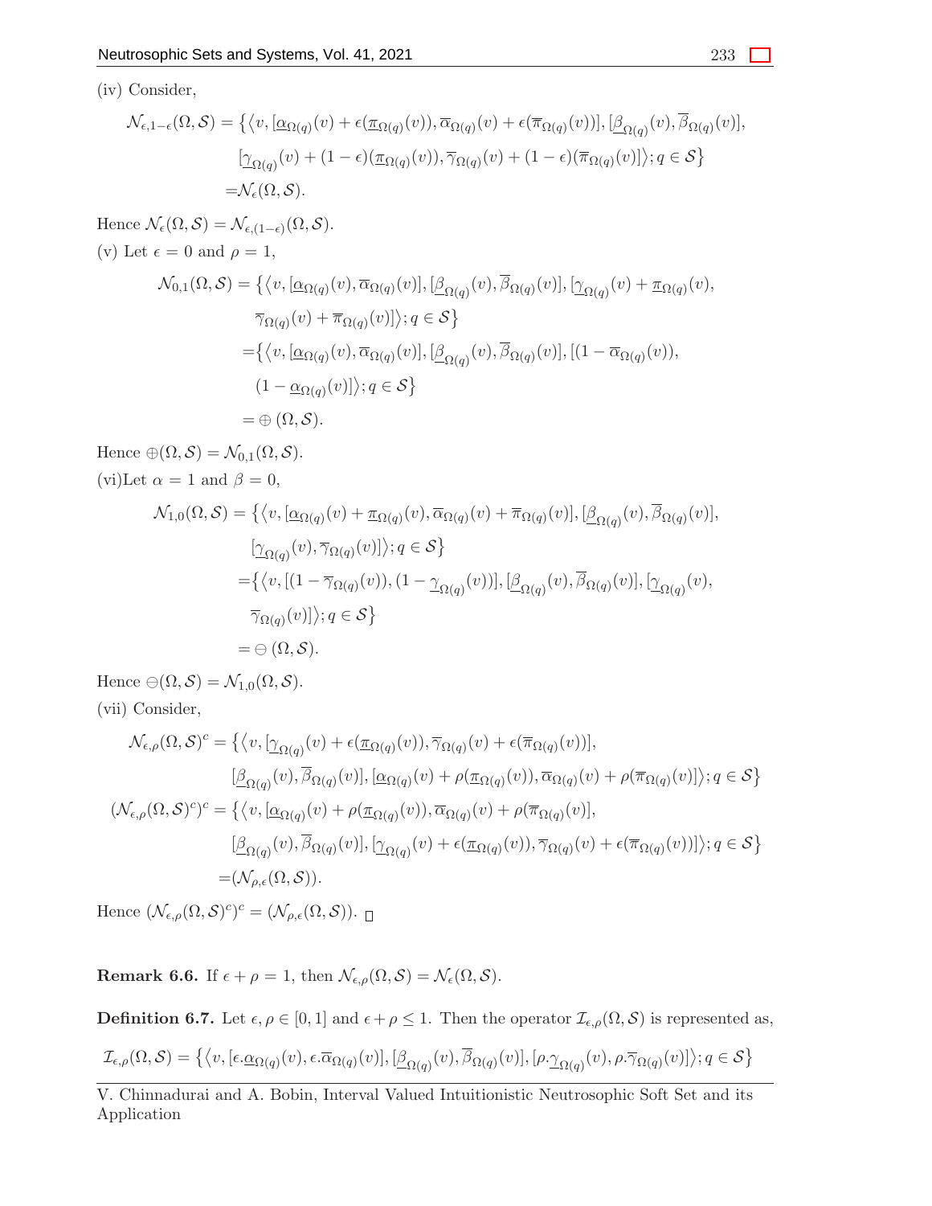(iv) Consider,

$$
\begin{aligned}
\mathcal{N}_{\epsilon,1-\epsilon}(\Omega,\mathcal{S}) = \big\{\big\langle v, &[\underline{\alpha}_{\Omega(q)}(v) + \epsilon(\underline{\pi}_{\Omega(q)}(v)), \overline{\alpha}_{\Omega(q)}(v) + \epsilon(\overline{\pi}_{\Omega(q)}(v))], [\underline{\beta}_{\Omega(q)}(v), \overline{\beta}_{\Omega(q)}(v)],\\
&[\underline{\gamma}_{\Omega(q)}(v) + (1-\epsilon)(\underline{\pi}_{\Omega(q)}(v)), \overline{\gamma}_{\Omega(q)}(v) + (1-\epsilon)(\overline{\pi}_{\Omega(q)}(v)]\big\rangle; q \in \mathcal{S}\big\}\\
=&\mathcal{N}_{\epsilon}(\Omega,\mathcal{S}).
\end{aligned}
$$

Hence $\mathcal{N}_{\epsilon}(\Omega,\mathcal{S}) = \mathcal{N}_{\epsilon,(1-\epsilon)}(\Omega,\mathcal{S})$.

(v) Let $\epsilon = 0$ and $\rho = 1$,

$$
\begin{aligned}
\mathcal{N}_{0,1}(\Omega,\mathcal{S}) = \big\{\big\langle v, &[\underline{\alpha}_{\Omega(q)}(v), \overline{\alpha}_{\Omega(q)}(v)], [\underline{\beta}_{\Omega(q)}(v), \overline{\beta}_{\Omega(q)}(v)], [\underline{\gamma}_{\Omega(q)}(v) + \underline{\pi}_{\Omega(q)}(v),\\
&\overline{\gamma}_{\Omega(q)}(v) + \overline{\pi}_{\Omega(q)}(v)]\big\rangle; q \in \mathcal{S}\big\}\\
=&\big\{\big\langle v, [\underline{\alpha}_{\Omega(q)}(v), \overline{\alpha}_{\Omega(q)}(v)], [\underline{\beta}_{\Omega(q)}(v), \overline{\beta}_{\Omega(q)}(v)], [(1-\overline{\alpha}_{\Omega(q)}(v)),\\
&(1-\underline{\alpha}_{\Omega(q)}(v)]\big\rangle; q \in \mathcal{S}\big\}\\
=&\oplus(\Omega,\mathcal{S}).
\end{aligned}
$$

Hence $\oplus(\Omega,\mathcal{S}) = \mathcal{N}_{0,1}(\Omega,\mathcal{S})$.

(vi)Let $\alpha = 1$ and $\beta = 0$,

$$
\begin{aligned}
\mathcal{N}_{1,0}(\Omega,\mathcal{S}) = \big\{\big\langle v, &[\underline{\alpha}_{\Omega(q)}(v) + \underline{\pi}_{\Omega(q)}(v), \overline{\alpha}_{\Omega(q)}(v) + \overline{\pi}_{\Omega(q)}(v)], [\underline{\beta}_{\Omega(q)}(v), \overline{\beta}_{\Omega(q)}(v)],\\
&[\underline{\gamma}_{\Omega(q)}(v), \overline{\gamma}_{\Omega(q)}(v)]\big\rangle; q \in \mathcal{S}\big\}\\
=&\big\{\big\langle v, [(1-\overline{\gamma}_{\Omega(q)}(v)), (1-\underline{\gamma}_{\Omega(q)}(v))], [\underline{\beta}_{\Omega(q)}(v), \overline{\beta}_{\Omega(q)}(v)], [\underline{\gamma}_{\Omega(q)}(v),\\
&\overline{\gamma}_{\Omega(q)}(v)]\big\rangle; q \in \mathcal{S}\big\}\\
=&\ominus(\Omega,\mathcal{S}).
\end{aligned}
$$

Hence $\ominus(\Omega,\mathcal{S}) = \mathcal{N}_{1,0}(\Omega,\mathcal{S})$.

(vii) Consider,

$$
\begin{aligned}
\mathcal{N}_{\epsilon,\rho}(\Omega,\mathcal{S})^c = \big\{\big\langle v, &[\underline{\gamma}_{\Omega(q)}(v) + \epsilon(\underline{\pi}_{\Omega(q)}(v)), \overline{\gamma}_{\Omega(q)}(v) + \epsilon(\overline{\pi}_{\Omega(q)}(v))],\\
&[\underline{\beta}_{\Omega(q)}(v), \overline{\beta}_{\Omega(q)}(v)], [\underline{\alpha}_{\Omega(q)}(v) + \rho(\underline{\pi}_{\Omega(q)}(v)), \overline{\alpha}_{\Omega(q)}(v) + \rho(\overline{\pi}_{\Omega(q)}(v)]\big\rangle; q \in \mathcal{S}\big\}\\
(\mathcal{N}_{\epsilon,\rho}(\Omega,\mathcal{S})^c)^c = \big\{\big\langle v, &[\underline{\alpha}_{\Omega(q)}(v) + \rho(\underline{\pi}_{\Omega(q)}(v)), \overline{\alpha}_{\Omega(q)}(v) + \rho(\overline{\pi}_{\Omega(q)}(v)],\\
&[\underline{\beta}_{\Omega(q)}(v), \overline{\beta}_{\Omega(q)}(v)], [\underline{\gamma}_{\Omega(q)}(v) + \epsilon(\underline{\pi}_{\Omega(q)}(v)), \overline{\gamma}_{\Omega(q)}(v) + \epsilon(\overline{\pi}_{\Omega(q)}(v))]\big\rangle; q \in \mathcal{S}\big\}\\
=&(\mathcal{N}_{\rho,\epsilon}(\Omega,\mathcal{S})).
\end{aligned}
$$

Hence $(\mathcal{N}_{\epsilon,\rho}(\Omega,\mathcal{S})^c)^c = (\mathcal{N}_{\rho,\epsilon}(\Omega,\mathcal{S}))$. □

**Remark 6.6.** If $\epsilon + \rho = 1$, then $\mathcal{N}_{\epsilon,\rho}(\Omega,\mathcal{S}) = \mathcal{N}_{\epsilon}(\Omega,\mathcal{S})$.

**Definition 6.7.** Let $\epsilon, \rho \in [0,1]$ and $\epsilon + \rho \leq 1$. Then the operator $\mathcal{I}_{\epsilon,\rho}(\Omega,\mathcal{S})$ is represented as,

$$
\mathcal{I}_{\epsilon,\rho}(\Omega,\mathcal{S}) = \big\{\big\langle v, [\epsilon.\underline{\alpha}_{\Omega(q)}(v), \epsilon.\overline{\alpha}_{\Omega(q)}(v)], [\underline{\beta}_{\Omega(q)}(v), \overline{\beta}_{\Omega(q)}(v)], [\rho.\underline{\gamma}_{\Omega(q)}(v), \rho.\overline{\gamma}_{\Omega(q)}(v)]\big\rangle; q \in \mathcal{S}\big\}
$$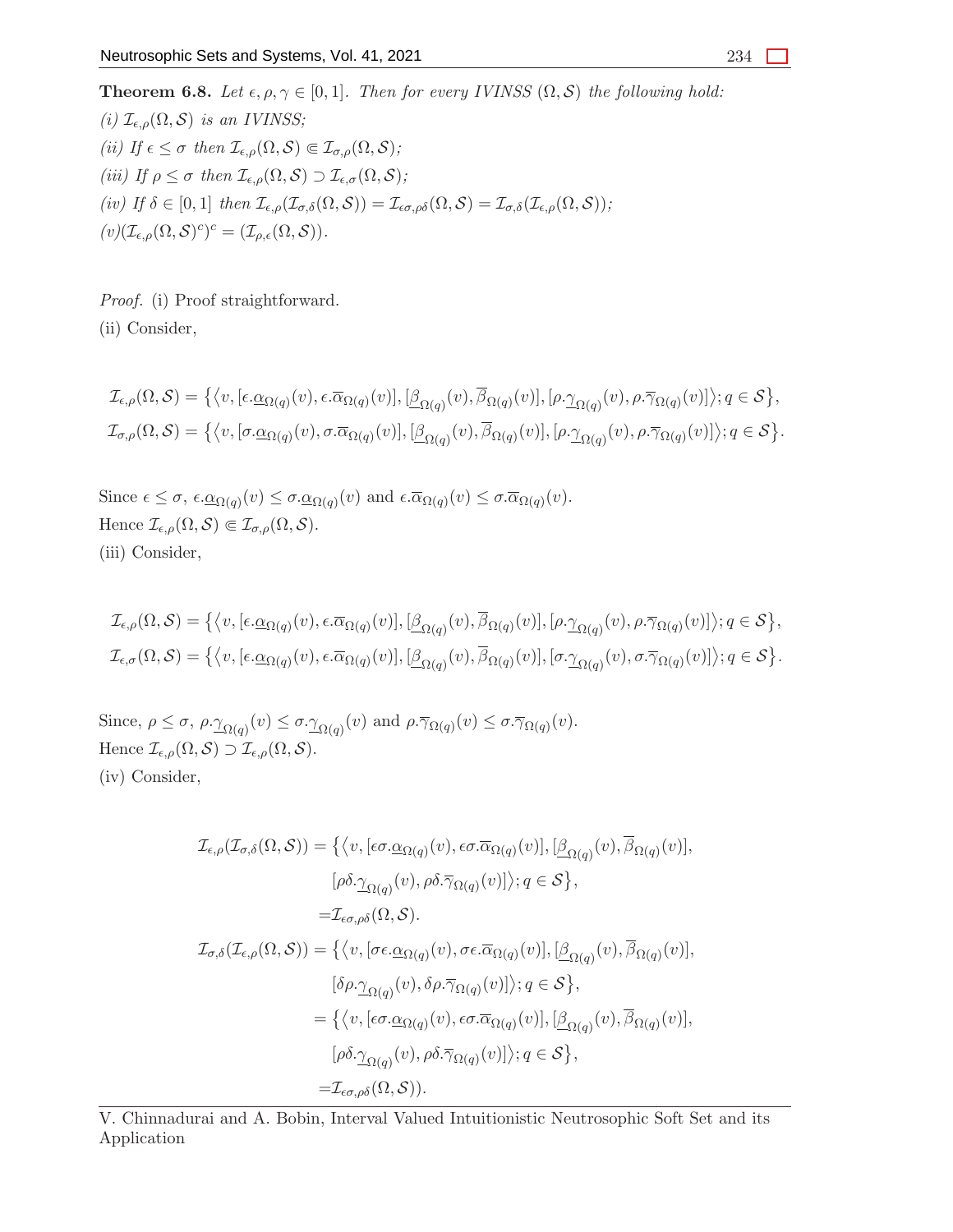**Theorem 6.8.** *Let $\epsilon, \rho, \gamma \in [0,1]$. Then for every IVINSS $(\Omega, \mathcal{S})$ the following hold:*
*(i) $\mathcal{I}_{\epsilon,\rho}(\Omega, \mathcal{S})$ is an IVINSS;*
*(ii) If $\epsilon \leq \sigma$ then $\mathcal{I}_{\epsilon,\rho}(\Omega, \mathcal{S}) \Subset \mathcal{I}_{\sigma,\rho}(\Omega, \mathcal{S})$;*
*(iii) If $\rho \leq \sigma$ then $\mathcal{I}_{\epsilon,\rho}(\Omega, \mathcal{S}) \supset \mathcal{I}_{\epsilon,\sigma}(\Omega, \mathcal{S})$;*
*(iv) If $\delta \in [0,1]$ then $\mathcal{I}_{\epsilon,\rho}(\mathcal{I}_{\sigma,\delta}(\Omega, \mathcal{S})) = \mathcal{I}_{\epsilon\sigma,\rho\delta}(\Omega, \mathcal{S}) = \mathcal{I}_{\sigma,\delta}(\mathcal{I}_{\epsilon,\rho}(\Omega, \mathcal{S}))$;*
*(v)$(\mathcal{I}_{\epsilon,\rho}(\Omega, \mathcal{S})^c)^c = (\mathcal{I}_{\rho,\epsilon}(\Omega, \mathcal{S}))$.*

*Proof.* (i) Proof straightforward.
(ii) Consider,

$$\mathcal{I}_{\epsilon,\rho}(\Omega, \mathcal{S}) = \big\{\big\langle v, [\epsilon.\underline{\alpha}_{\Omega(q)}(v), \epsilon.\overline{\alpha}_{\Omega(q)}(v)], [\underline{\beta}_{\Omega(q)}(v), \overline{\beta}_{\Omega(q)}(v)], [\rho.\underline{\gamma}_{\Omega(q)}(v), \rho.\overline{\gamma}_{\Omega(q)}(v)]\big\rangle; q \in \mathcal{S}\big\},$$
$$\mathcal{I}_{\sigma,\rho}(\Omega, \mathcal{S}) = \big\{\big\langle v, [\sigma.\underline{\alpha}_{\Omega(q)}(v), \sigma.\overline{\alpha}_{\Omega(q)}(v)], [\underline{\beta}_{\Omega(q)}(v), \overline{\beta}_{\Omega(q)}(v)], [\rho.\underline{\gamma}_{\Omega(q)}(v), \rho.\overline{\gamma}_{\Omega(q)}(v)]\big\rangle; q \in \mathcal{S}\big\}.$$

Since $\epsilon \leq \sigma$, $\epsilon.\underline{\alpha}_{\Omega(q)}(v) \leq \sigma.\underline{\alpha}_{\Omega(q)}(v)$ and $\epsilon.\overline{\alpha}_{\Omega(q)}(v) \leq \sigma.\overline{\alpha}_{\Omega(q)}(v)$.
Hence $\mathcal{I}_{\epsilon,\rho}(\Omega, \mathcal{S}) \Subset \mathcal{I}_{\sigma,\rho}(\Omega, \mathcal{S})$.
(iii) Consider,

$$\mathcal{I}_{\epsilon,\rho}(\Omega, \mathcal{S}) = \big\{\big\langle v, [\epsilon.\underline{\alpha}_{\Omega(q)}(v), \epsilon.\overline{\alpha}_{\Omega(q)}(v)], [\underline{\beta}_{\Omega(q)}(v), \overline{\beta}_{\Omega(q)}(v)], [\rho.\underline{\gamma}_{\Omega(q)}(v), \rho.\overline{\gamma}_{\Omega(q)}(v)]\big\rangle; q \in \mathcal{S}\big\},$$
$$\mathcal{I}_{\epsilon,\sigma}(\Omega, \mathcal{S}) = \big\{\big\langle v, [\epsilon.\underline{\alpha}_{\Omega(q)}(v), \epsilon.\overline{\alpha}_{\Omega(q)}(v)], [\underline{\beta}_{\Omega(q)}(v), \overline{\beta}_{\Omega(q)}(v)], [\sigma.\underline{\gamma}_{\Omega(q)}(v), \sigma.\overline{\gamma}_{\Omega(q)}(v)]\big\rangle; q \in \mathcal{S}\big\}.$$

Since, $\rho \leq \sigma$, $\rho.\underline{\gamma}_{\Omega(q)}(v) \leq \sigma.\underline{\gamma}_{\Omega(q)}(v)$ and $\rho.\overline{\gamma}_{\Omega(q)}(v) \leq \sigma.\overline{\gamma}_{\Omega(q)}(v)$.
Hence $\mathcal{I}_{\epsilon,\rho}(\Omega, \mathcal{S}) \supset \mathcal{I}_{\epsilon,\rho}(\Omega, \mathcal{S})$.
(iv) Consider,

$$\begin{aligned}
\mathcal{I}_{\epsilon,\rho}(\mathcal{I}_{\sigma,\delta}(\Omega, \mathcal{S})) &= \big\{\big\langle v, [\epsilon\sigma.\underline{\alpha}_{\Omega(q)}(v), \epsilon\sigma.\overline{\alpha}_{\Omega(q)}(v)], [\underline{\beta}_{\Omega(q)}(v), \overline{\beta}_{\Omega(q)}(v)],\\
&\quad [\rho\delta.\underline{\gamma}_{\Omega(q)}(v), \rho\delta.\overline{\gamma}_{\Omega(q)}(v)]\big\rangle; q \in \mathcal{S}\big\},\\
&= \mathcal{I}_{\epsilon\sigma,\rho\delta}(\Omega, \mathcal{S}).\\
\mathcal{I}_{\sigma,\delta}(\mathcal{I}_{\epsilon,\rho}(\Omega, \mathcal{S})) &= \big\{\big\langle v, [\sigma\epsilon.\underline{\alpha}_{\Omega(q)}(v), \sigma\epsilon.\overline{\alpha}_{\Omega(q)}(v)], [\underline{\beta}_{\Omega(q)}(v), \overline{\beta}_{\Omega(q)}(v)],\\
&\quad [\delta\rho.\underline{\gamma}_{\Omega(q)}(v), \delta\rho.\overline{\gamma}_{\Omega(q)}(v)]\big\rangle; q \in \mathcal{S}\big\},\\
&= \big\{\big\langle v, [\epsilon\sigma.\underline{\alpha}_{\Omega(q)}(v), \epsilon\sigma.\overline{\alpha}_{\Omega(q)}(v)], [\underline{\beta}_{\Omega(q)}(v), \overline{\beta}_{\Omega(q)}(v)],\\
&\quad [\rho\delta.\underline{\gamma}_{\Omega(q)}(v), \rho\delta.\overline{\gamma}_{\Omega(q)}(v)]\big\rangle; q \in \mathcal{S}\big\},\\
&= \mathcal{I}_{\epsilon\sigma,\rho\delta}(\Omega, \mathcal{S})).
\end{aligned}$$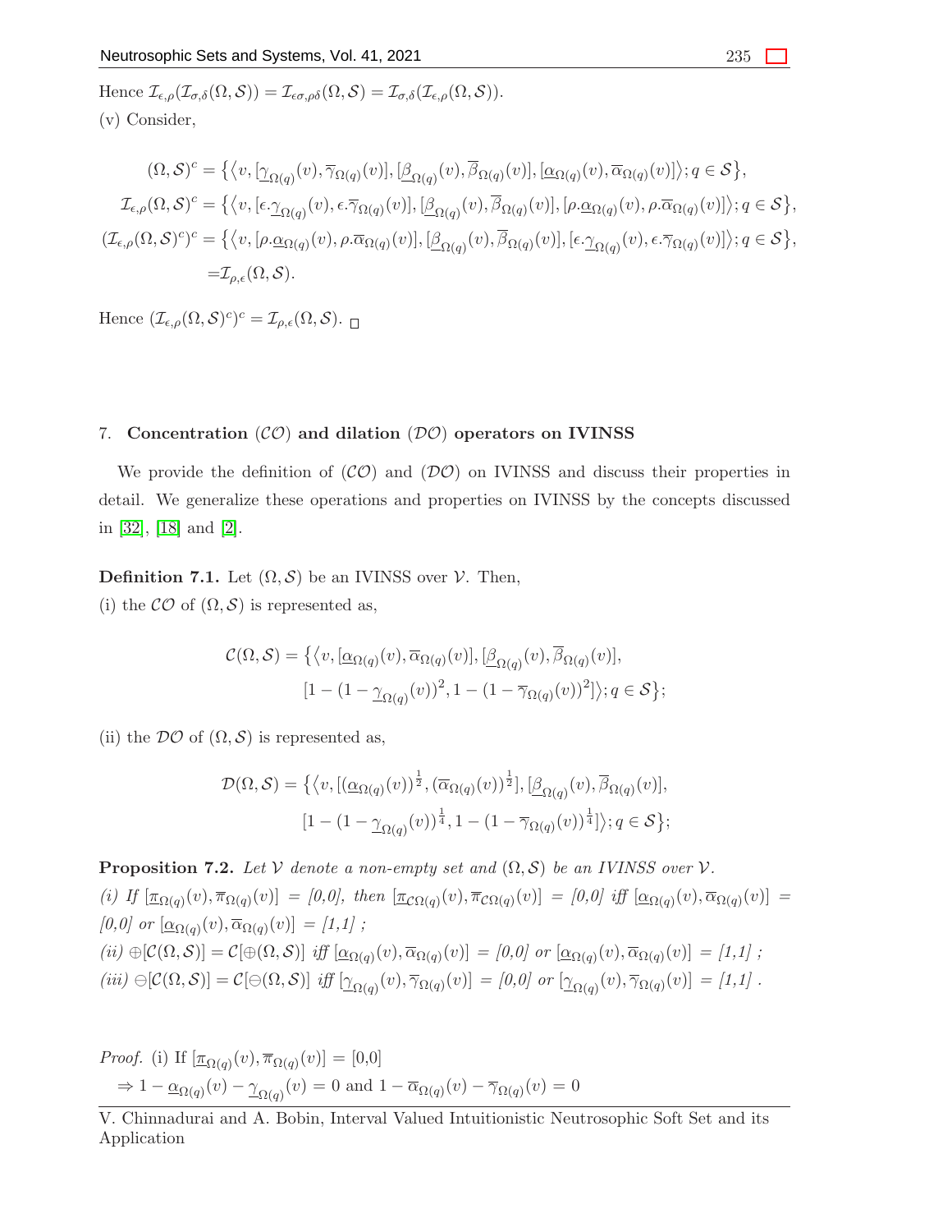Hence $\mathcal{I}_{\epsilon,\rho}(\mathcal{I}_{\sigma,\delta}(\Omega,\mathcal{S})) = \mathcal{I}_{\epsilon\sigma,\rho\delta}(\Omega,\mathcal{S}) = \mathcal{I}_{\sigma,\delta}(\mathcal{I}_{\epsilon,\rho}(\Omega,\mathcal{S}))$.

(v) Consider,

$$
\begin{aligned}
(\Omega,\mathcal{S})^c &= \big\{\big\langle v, [\underline{\gamma}_{\Omega(q)}(v), \overline{\gamma}_{\Omega(q)}(v)], [\underline{\beta}_{\Omega(q)}(v), \overline{\beta}_{\Omega(q)}(v)], [\underline{\alpha}_{\Omega(q)}(v), \overline{\alpha}_{\Omega(q)}(v)]\big\rangle; q \in \mathcal{S}\big\},\\
\mathcal{I}_{\epsilon,\rho}(\Omega,\mathcal{S})^c &= \big\{\big\langle v, [\epsilon.\underline{\gamma}_{\Omega(q)}(v), \epsilon.\overline{\gamma}_{\Omega(q)}(v)], [\underline{\beta}_{\Omega(q)}(v), \overline{\beta}_{\Omega(q)}(v)], [\rho.\underline{\alpha}_{\Omega(q)}(v), \rho.\overline{\alpha}_{\Omega(q)}(v)]\big\rangle; q \in \mathcal{S}\big\},\\
(\mathcal{I}_{\epsilon,\rho}(\Omega,\mathcal{S})^c)^c &= \big\{\big\langle v, [\rho.\underline{\alpha}_{\Omega(q)}(v), \rho.\overline{\alpha}_{\Omega(q)}(v)], [\underline{\beta}_{\Omega(q)}(v), \overline{\beta}_{\Omega(q)}(v)], [\epsilon.\underline{\gamma}_{\Omega(q)}(v), \epsilon.\overline{\gamma}_{\Omega(q)}(v)]\big\rangle; q \in \mathcal{S}\big\},\\
&= \mathcal{I}_{\rho,\epsilon}(\Omega,\mathcal{S}).
\end{aligned}
$$

Hence $(\mathcal{I}_{\epsilon,\rho}(\Omega,\mathcal{S})^c)^c = \mathcal{I}_{\rho,\epsilon}(\Omega,\mathcal{S})$. □

## 7. Concentration ($\mathcal{CO}$) and dilation ($\mathcal{DO}$) operators on IVINSS

We provide the definition of ($\mathcal{CO}$) and ($\mathcal{DO}$) on IVINSS and discuss their properties in detail. We generalize these operations and properties on IVINSS by the concepts discussed in [32], [18] and [2].

**Definition 7.1.** Let $(\Omega,\mathcal{S})$ be an IVINSS over $\mathcal{V}$. Then,

(i) the $\mathcal{CO}$ of $(\Omega,\mathcal{S})$ is represented as,

$$
\begin{aligned}
\mathcal{C}(\Omega,\mathcal{S}) = \big\{\big\langle v, &[\underline{\alpha}_{\Omega(q)}(v), \overline{\alpha}_{\Omega(q)}(v)], [\underline{\beta}_{\Omega(q)}(v), \overline{\beta}_{\Omega(q)}(v)],\\
&[1-(1-\underline{\gamma}_{\Omega(q)}(v))^2, 1-(1-\overline{\gamma}_{\Omega(q)}(v))^2]\big\rangle; q \in \mathcal{S}\big\};
\end{aligned}
$$

(ii) the $\mathcal{DO}$ of $(\Omega,\mathcal{S})$ is represented as,

$$
\begin{aligned}
\mathcal{D}(\Omega,\mathcal{S}) = \big\{\big\langle v, &[(\underline{\alpha}_{\Omega(q)}(v))^{\frac{1}{2}}, (\overline{\alpha}_{\Omega(q)}(v))^{\frac{1}{2}}], [\underline{\beta}_{\Omega(q)}(v), \overline{\beta}_{\Omega(q)}(v)],\\
&[1-(1-\underline{\gamma}_{\Omega(q)}(v))^{\frac{1}{4}}, 1-(1-\overline{\gamma}_{\Omega(q)}(v))^{\frac{1}{4}}]\big\rangle; q \in \mathcal{S}\big\};
\end{aligned}
$$

**Proposition 7.2.** *Let $\mathcal{V}$ denote a non-empty set and $(\Omega,\mathcal{S})$ be an IVINSS over $\mathcal{V}$.*

*(i) If $[\underline{\pi}_{\Omega(q)}(v), \overline{\pi}_{\Omega(q)}(v)]$ = [0,0], then $[\underline{\pi}_{\mathcal{C}\Omega(q)}(v), \overline{\pi}_{\mathcal{C}\Omega(q)}(v)]$ = [0,0] iff $[\underline{\alpha}_{\Omega(q)}(v), \overline{\alpha}_{\Omega(q)}(v)]$ = [0,0] or $[\underline{\alpha}_{\Omega(q)}(v), \overline{\alpha}_{\Omega(q)}(v)]$ = [1,1] ;*

*(ii) $\oplus[\mathcal{C}(\Omega,\mathcal{S})] = \mathcal{C}[\oplus(\Omega,\mathcal{S})]$ iff $[\underline{\alpha}_{\Omega(q)}(v), \overline{\alpha}_{\Omega(q)}(v)]$ = [0,0] or $[\underline{\alpha}_{\Omega(q)}(v), \overline{\alpha}_{\Omega(q)}(v)]$ = [1,1] ;*

*(iii) $\ominus[\mathcal{C}(\Omega,\mathcal{S})] = \mathcal{C}[\ominus(\Omega,\mathcal{S})]$ iff $[\underline{\gamma}_{\Omega(q)}(v), \overline{\gamma}_{\Omega(q)}(v)]$ = [0,0] or $[\underline{\gamma}_{\Omega(q)}(v), \overline{\gamma}_{\Omega(q)}(v)]$ = [1,1] .*

*Proof.* (i) If $[\underline{\pi}_{\Omega(q)}(v), \overline{\pi}_{\Omega(q)}(v)]$ = [0,0]

$\Rightarrow 1 - \underline{\alpha}_{\Omega(q)}(v) - \underline{\gamma}_{\Omega(q)}(v) = 0$ and $1 - \overline{\alpha}_{\Omega(q)}(v) - \overline{\gamma}_{\Omega(q)}(v) = 0$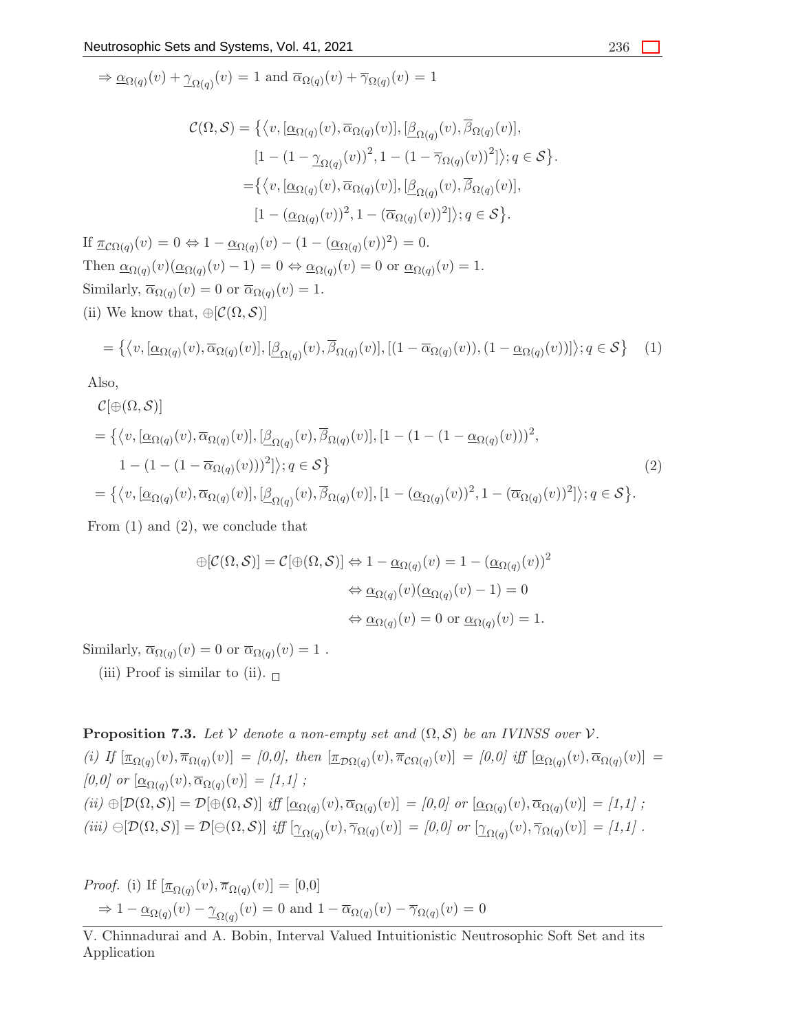$$\Rightarrow \underline{\alpha}_{\Omega(q)}(v) + \underline{\gamma}_{\Omega(q)}(v) = 1 \text{ and } \overline{\alpha}_{\Omega(q)}(v) + \overline{\gamma}_{\Omega(q)}(v) = 1$$

$$\begin{aligned}
\mathcal{C}(\Omega, \mathcal{S}) = \big\{ \big\langle v, [\underline{\alpha}_{\Omega(q)}(v), \overline{\alpha}_{\Omega(q)}(v)], [\underline{\beta}_{\Omega(q)}(v), \overline{\beta}_{\Omega(q)}(v)], \\
[1 - (1 - \underline{\gamma}_{\Omega(q)}(v))^2, 1 - (1 - \overline{\gamma}_{\Omega(q)}(v))^2] \big\rangle ; q \in \mathcal{S} \big\}. \\
= \big\{ \big\langle v, [\underline{\alpha}_{\Omega(q)}(v), \overline{\alpha}_{\Omega(q)}(v)], [\underline{\beta}_{\Omega(q)}(v), \overline{\beta}_{\Omega(q)}(v)], \\
[1 - (\underline{\alpha}_{\Omega(q)}(v))^2, 1 - (\overline{\alpha}_{\Omega(q)}(v))^2] \big\rangle ; q \in \mathcal{S} \big\}.
\end{aligned}$$

If $\underline{\pi}_{\mathcal{C}\Omega(q)}(v) = 0 \Leftrightarrow 1 - \underline{\alpha}_{\Omega(q)}(v) - (1 - (\underline{\alpha}_{\Omega(q)}(v))^2) = 0$.
Then $\underline{\alpha}_{\Omega(q)}(v)(\underline{\alpha}_{\Omega(q)}(v) - 1) = 0 \Leftrightarrow \underline{\alpha}_{\Omega(q)}(v) = 0$ or $\underline{\alpha}_{\Omega(q)}(v) = 1$.
Similarly, $\overline{\alpha}_{\Omega(q)}(v) = 0$ or $\overline{\alpha}_{\Omega(q)}(v) = 1$.
(ii) We know that, $\oplus[\mathcal{C}(\Omega, \mathcal{S})]$

$$= \big\{ \big\langle v, [\underline{\alpha}_{\Omega(q)}(v), \overline{\alpha}_{\Omega(q)}(v)], [\underline{\beta}_{\Omega(q)}(v), \overline{\beta}_{\Omega(q)}(v)], [(1 - \overline{\alpha}_{\Omega(q)}(v)), (1 - \underline{\alpha}_{\Omega(q)}(v))] \big\rangle ; q \in \mathcal{S} \big\} \quad (1)$$

Also,

$$\begin{aligned}
&\mathcal{C}[\oplus(\Omega, \mathcal{S})] \\
&= \big\{ \big\langle v, [\underline{\alpha}_{\Omega(q)}(v), \overline{\alpha}_{\Omega(q)}(v)], [\underline{\beta}_{\Omega(q)}(v), \overline{\beta}_{\Omega(q)}(v)], [1 - (1 - (1 - \underline{\alpha}_{\Omega(q)}(v)))^2, \\
&\quad 1 - (1 - (1 - \overline{\alpha}_{\Omega(q)}(v)))^2] \big\rangle ; q \in \mathcal{S} \big\} \qquad (2) \\
&= \big\{ \big\langle v, [\underline{\alpha}_{\Omega(q)}(v), \overline{\alpha}_{\Omega(q)}(v)], [\underline{\beta}_{\Omega(q)}(v), \overline{\beta}_{\Omega(q)}(v)], [1 - (\underline{\alpha}_{\Omega(q)}(v))^2, 1 - (\overline{\alpha}_{\Omega(q)}(v))^2] \big\rangle ; q \in \mathcal{S} \big\}.
\end{aligned}$$

From (1) and (2), we conclude that

$$\begin{aligned}
\oplus[\mathcal{C}(\Omega, \mathcal{S})] = \mathcal{C}[\oplus(\Omega, \mathcal{S})] &\Leftrightarrow 1 - \underline{\alpha}_{\Omega(q)}(v) = 1 - (\underline{\alpha}_{\Omega(q)}(v))^2 \\
&\Leftrightarrow \underline{\alpha}_{\Omega(q)}(v)(\underline{\alpha}_{\Omega(q)}(v) - 1) = 0 \\
&\Leftrightarrow \underline{\alpha}_{\Omega(q)}(v) = 0 \text{ or } \underline{\alpha}_{\Omega(q)}(v) = 1.
\end{aligned}$$

Similarly, $\overline{\alpha}_{\Omega(q)}(v) = 0$ or $\overline{\alpha}_{\Omega(q)}(v) = 1$ .

(iii) Proof is similar to (ii). □

**Proposition 7.3.** *Let $\mathcal{V}$ denote a non-empty set and $(\Omega, \mathcal{S})$ be an IVINSS over $\mathcal{V}$.*
*(i) If $[\underline{\pi}_{\Omega(q)}(v), \overline{\pi}_{\Omega(q)}(v)]$ = [0,0], then $[\underline{\pi}_{\mathcal{D}\Omega(q)}(v), \overline{\pi}_{\mathcal{C}\Omega(q)}(v)]$ = [0,0] iff $[\underline{\alpha}_{\Omega(q)}(v), \overline{\alpha}_{\Omega(q)}(v)]$ = [0,0] or $[\underline{\alpha}_{\Omega(q)}(v), \overline{\alpha}_{\Omega(q)}(v)]$ = [1,1] ;*
*(ii) $\oplus[\mathcal{D}(\Omega, \mathcal{S})] = \mathcal{D}[\oplus(\Omega, \mathcal{S})]$ iff $[\underline{\alpha}_{\Omega(q)}(v), \overline{\alpha}_{\Omega(q)}(v)]$ = [0,0] or $[\underline{\alpha}_{\Omega(q)}(v), \overline{\alpha}_{\Omega(q)}(v)]$ = [1,1] ;*
*(iii) $\ominus[\mathcal{D}(\Omega, \mathcal{S})] = \mathcal{D}[\ominus(\Omega, \mathcal{S})]$ iff $[\underline{\gamma}_{\Omega(q)}(v), \overline{\gamma}_{\Omega(q)}(v)]$ = [0,0] or $[\underline{\gamma}_{\Omega(q)}(v), \overline{\gamma}_{\Omega(q)}(v)]$ = [1,1] .*

*Proof.* (i) If $[\underline{\pi}_{\Omega(q)}(v), \overline{\pi}_{\Omega(q)}(v)]$ = [0,0]

$$\Rightarrow 1 - \underline{\alpha}_{\Omega(q)}(v) - \underline{\gamma}_{\Omega(q)}(v) = 0 \text{ and } 1 - \overline{\alpha}_{\Omega(q)}(v) - \overline{\gamma}_{\Omega(q)}(v) = 0$$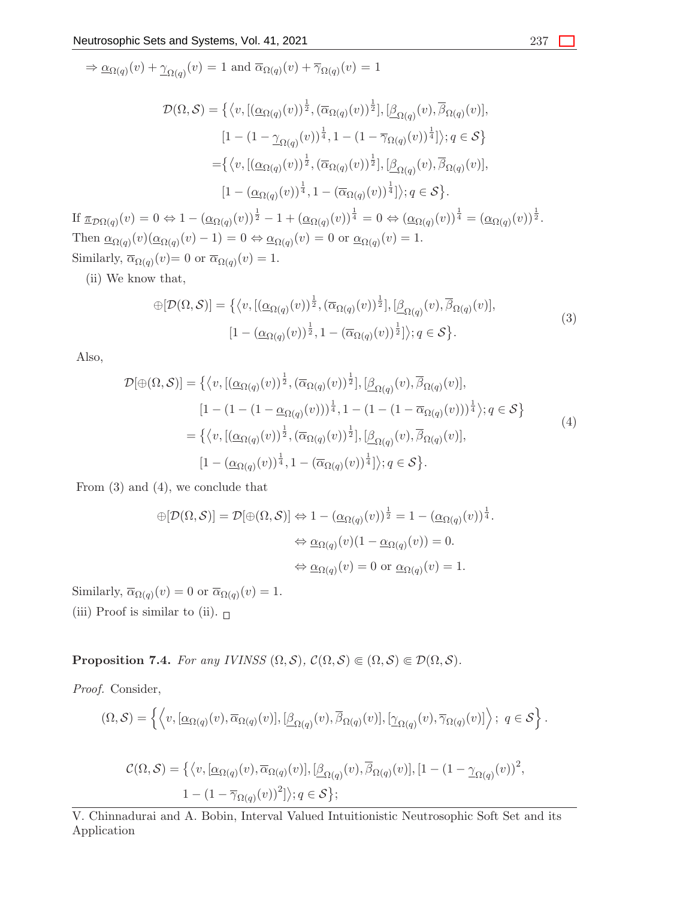$\Rightarrow \underline{\alpha}_{\Omega(q)}(v) + \underline{\gamma}_{\Omega(q)}(v) = 1$ and $\overline{\alpha}_{\Omega(q)}(v) + \overline{\gamma}_{\Omega(q)}(v) = 1$

$$
\begin{aligned}
\mathcal{D}(\Omega, \mathcal{S}) = \big\{ \big\langle v, [(\underline{\alpha}_{\Omega(q)}(v))^{\frac{1}{2}}, (\overline{\alpha}_{\Omega(q)}(v))^{\frac{1}{2}}], [\underline{\beta}_{\Omega(q)}(v), \overline{\beta}_{\Omega(q)}(v)],& \\
[1 - (1 - \underline{\gamma}_{\Omega(q)}(v))^{\frac{1}{4}}, 1 - (1 - \overline{\gamma}_{\Omega(q)}(v))^{\frac{1}{4}}] \big\rangle; q \in \mathcal{S} \big\}& \\
= \big\{ \big\langle v, [(\underline{\alpha}_{\Omega(q)}(v))^{\frac{1}{2}}, (\overline{\alpha}_{\Omega(q)}(v))^{\frac{1}{2}}], [\underline{\beta}_{\Omega(q)}(v), \overline{\beta}_{\Omega(q)}(v)],& \\
[1 - (\underline{\alpha}_{\Omega(q)}(v))^{\frac{1}{4}}, 1 - (\overline{\alpha}_{\Omega(q)}(v))^{\frac{1}{4}}] \big\rangle; q \in \mathcal{S} \big\}.&
\end{aligned}
$$

If $\underline{\pi}_{\mathcal{D}\Omega(q)}(v) = 0 \Leftrightarrow 1 - (\underline{\alpha}_{\Omega(q)}(v))^{\frac{1}{2}} - 1 + (\underline{\alpha}_{\Omega(q)}(v))^{\frac{1}{4}} = 0 \Leftrightarrow (\underline{\alpha}_{\Omega(q)}(v))^{\frac{1}{4}} = (\underline{\alpha}_{\Omega(q)}(v))^{\frac{1}{2}}$.
Then $\underline{\alpha}_{\Omega(q)}(v)(\underline{\alpha}_{\Omega(q)}(v) - 1) = 0 \Leftrightarrow \underline{\alpha}_{\Omega(q)}(v) = 0$ or $\underline{\alpha}_{\Omega(q)}(v) = 1$.
Similarly, $\overline{\alpha}_{\Omega(q)}(v) = 0$ or $\overline{\alpha}_{\Omega(q)}(v) = 1$.

(ii) We know that,

$$
\begin{aligned}
\oplus[\mathcal{D}(\Omega, \mathcal{S})] = \big\{ \big\langle v, [(\underline{\alpha}_{\Omega(q)}(v))^{\frac{1}{2}}, (\overline{\alpha}_{\Omega(q)}(v))^{\frac{1}{2}}], [\underline{\beta}_{\Omega(q)}(v), \overline{\beta}_{\Omega(q)}(v)],& \\
[1 - (\underline{\alpha}_{\Omega(q)}(v))^{\frac{1}{2}}, 1 - (\overline{\alpha}_{\Omega(q)}(v))^{\frac{1}{2}}] \big\rangle; q \in \mathcal{S} \big\}.&
\end{aligned} \tag{3}
$$

Also,

$$
\begin{aligned}
\mathcal{D}[\oplus(\Omega, \mathcal{S})] = \big\{ \big\langle v, [(\underline{\alpha}_{\Omega(q)}(v))^{\frac{1}{2}}, (\overline{\alpha}_{\Omega(q)}(v))^{\frac{1}{2}}], [\underline{\beta}_{\Omega(q)}(v), \overline{\beta}_{\Omega(q)}(v)],& \\
[1 - (1 - (1 - \underline{\alpha}_{\Omega(q)}(v)))^{\frac{1}{4}}, 1 - (1 - (1 - \overline{\alpha}_{\Omega(q)}(v)))^{\frac{1}{4}} \big\rangle; q \in \mathcal{S} \big\}& \\
= \big\{ \big\langle v, [(\underline{\alpha}_{\Omega(q)}(v))^{\frac{1}{2}}, (\overline{\alpha}_{\Omega(q)}(v))^{\frac{1}{2}}], [\underline{\beta}_{\Omega(q)}(v), \overline{\beta}_{\Omega(q)}(v)],& \\
[1 - (\underline{\alpha}_{\Omega(q)}(v))^{\frac{1}{4}}, 1 - (\overline{\alpha}_{\Omega(q)}(v))^{\frac{1}{4}}] \big\rangle; q \in \mathcal{S} \big\}.&
\end{aligned} \tag{4}
$$

From (3) and (4), we conclude that

$$
\begin{aligned}
\oplus[\mathcal{D}(\Omega, \mathcal{S})] = \mathcal{D}[\oplus(\Omega, \mathcal{S})] &\Leftrightarrow 1 - (\underline{\alpha}_{\Omega(q)}(v))^{\frac{1}{2}} = 1 - (\underline{\alpha}_{\Omega(q)}(v))^{\frac{1}{4}}. \\
&\Leftrightarrow \underline{\alpha}_{\Omega(q)}(v)(1 - \underline{\alpha}_{\Omega(q)}(v)) = 0. \\
&\Leftrightarrow \underline{\alpha}_{\Omega(q)}(v) = 0 \text{ or } \underline{\alpha}_{\Omega(q)}(v) = 1.
\end{aligned}
$$

Similarly, $\overline{\alpha}_{\Omega(q)}(v) = 0$ or $\overline{\alpha}_{\Omega(q)}(v) = 1$.
(iii) Proof is similar to (ii). □

**Proposition 7.4.** *For any IVINSS $(\Omega, \mathcal{S})$, $\mathcal{C}(\Omega, \mathcal{S}) \Subset (\Omega, \mathcal{S}) \Subset \mathcal{D}(\Omega, \mathcal{S})$.*

*Proof.* Consider,

$$
(\Omega, \mathcal{S}) = \left\{ \left\langle v, [\underline{\alpha}_{\Omega(q)}(v), \overline{\alpha}_{\Omega(q)}(v)], [\underline{\beta}_{\Omega(q)}(v), \overline{\beta}_{\Omega(q)}(v)], [\underline{\gamma}_{\Omega(q)}(v), \overline{\gamma}_{\Omega(q)}(v)] \right\rangle;\ q \in \mathcal{S} \right\}.
$$

$$
\begin{aligned}
\mathcal{C}(\Omega, \mathcal{S}) = \big\{ \big\langle v, [\underline{\alpha}_{\Omega(q)}(v), \overline{\alpha}_{\Omega(q)}(v)], [\underline{\beta}_{\Omega(q)}(v), \overline{\beta}_{\Omega(q)}(v)], [1 - (1 - \underline{\gamma}_{\Omega(q)}(v))^2,& \\
1 - (1 - \overline{\gamma}_{\Omega(q)}(v))^2] \big\rangle; q \in \mathcal{S} \big\};&
\end{aligned}
$$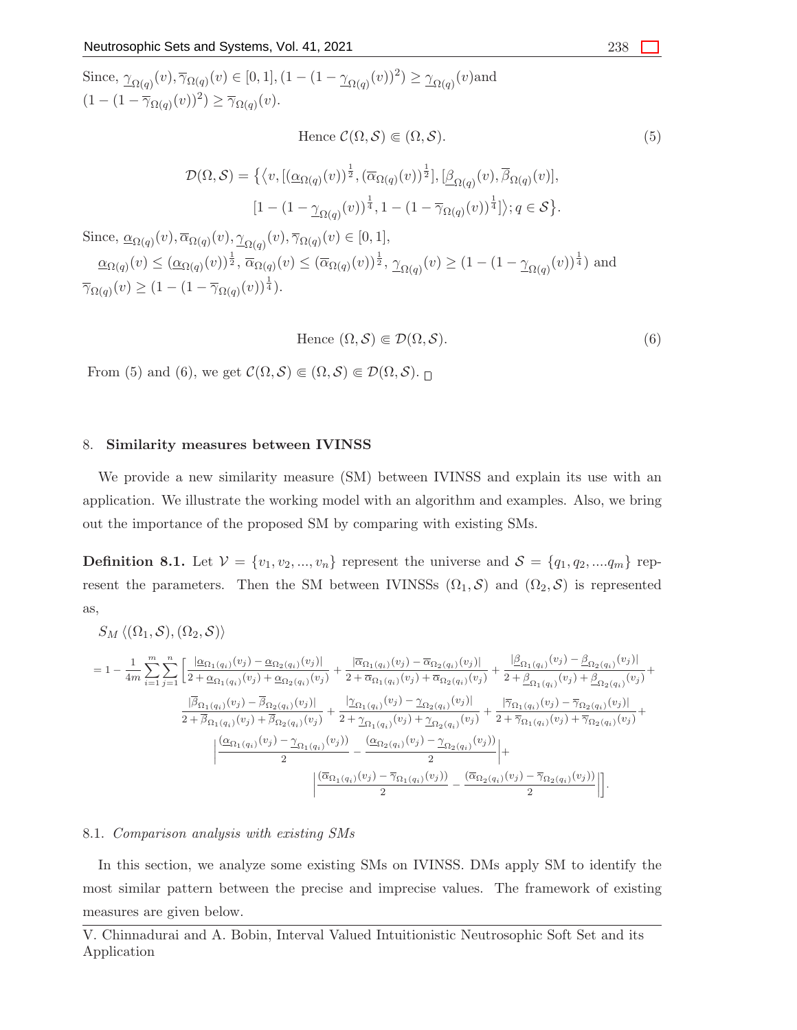Since, $\underline{\gamma}_{\Omega(q)}(v), \overline{\gamma}_{\Omega(q)}(v) \in [0,1], (1-(1-\underline{\gamma}_{\Omega(q)}(v))^2) \geq \underline{\gamma}_{\Omega(q)}(v)$and $(1-(1-\overline{\gamma}_{\Omega(q)}(v))^2) \geq \overline{\gamma}_{\Omega(q)}(v)$.

$$\text{Hence } \mathcal{C}(\Omega, \mathcal{S}) \Subset (\Omega, \mathcal{S}). \tag{5}$$

$$\mathcal{D}(\Omega, \mathcal{S}) = \{\langle v, [(\underline{\alpha}_{\Omega(q)}(v))^{\frac{1}{2}}, (\overline{\alpha}_{\Omega(q)}(v))^{\frac{1}{2}}], [\underline{\beta}_{\Omega(q)}(v), \overline{\beta}_{\Omega(q)}(v)],$$
$$[1-(1-\underline{\gamma}_{\Omega(q)}(v))^{\frac{1}{4}}, 1-(1-\overline{\gamma}_{\Omega(q)}(v))^{\frac{1}{4}}]\rangle; q \in \mathcal{S}\}.$$

Since, $\underline{\alpha}_{\Omega(q)}(v), \overline{\alpha}_{\Omega(q)}(v), \underline{\gamma}_{\Omega(q)}(v), \overline{\gamma}_{\Omega(q)}(v) \in [0,1]$,
$\underline{\alpha}_{\Omega(q)}(v) \leq (\underline{\alpha}_{\Omega(q)}(v))^{\frac{1}{2}}$, $\overline{\alpha}_{\Omega(q)}(v) \leq (\overline{\alpha}_{\Omega(q)}(v))^{\frac{1}{2}}$, $\underline{\gamma}_{\Omega(q)}(v) \geq (1-(1-\underline{\gamma}_{\Omega(q)}(v))^{\frac{1}{4}})$ and $\overline{\gamma}_{\Omega(q)}(v) \geq (1-(1-\overline{\gamma}_{\Omega(q)}(v))^{\frac{1}{4}})$.

$$\text{Hence } (\Omega, \mathcal{S}) \Subset \mathcal{D}(\Omega, \mathcal{S}). \tag{6}$$

From (5) and (6), we get $\mathcal{C}(\Omega, \mathcal{S}) \Subset (\Omega, \mathcal{S}) \Subset \mathcal{D}(\Omega, \mathcal{S})$. □

## 8. Similarity measures between IVINSS

We provide a new similarity measure (SM) between IVINSS and explain its use with an application. We illustrate the working model with an algorithm and examples. Also, we bring out the importance of the proposed SM by comparing with existing SMs.

**Definition 8.1.** Let $\mathcal{V} = \{v_1, v_2, ..., v_n\}$ represent the universe and $\mathcal{S} = \{q_1, q_2, ....q_m\}$ represent the parameters. Then the SM between IVINSSs $(\Omega_1, \mathcal{S})$ and $(\Omega_2, \mathcal{S})$ is represented as,

$$S_M \langle (\Omega_1, \mathcal{S}), (\Omega_2, \mathcal{S}) \rangle$$
$$= 1 - \frac{1}{4m}\sum_{i=1}^{m}\sum_{j=1}^{n}\Big[\frac{|\underline{\alpha}_{\Omega_1(q_i)}(v_j) - \underline{\alpha}_{\Omega_2(q_i)}(v_j)|}{2+\underline{\alpha}_{\Omega_1(q_i)}(v_j)+\underline{\alpha}_{\Omega_2(q_i)}(v_j)} + \frac{|\overline{\alpha}_{\Omega_1(q_i)}(v_j) - \overline{\alpha}_{\Omega_2(q_i)}(v_j)|}{2+\overline{\alpha}_{\Omega_1(q_i)}(v_j)+\overline{\alpha}_{\Omega_2(q_i)}(v_j)} + \frac{|\underline{\beta}_{\Omega_1(q_i)}(v_j) - \underline{\beta}_{\Omega_2(q_i)}(v_j)|}{2+\underline{\beta}_{\Omega_1(q_i)}(v_j)+\underline{\beta}_{\Omega_2(q_i)}(v_j)} +$$
$$\frac{|\overline{\beta}_{\Omega_1(q_i)}(v_j) - \overline{\beta}_{\Omega_2(q_i)}(v_j)|}{2+\overline{\beta}_{\Omega_1(q_i)}(v_j)+\overline{\beta}_{\Omega_2(q_i)}(v_j)} + \frac{|\underline{\gamma}_{\Omega_1(q_i)}(v_j) - \underline{\gamma}_{\Omega_2(q_i)}(v_j)|}{2+\underline{\gamma}_{\Omega_1(q_i)}(v_j)+\underline{\gamma}_{\Omega_2(q_i)}(v_j)} + \frac{|\overline{\gamma}_{\Omega_1(q_i)}(v_j) - \overline{\gamma}_{\Omega_2(q_i)}(v_j)|}{2+\overline{\gamma}_{\Omega_1(q_i)}(v_j)+\overline{\gamma}_{\Omega_2(q_i)}(v_j)} +$$
$$\Big|\frac{(\underline{\alpha}_{\Omega_1(q_i)}(v_j) - \underline{\gamma}_{\Omega_1(q_i)}(v_j))}{2} - \frac{(\underline{\alpha}_{\Omega_2(q_i)}(v_j) - \underline{\gamma}_{\Omega_2(q_i)}(v_j))}{2}\Big| +$$
$$\Big|\frac{(\overline{\alpha}_{\Omega_1(q_i)}(v_j) - \overline{\gamma}_{\Omega_1(q_i)}(v_j))}{2} - \frac{(\overline{\alpha}_{\Omega_2(q_i)}(v_j) - \overline{\gamma}_{\Omega_2(q_i)}(v_j))}{2}\Big|\Big].$$

### 8.1. *Comparison analysis with existing SMs*

In this section, we analyze some existing SMs on IVINSS. DMs apply SM to identify the most similar pattern between the precise and imprecise values. The framework of existing measures are given below.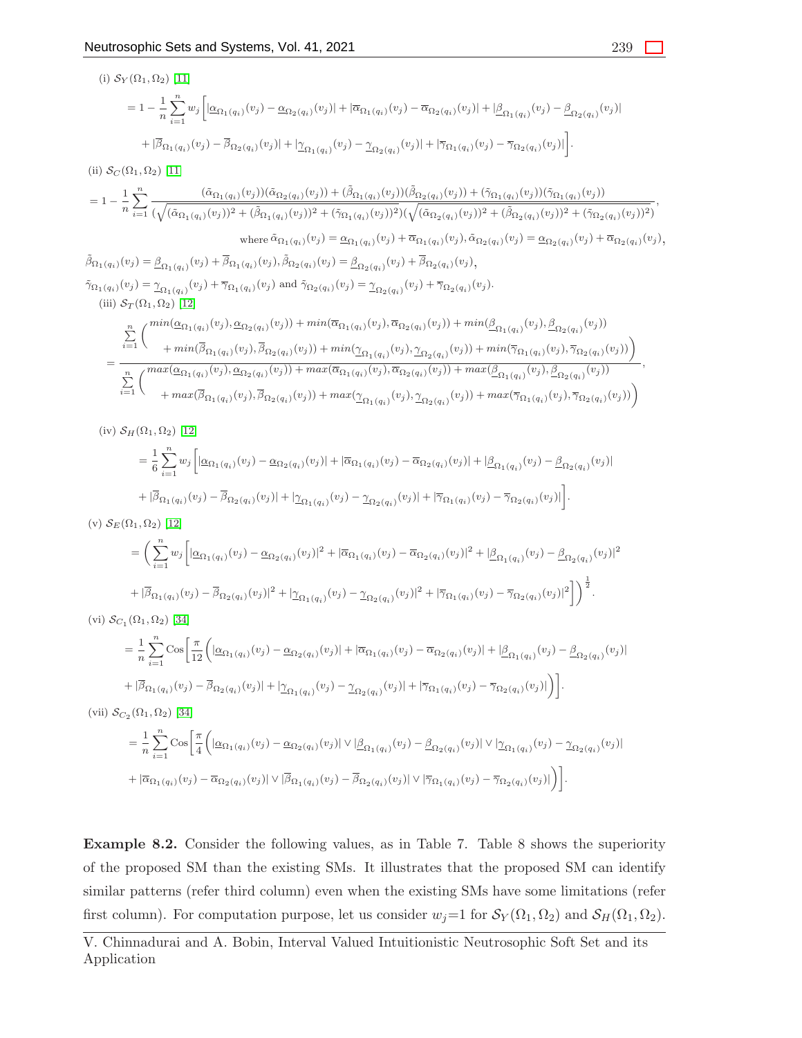(i) $\mathcal{S}_Y(\Omega_1, \Omega_2)$ [11]

$$= 1 - \frac{1}{n}\sum_{i=1}^{n} w_j \Big[ |\underline{\alpha}_{\Omega_1(q_i)}(v_j) - \underline{\alpha}_{\Omega_2(q_i)}(v_j)| + |\overline{\alpha}_{\Omega_1(q_i)}(v_j) - \overline{\alpha}_{\Omega_2(q_i)}(v_j)| + |\underline{\beta}_{\Omega_1(q_i)}(v_j) - \underline{\beta}_{\Omega_2(q_i)}(v_j)|$$
$$+ |\overline{\beta}_{\Omega_1(q_i)}(v_j) - \overline{\beta}_{\Omega_2(q_i)}(v_j)| + |\underline{\gamma}_{\Omega_1(q_i)}(v_j) - \underline{\gamma}_{\Omega_2(q_i)}(v_j)| + |\overline{\gamma}_{\Omega_1(q_i)}(v_j) - \overline{\gamma}_{\Omega_2(q_i)}(v_j)| \Big].$$

(ii) $\mathcal{S}_C(\Omega_1, \Omega_2)$ [11]

$$= 1 - \frac{1}{n}\sum_{i=1}^{n} \frac{(\tilde{\alpha}_{\Omega_1(q_i)}(v_j))(\tilde{\alpha}_{\Omega_2(q_i)}(v_j)) + (\tilde{\beta}_{\Omega_1(q_i)}(v_j))(\tilde{\beta}_{\Omega_2(q_i)}(v_j)) + (\tilde{\gamma}_{\Omega_1(q_i)}(v_j))(\tilde{\gamma}_{\Omega_1(q_i)}(v_j))}{(\sqrt{(\tilde{\alpha}_{\Omega_1(q_i)}(v_j))^2 + (\tilde{\beta}_{\Omega_1(q_i)}(v_j))^2 + (\tilde{\gamma}_{\Omega_1(q_i)}(v_j))^2})(\sqrt{(\tilde{\alpha}_{\Omega_2(q_i)}(v_j))^2 + (\tilde{\beta}_{\Omega_2(q_i)}(v_j))^2 + (\tilde{\gamma}_{\Omega_2(q_i)}(v_j))^2})},$$

where $\tilde{\alpha}_{\Omega_1(q_i)}(v_j) = \underline{\alpha}_{\Omega_1(q_i)}(v_j) + \overline{\alpha}_{\Omega_1(q_i)}(v_j), \tilde{\alpha}_{\Omega_2(q_i)}(v_j) = \underline{\alpha}_{\Omega_2(q_i)}(v_j) + \overline{\alpha}_{\Omega_2(q_i)}(v_j)$,

$\tilde{\beta}_{\Omega_1(q_i)}(v_j) = \underline{\beta}_{\Omega_1(q_i)}(v_j) + \overline{\beta}_{\Omega_1(q_i)}(v_j), \tilde{\beta}_{\Omega_2(q_i)}(v_j) = \underline{\beta}_{\Omega_2(q_i)}(v_j) + \overline{\beta}_{\Omega_2(q_i)}(v_j)$,

$\tilde{\gamma}_{\Omega_1(q_i)}(v_j) = \underline{\gamma}_{\Omega_1(q_i)}(v_j) + \overline{\gamma}_{\Omega_1(q_i)}(v_j)$ and $\tilde{\gamma}_{\Omega_2(q_i)}(v_j) = \underline{\gamma}_{\Omega_2(q_i)}(v_j) + \overline{\gamma}_{\Omega_2(q_i)}(v_j)$.

(iii) $\mathcal{S}_T(\Omega_1, \Omega_2)$ [12]

$$= \frac{\sum\limits_{i=1}^{n} \begin{pmatrix} min(\underline{\alpha}_{\Omega_1(q_i)}(v_j), \underline{\alpha}_{\Omega_2(q_i)}(v_j)) + min(\overline{\alpha}_{\Omega_1(q_i)}(v_j), \overline{\alpha}_{\Omega_2(q_i)}(v_j)) + min(\underline{\beta}_{\Omega_1(q_i)}(v_j), \underline{\beta}_{\Omega_2(q_i)}(v_j)) \\ + min(\overline{\beta}_{\Omega_1(q_i)}(v_j), \overline{\beta}_{\Omega_2(q_i)}(v_j)) + min(\underline{\gamma}_{\Omega_1(q_i)}(v_j), \underline{\gamma}_{\Omega_2(q_i)}(v_j)) + min(\overline{\gamma}_{\Omega_1(q_i)}(v_j), \overline{\gamma}_{\Omega_2(q_i)}(v_j)) \end{pmatrix}}{\sum\limits_{i=1}^{n} \begin{pmatrix} max(\underline{\alpha}_{\Omega_1(q_i)}(v_j), \underline{\alpha}_{\Omega_2(q_i)}(v_j)) + max(\overline{\alpha}_{\Omega_1(q_i)}(v_j), \overline{\alpha}_{\Omega_2(q_i)}(v_j)) + max(\underline{\beta}_{\Omega_1(q_i)}(v_j), \underline{\beta}_{\Omega_2(q_i)}(v_j)) \\ + max(\overline{\beta}_{\Omega_1(q_i)}(v_j), \overline{\beta}_{\Omega_2(q_i)}(v_j)) + max(\underline{\gamma}_{\Omega_1(q_i)}(v_j), \underline{\gamma}_{\Omega_2(q_i)}(v_j)) + max(\overline{\gamma}_{\Omega_1(q_i)}(v_j), \overline{\gamma}_{\Omega_2(q_i)}(v_j)) \end{pmatrix}},$$

(iv) $\mathcal{S}_H(\Omega_1, \Omega_2)$ [12]

$$= \frac{1}{6}\sum_{i=1}^{n} w_j \Big[ |\underline{\alpha}_{\Omega_1(q_i)}(v_j) - \underline{\alpha}_{\Omega_2(q_i)}(v_j)| + |\overline{\alpha}_{\Omega_1(q_i)}(v_j) - \overline{\alpha}_{\Omega_2(q_i)}(v_j)| + |\underline{\beta}_{\Omega_1(q_i)}(v_j) - \underline{\beta}_{\Omega_2(q_i)}(v_j)|$$
$$+ |\overline{\beta}_{\Omega_1(q_i)}(v_j) - \overline{\beta}_{\Omega_2(q_i)}(v_j)| + |\underline{\gamma}_{\Omega_1(q_i)}(v_j) - \underline{\gamma}_{\Omega_2(q_i)}(v_j)| + |\overline{\gamma}_{\Omega_1(q_i)}(v_j) - \overline{\gamma}_{\Omega_2(q_i)}(v_j)| \Big].$$

(v) $\mathcal{S}_E(\Omega_1, \Omega_2)$ [12]

$$= \Big( \sum_{i=1}^{n} w_j \Big[ |\underline{\alpha}_{\Omega_1(q_i)}(v_j) - \underline{\alpha}_{\Omega_2(q_i)}(v_j)|^2 + |\overline{\alpha}_{\Omega_1(q_i)}(v_j) - \overline{\alpha}_{\Omega_2(q_i)}(v_j)|^2 + |\underline{\beta}_{\Omega_1(q_i)}(v_j) - \underline{\beta}_{\Omega_2(q_i)}(v_j)|^2$$
$$+ |\overline{\beta}_{\Omega_1(q_i)}(v_j) - \overline{\beta}_{\Omega_2(q_i)}(v_j)|^2 + |\underline{\gamma}_{\Omega_1(q_i)}(v_j) - \underline{\gamma}_{\Omega_2(q_i)}(v_j)|^2 + |\overline{\gamma}_{\Omega_1(q_i)}(v_j) - \overline{\gamma}_{\Omega_2(q_i)}(v_j)|^2 \Big] \Big)^{\frac{1}{2}}.$$

(vi) $\mathcal{S}_{C_1}(\Omega_1, \Omega_2)$ [34]

$$= \frac{1}{n}\sum_{i=1}^{n} \text{Cos}\Big[ \frac{\pi}{12} \Big( |\underline{\alpha}_{\Omega_1(q_i)}(v_j) - \underline{\alpha}_{\Omega_2(q_i)}(v_j)| + |\overline{\alpha}_{\Omega_1(q_i)}(v_j) - \overline{\alpha}_{\Omega_2(q_i)}(v_j)| + |\underline{\beta}_{\Omega_1(q_i)}(v_j) - \underline{\beta}_{\Omega_2(q_i)}(v_j)|$$
$$+ |\overline{\beta}_{\Omega_1(q_i)}(v_j) - \overline{\beta}_{\Omega_2(q_i)}(v_j)| + |\underline{\gamma}_{\Omega_1(q_i)}(v_j) - \underline{\gamma}_{\Omega_2(q_i)}(v_j)| + |\overline{\gamma}_{\Omega_1(q_i)}(v_j) - \overline{\gamma}_{\Omega_2(q_i)}(v_j)| \Big) \Big].$$

(vii) $\mathcal{S}_{C_2}(\Omega_1, \Omega_2)$ [34]

$$= \frac{1}{n}\sum_{i=1}^{n} \text{Cos}\Big[ \frac{\pi}{4} \Big( |\underline{\alpha}_{\Omega_1(q_i)}(v_j) - \underline{\alpha}_{\Omega_2(q_i)}(v_j)| \vee |\underline{\beta}_{\Omega_1(q_i)}(v_j) - \underline{\beta}_{\Omega_2(q_i)}(v_j)| \vee |\underline{\gamma}_{\Omega_1(q_i)}(v_j) - \underline{\gamma}_{\Omega_2(q_i)}(v_j)|$$
$$+ |\overline{\alpha}_{\Omega_1(q_i)}(v_j) - \overline{\alpha}_{\Omega_2(q_i)}(v_j)| \vee |\overline{\beta}_{\Omega_1(q_i)}(v_j) - \overline{\beta}_{\Omega_2(q_i)}(v_j)| \vee |\overline{\gamma}_{\Omega_1(q_i)}(v_j) - \overline{\gamma}_{\Omega_2(q_i)}(v_j)| \Big) \Big].$$

**Example 8.2.** Consider the following values, as in Table 7. Table 8 shows the superiority of the proposed SM than the existing SMs. It illustrates that the proposed SM can identify similar patterns (refer third column) even when the existing SMs have some limitations (refer first column). For computation purpose, let us consider $w_j$=1 for $\mathcal{S}_Y(\Omega_1, \Omega_2)$ and $\mathcal{S}_H(\Omega_1, \Omega_2)$.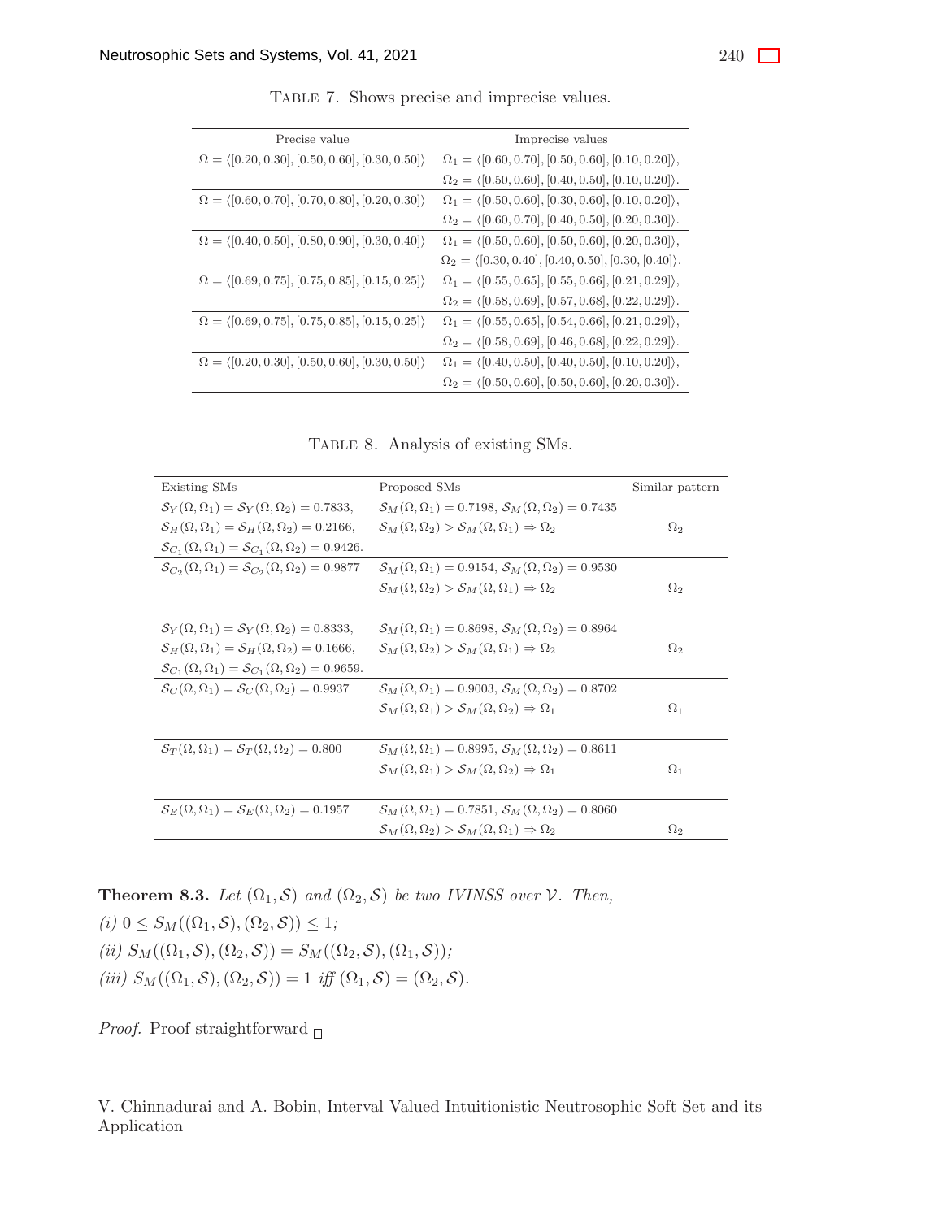Table 7. Shows precise and imprecise values.

| Precise value | Imprecise values |
|---|---|
| $\Omega = \langle [0.20, 0.30], [0.50, 0.60], [0.30, 0.50] \rangle$ | $\Omega_1 = \langle [0.60, 0.70], [0.50, 0.60], [0.10, 0.20] \rangle$, |
| | $\Omega_2 = \langle [0.50, 0.60], [0.40, 0.50], [0.10, 0.20] \rangle$. |
| $\Omega = \langle [0.60, 0.70], [0.70, 0.80], [0.20, 0.30] \rangle$ | $\Omega_1 = \langle [0.50, 0.60], [0.30, 0.60], [0.10, 0.20] \rangle$, |
| | $\Omega_2 = \langle [0.60, 0.70], [0.40, 0.50], [0.20, 0.30] \rangle$. |
| $\Omega = \langle [0.40, 0.50], [0.80, 0.90], [0.30, 0.40] \rangle$ | $\Omega_1 = \langle [0.50, 0.60], [0.50, 0.60], [0.20, 0.30] \rangle$, |
| | $\Omega_2 = \langle [0.30, 0.40], [0.40, 0.50], [0.30, [0.40] \rangle$. |
| $\Omega = \langle [0.69, 0.75], [0.75, 0.85], [0.15, 0.25] \rangle$ | $\Omega_1 = \langle [0.55, 0.65], [0.55, 0.66], [0.21, 0.29] \rangle$, |
| | $\Omega_2 = \langle [0.58, 0.69], [0.57, 0.68], [0.22, 0.29] \rangle$. |
| $\Omega = \langle [0.69, 0.75], [0.75, 0.85], [0.15, 0.25] \rangle$ | $\Omega_1 = \langle [0.55, 0.65], [0.54, 0.66], [0.21, 0.29] \rangle$, |
| | $\Omega_2 = \langle [0.58, 0.69], [0.46, 0.68], [0.22, 0.29] \rangle$. |
| $\Omega = \langle [0.20, 0.30], [0.50, 0.60], [0.30, 0.50] \rangle$ | $\Omega_1 = \langle [0.40, 0.50], [0.40, 0.50], [0.10, 0.20] \rangle$, |
| | $\Omega_2 = \langle [0.50, 0.60], [0.50, 0.60], [0.20, 0.30] \rangle$. |

Table 8. Analysis of existing SMs.

| Existing SMs | Proposed SMs | Similar pattern |
|---|---|---|
| $\mathcal{S}_Y(\Omega, \Omega_1) = \mathcal{S}_Y(\Omega, \Omega_2) = 0.7833$, $\mathcal{S}_H(\Omega, \Omega_1) = \mathcal{S}_H(\Omega, \Omega_2) = 0.2166$, $\mathcal{S}_{C_1}(\Omega, \Omega_1) = \mathcal{S}_{C_1}(\Omega, \Omega_2) = 0.9426$. | $\mathcal{S}_M(\Omega, \Omega_1) = 0.7198$, $\mathcal{S}_M(\Omega, \Omega_2) = 0.7435$; $\mathcal{S}_M(\Omega, \Omega_2) > \mathcal{S}_M(\Omega, \Omega_1) \Rightarrow \Omega_2$ | $\Omega_2$ |
| $\mathcal{S}_{C_2}(\Omega, \Omega_1) = \mathcal{S}_{C_2}(\Omega, \Omega_2) = 0.9877$ | $\mathcal{S}_M(\Omega, \Omega_1) = 0.9154$, $\mathcal{S}_M(\Omega, \Omega_2) = 0.9530$; $\mathcal{S}_M(\Omega, \Omega_2) > \mathcal{S}_M(\Omega, \Omega_1) \Rightarrow \Omega_2$ | $\Omega_2$ |
| $\mathcal{S}_Y(\Omega, \Omega_1) = \mathcal{S}_Y(\Omega, \Omega_2) = 0.8333$, $\mathcal{S}_H(\Omega, \Omega_1) = \mathcal{S}_H(\Omega, \Omega_2) = 0.1666$, $\mathcal{S}_{C_1}(\Omega, \Omega_1) = \mathcal{S}_{C_1}(\Omega, \Omega_2) = 0.9659$. | $\mathcal{S}_M(\Omega, \Omega_1) = 0.8698$, $\mathcal{S}_M(\Omega, \Omega_2) = 0.8964$; $\mathcal{S}_M(\Omega, \Omega_2) > \mathcal{S}_M(\Omega, \Omega_1) \Rightarrow \Omega_2$ | $\Omega_2$ |
| $\mathcal{S}_C(\Omega, \Omega_1) = \mathcal{S}_C(\Omega, \Omega_2) = 0.9937$ | $\mathcal{S}_M(\Omega, \Omega_1) = 0.9003$, $\mathcal{S}_M(\Omega, \Omega_2) = 0.8702$; $\mathcal{S}_M(\Omega, \Omega_1) > \mathcal{S}_M(\Omega, \Omega_2) \Rightarrow \Omega_1$ | $\Omega_1$ |
| $\mathcal{S}_T(\Omega, \Omega_1) = \mathcal{S}_T(\Omega, \Omega_2) = 0.800$ | $\mathcal{S}_M(\Omega, \Omega_1) = 0.8995$, $\mathcal{S}_M(\Omega, \Omega_2) = 0.8611$; $\mathcal{S}_M(\Omega, \Omega_1) > \mathcal{S}_M(\Omega, \Omega_2) \Rightarrow \Omega_1$ | $\Omega_1$ |
| $\mathcal{S}_E(\Omega, \Omega_1) = \mathcal{S}_E(\Omega, \Omega_2) = 0.1957$ | $\mathcal{S}_M(\Omega, \Omega_1) = 0.7851$, $\mathcal{S}_M(\Omega, \Omega_2) = 0.8060$; $\mathcal{S}_M(\Omega, \Omega_2) > \mathcal{S}_M(\Omega, \Omega_1) \Rightarrow \Omega_2$ | $\Omega_2$ |

**Theorem 8.3.** *Let $(\Omega_1, \mathcal{S})$ and $(\Omega_2, \mathcal{S})$ be two IVINSS over $\mathcal{V}$. Then,*

*(i)* $0 \leq S_M((\Omega_1, \mathcal{S}), (\Omega_2, \mathcal{S})) \leq 1$;

*(ii)* $S_M((\Omega_1, \mathcal{S}), (\Omega_2, \mathcal{S})) = S_M((\Omega_2, \mathcal{S}), (\Omega_1, \mathcal{S}))$;

*(iii)* $S_M((\Omega_1, \mathcal{S}), (\Omega_2, \mathcal{S})) = 1$ *iff* $(\Omega_1, \mathcal{S}) = (\Omega_2, \mathcal{S})$.

*Proof.* Proof straightforward □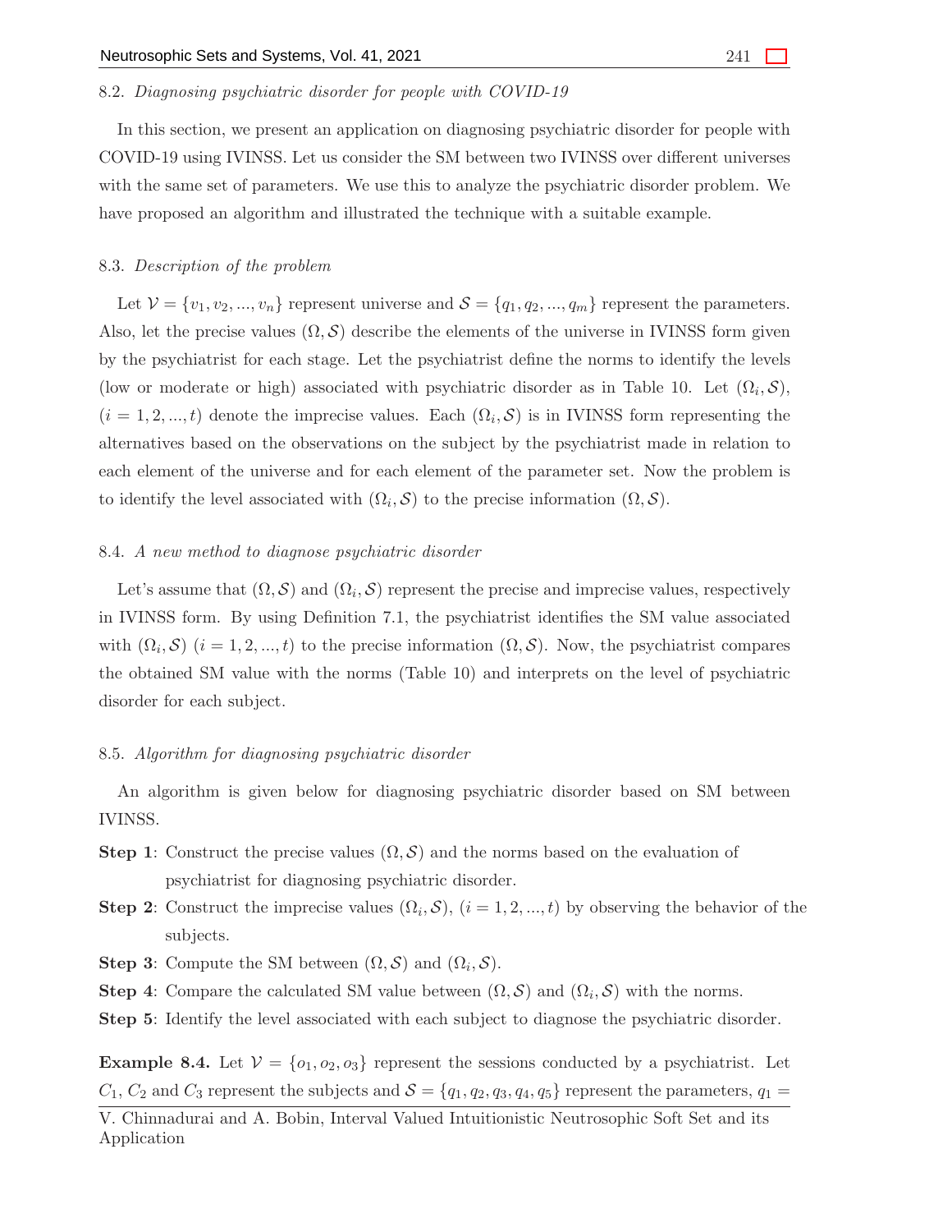### 8.2. *Diagnosing psychiatric disorder for people with COVID-19*

In this section, we present an application on diagnosing psychiatric disorder for people with COVID-19 using IVINSS. Let us consider the SM between two IVINSS over different universes with the same set of parameters. We use this to analyze the psychiatric disorder problem. We have proposed an algorithm and illustrated the technique with a suitable example.

### 8.3. *Description of the problem*

Let $\mathcal{V} = \{v_1, v_2, ..., v_n\}$ represent universe and $\mathcal{S} = \{q_1, q_2, ..., q_m\}$ represent the parameters. Also, let the precise values $(\Omega, \mathcal{S})$ describe the elements of the universe in IVINSS form given by the psychiatrist for each stage. Let the psychiatrist define the norms to identify the levels (low or moderate or high) associated with psychiatric disorder as in Table 10. Let $(\Omega_i, \mathcal{S})$, $(i = 1, 2, ..., t)$ denote the imprecise values. Each $(\Omega_i, \mathcal{S})$ is in IVINSS form representing the alternatives based on the observations on the subject by the psychiatrist made in relation to each element of the universe and for each element of the parameter set. Now the problem is to identify the level associated with $(\Omega_i, \mathcal{S})$ to the precise information $(\Omega, \mathcal{S})$.

### 8.4. *A new method to diagnose psychiatric disorder*

Let's assume that $(\Omega, \mathcal{S})$ and $(\Omega_i, \mathcal{S})$ represent the precise and imprecise values, respectively in IVINSS form. By using Definition 7.1, the psychiatrist identifies the SM value associated with $(\Omega_i, \mathcal{S})$ $(i = 1, 2, ..., t)$ to the precise information $(\Omega, \mathcal{S})$. Now, the psychiatrist compares the obtained SM value with the norms (Table 10) and interprets on the level of psychiatric disorder for each subject.

### 8.5. *Algorithm for diagnosing psychiatric disorder*

An algorithm is given below for diagnosing psychiatric disorder based on SM between IVINSS.

- **Step 1**: Construct the precise values $(\Omega, \mathcal{S})$ and the norms based on the evaluation of psychiatrist for diagnosing psychiatric disorder.
- **Step 2**: Construct the imprecise values $(\Omega_i, \mathcal{S})$, $(i = 1, 2, ..., t)$ by observing the behavior of the subjects.
- **Step 3**: Compute the SM between $(\Omega, \mathcal{S})$ and $(\Omega_i, \mathcal{S})$.
- **Step 4**: Compare the calculated SM value between $(\Omega, \mathcal{S})$ and $(\Omega_i, \mathcal{S})$ with the norms.
- **Step 5**: Identify the level associated with each subject to diagnose the psychiatric disorder.

**Example 8.4.** Let $\mathcal{V} = \{o_1, o_2, o_3\}$ represent the sessions conducted by a psychiatrist. Let $C_1$, $C_2$ and $C_3$ represent the subjects and $\mathcal{S} = \{q_1, q_2, q_3, q_4, q_5\}$ represent the parameters, $q_1 =$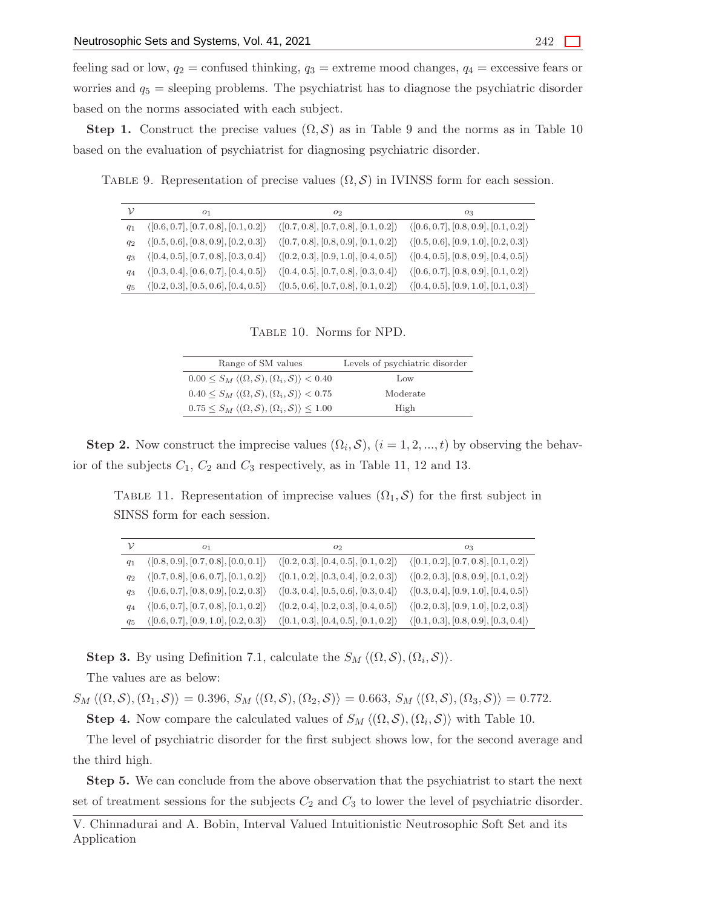feeling sad or low, $q_2$ = confused thinking, $q_3$ = extreme mood changes, $q_4$ = excessive fears or worries and $q_5$ = sleeping problems. The psychiatrist has to diagnose the psychiatric disorder based on the norms associated with each subject.

**Step 1.** Construct the precise values $(\Omega, \mathcal{S})$ as in Table 9 and the norms as in Table 10 based on the evaluation of psychiatrist for diagnosing psychiatric disorder.

TABLE 9. Representation of precise values $(\Omega, \mathcal{S})$ in IVINSS form for each session.

| $\mathcal{V}$ | $o_1$ | $o_2$ | $o_3$ |
|---|---|---|---|
| $q_1$ | $\langle[0.6, 0.7], [0.7, 0.8], [0.1, 0.2]\rangle$ | $\langle[0.7, 0.8], [0.7, 0.8], [0.1, 0.2]\rangle$ | $\langle[0.6, 0.7], [0.8, 0.9], [0.1, 0.2]\rangle$ |
| $q_2$ | $\langle[0.5, 0.6], [0.8, 0.9], [0.2, 0.3]\rangle$ | $\langle[0.7, 0.8], [0.8, 0.9], [0.1, 0.2]\rangle$ | $\langle[0.5, 0.6], [0.9, 1.0], [0.2, 0.3]\rangle$ |
| $q_3$ | $\langle[0.4, 0.5], [0.7, 0.8], [0.3, 0.4]\rangle$ | $\langle[0.2, 0.3], [0.9, 1.0], [0.4, 0.5]\rangle$ | $\langle[0.4, 0.5], [0.8, 0.9], [0.4, 0.5]\rangle$ |
| $q_4$ | $\langle[0.3, 0.4], [0.6, 0.7], [0.4, 0.5]\rangle$ | $\langle[0.4, 0.5], [0.7, 0.8], [0.3, 0.4]\rangle$ | $\langle[0.6, 0.7], [0.8, 0.9], [0.1, 0.2]\rangle$ |
| $q_5$ | $\langle[0.2, 0.3], [0.5, 0.6], [0.4, 0.5]\rangle$ | $\langle[0.5, 0.6], [0.7, 0.8], [0.1, 0.2]\rangle$ | $\langle[0.4, 0.5], [0.9, 1.0], [0.1, 0.3]\rangle$ |

TABLE 10. Norms for NPD.

| Range of SM values | Levels of psychiatric disorder |
|---|---|
| $0.00 \leq S_M \langle(\Omega, \mathcal{S}), (\Omega_i, \mathcal{S})\rangle < 0.40$ | Low |
| $0.40 \leq S_M \langle(\Omega, \mathcal{S}), (\Omega_i, \mathcal{S})\rangle < 0.75$ | Moderate |
| $0.75 \leq S_M \langle(\Omega, \mathcal{S}), (\Omega_i, \mathcal{S})\rangle \leq 1.00$ | High |

**Step 2.** Now construct the imprecise values $(\Omega_i, \mathcal{S})$, $(i = 1, 2, ..., t)$ by observing the behavior of the subjects $C_1$, $C_2$ and $C_3$ respectively, as in Table 11, 12 and 13.

TABLE 11. Representation of imprecise values $(\Omega_1, \mathcal{S})$ for the first subject in SINSS form for each session.

| $\mathcal{V}$ | $o_1$ | $o_2$ | $o_3$ |
|---|---|---|---|
| $q_1$ | $\langle[0.8, 0.9], [0.7, 0.8], [0.0, 0.1]\rangle$ | $\langle[0.2, 0.3], [0.4, 0.5], [0.1, 0.2]\rangle$ | $\langle[0.1, 0.2], [0.7, 0.8], [0.1, 0.2]\rangle$ |
| $q_2$ | $\langle[0.7, 0.8], [0.6, 0.7], [0.1, 0.2]\rangle$ | $\langle[0.1, 0.2], [0.3, 0.4], [0.2, 0.3]\rangle$ | $\langle[0.2, 0.3], [0.8, 0.9], [0.1, 0.2]\rangle$ |
| $q_3$ | $\langle[0.6, 0.7], [0.8, 0.9], [0.2, 0.3]\rangle$ | $\langle[0.3, 0.4], [0.5, 0.6], [0.3, 0.4]\rangle$ | $\langle[0.3, 0.4], [0.9, 1.0], [0.4, 0.5]\rangle$ |
| $q_4$ | $\langle[0.6, 0.7], [0.7, 0.8], [0.1, 0.2]\rangle$ | $\langle[0.2, 0.4], [0.2, 0.3], [0.4, 0.5]\rangle$ | $\langle[0.2, 0.3], [0.9, 1.0], [0.2, 0.3]\rangle$ |
| $q_5$ | $\langle[0.6, 0.7], [0.9, 1.0], [0.2, 0.3]\rangle$ | $\langle[0.1, 0.3], [0.4, 0.5], [0.1, 0.2]\rangle$ | $\langle[0.1, 0.3], [0.8, 0.9], [0.3, 0.4]\rangle$ |

**Step 3.** By using Definition 7.1, calculate the $S_M \langle(\Omega, \mathcal{S}), (\Omega_i, \mathcal{S})\rangle$.

The values are as below:

$S_M \langle(\Omega, \mathcal{S}), (\Omega_1, \mathcal{S})\rangle = 0.396$, $S_M \langle(\Omega, \mathcal{S}), (\Omega_2, \mathcal{S})\rangle = 0.663$, $S_M \langle(\Omega, \mathcal{S}), (\Omega_3, \mathcal{S})\rangle = 0.772$.

**Step 4.** Now compare the calculated values of $S_M \langle(\Omega, \mathcal{S}), (\Omega_i, \mathcal{S})\rangle$ with Table 10.

The level of psychiatric disorder for the first subject shows low, for the second average and the third high.

**Step 5.** We can conclude from the above observation that the psychiatrist to start the next set of treatment sessions for the subjects $C_2$ and $C_3$ to lower the level of psychiatric disorder.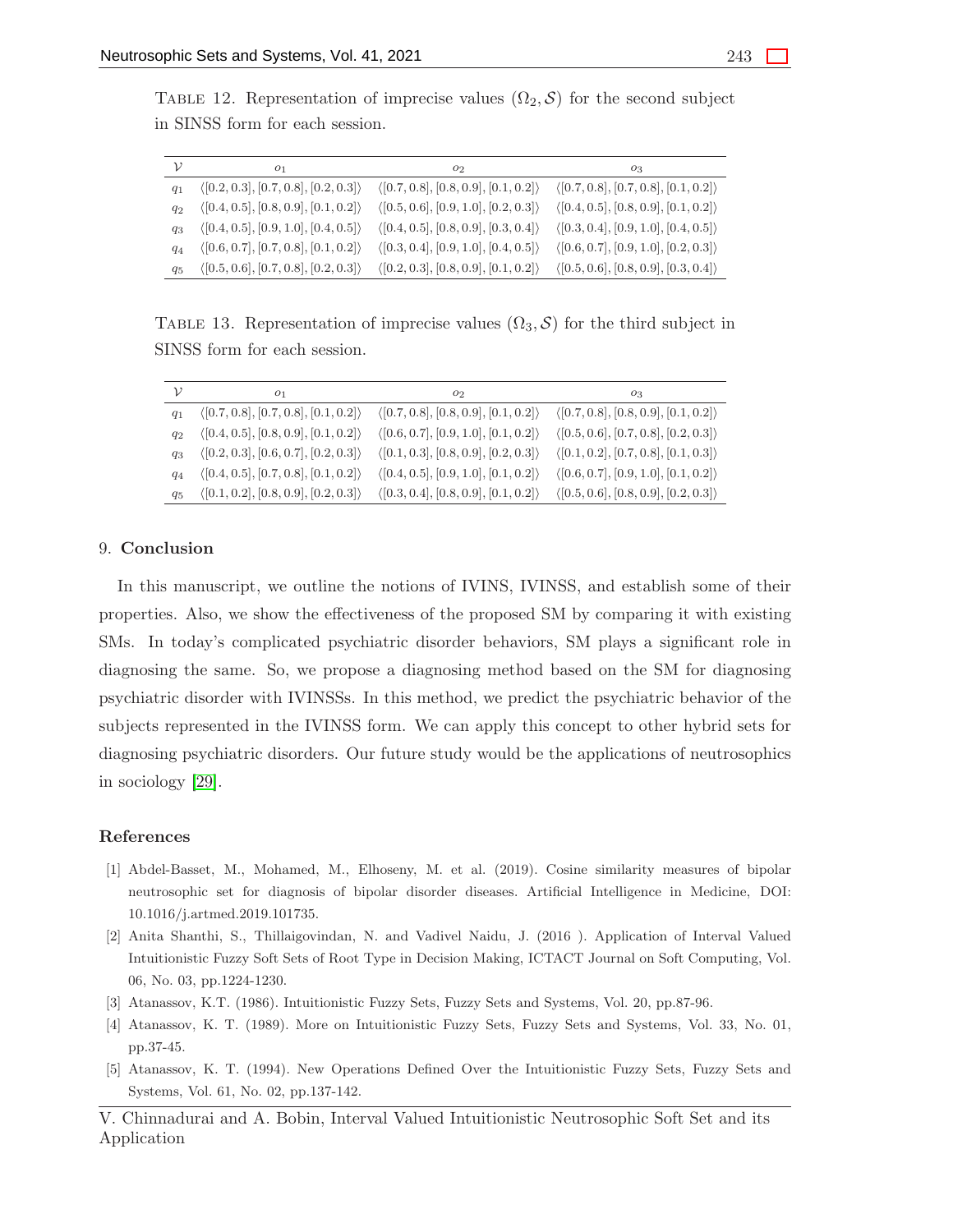TABLE 12. Representation of imprecise values $(\Omega_2, \mathcal{S})$ for the second subject in SINSS form for each session.

| $\mathcal{V}$ | $o_1$ | $o_2$ | $o_3$ |
|---|---|---|---|
| $q_1$ | $\langle[0.2, 0.3], [0.7, 0.8], [0.2, 0.3]\rangle$ | $\langle[0.7, 0.8], [0.8, 0.9], [0.1, 0.2]\rangle$ | $\langle[0.7, 0.8], [0.7, 0.8], [0.1, 0.2]\rangle$ |
| $q_2$ | $\langle[0.4, 0.5], [0.8, 0.9], [0.1, 0.2]\rangle$ | $\langle[0.5, 0.6], [0.9, 1.0], [0.2, 0.3]\rangle$ | $\langle[0.4, 0.5], [0.8, 0.9], [0.1, 0.2]\rangle$ |
| $q_3$ | $\langle[0.4, 0.5], [0.9, 1.0], [0.4, 0.5]\rangle$ | $\langle[0.4, 0.5], [0.8, 0.9], [0.3, 0.4]\rangle$ | $\langle[0.3, 0.4], [0.9, 1.0], [0.4, 0.5]\rangle$ |
| $q_4$ | $\langle[0.6, 0.7], [0.7, 0.8], [0.1, 0.2]\rangle$ | $\langle[0.3, 0.4], [0.9, 1.0], [0.4, 0.5]\rangle$ | $\langle[0.6, 0.7], [0.9, 1.0], [0.2, 0.3]\rangle$ |
| $q_5$ | $\langle[0.5, 0.6], [0.7, 0.8], [0.2, 0.3]\rangle$ | $\langle[0.2, 0.3], [0.8, 0.9], [0.1, 0.2]\rangle$ | $\langle[0.5, 0.6], [0.8, 0.9], [0.3, 0.4]\rangle$ |

TABLE 13. Representation of imprecise values $(\Omega_3, \mathcal{S})$ for the third subject in SINSS form for each session.

| $\mathcal{V}$ | $o_1$ | $o_2$ | $o_3$ |
|---|---|---|---|
| $q_1$ | $\langle[0.7, 0.8], [0.7, 0.8], [0.1, 0.2]\rangle$ | $\langle[0.7, 0.8], [0.8, 0.9], [0.1, 0.2]\rangle$ | $\langle[0.7, 0.8], [0.8, 0.9], [0.1, 0.2]\rangle$ |
| $q_2$ | $\langle[0.4, 0.5], [0.8, 0.9], [0.1, 0.2]\rangle$ | $\langle[0.6, 0.7], [0.9, 1.0], [0.1, 0.2]\rangle$ | $\langle[0.5, 0.6], [0.7, 0.8], [0.2, 0.3]\rangle$ |
| $q_3$ | $\langle[0.2, 0.3], [0.6, 0.7], [0.2, 0.3]\rangle$ | $\langle[0.1, 0.3], [0.8, 0.9], [0.2, 0.3]\rangle$ | $\langle[0.1, 0.2], [0.7, 0.8], [0.1, 0.3]\rangle$ |
| $q_4$ | $\langle[0.4, 0.5], [0.7, 0.8], [0.1, 0.2]\rangle$ | $\langle[0.4, 0.5], [0.9, 1.0], [0.1, 0.2]\rangle$ | $\langle[0.6, 0.7], [0.9, 1.0], [0.1, 0.2]\rangle$ |
| $q_5$ | $\langle[0.1, 0.2], [0.8, 0.9], [0.2, 0.3]\rangle$ | $\langle[0.3, 0.4], [0.8, 0.9], [0.1, 0.2]\rangle$ | $\langle[0.5, 0.6], [0.8, 0.9], [0.2, 0.3]\rangle$ |

## 9. Conclusion

In this manuscript, we outline the notions of IVINS, IVINSS, and establish some of their properties. Also, we show the effectiveness of the proposed SM by comparing it with existing SMs. In today's complicated psychiatric disorder behaviors, SM plays a significant role in diagnosing the same. So, we propose a diagnosing method based on the SM for diagnosing psychiatric disorder with IVINSSs. In this method, we predict the psychiatric behavior of the subjects represented in the IVINSS form. We can apply this concept to other hybrid sets for diagnosing psychiatric disorders. Our future study would be the applications of neutrosophics in sociology [29].

## References

[1] Abdel-Basset, M., Mohamed, M., Elhoseny, M. et al. (2019). Cosine similarity measures of bipolar neutrosophic set for diagnosis of bipolar disorder diseases. Artificial Intelligence in Medicine, DOI: 10.1016/j.artmed.2019.101735.

[2] Anita Shanthi, S., Thillaigovindan, N. and Vadivel Naidu, J. (2016 ). Application of Interval Valued Intuitionistic Fuzzy Soft Sets of Root Type in Decision Making, ICTACT Journal on Soft Computing, Vol. 06, No. 03, pp.1224-1230.

[3] Atanassov, K.T. (1986). Intuitionistic Fuzzy Sets, Fuzzy Sets and Systems, Vol. 20, pp.87-96.

[4] Atanassov, K. T. (1989). More on Intuitionistic Fuzzy Sets, Fuzzy Sets and Systems, Vol. 33, No. 01, pp.37-45.

[5] Atanassov, K. T. (1994). New Operations Defined Over the Intuitionistic Fuzzy Sets, Fuzzy Sets and Systems, Vol. 61, No. 02, pp.137-142.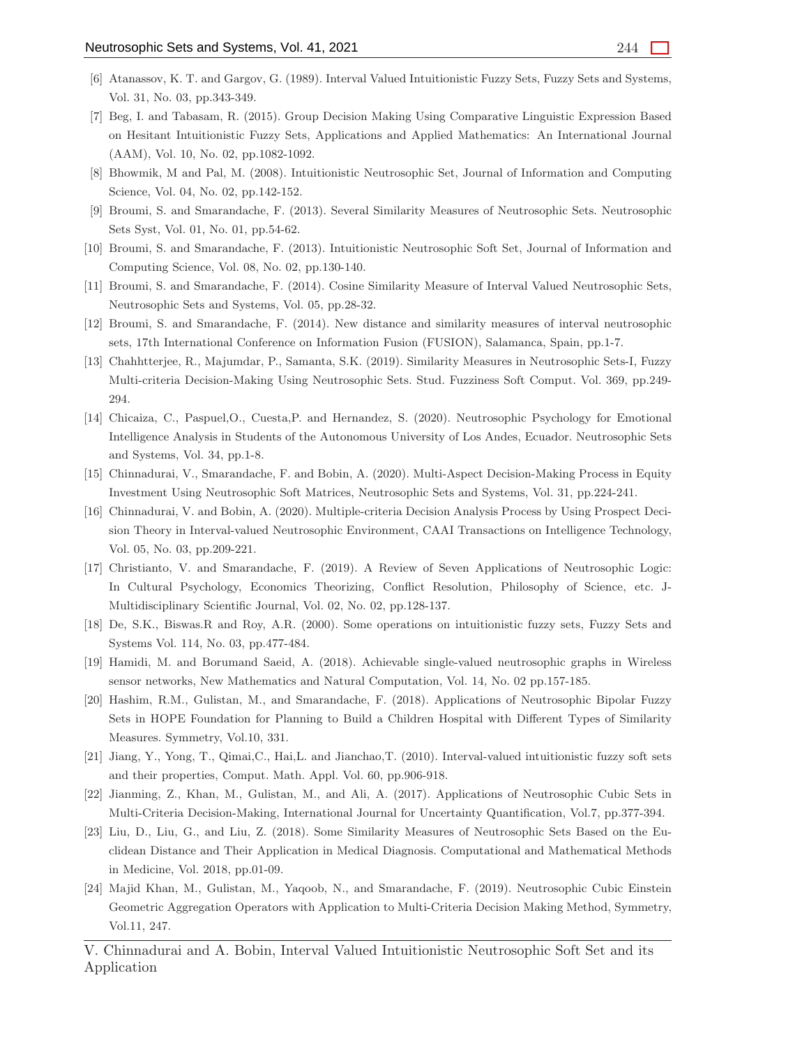[6] Atanassov, K. T. and Gargov, G. (1989). Interval Valued Intuitionistic Fuzzy Sets, Fuzzy Sets and Systems, Vol. 31, No. 03, pp.343-349.

[7] Beg, I. and Tabasam, R. (2015). Group Decision Making Using Comparative Linguistic Expression Based on Hesitant Intuitionistic Fuzzy Sets, Applications and Applied Mathematics: An International Journal (AAM), Vol. 10, No. 02, pp.1082-1092.

[8] Bhowmik, M and Pal, M. (2008). Intuitionistic Neutrosophic Set, Journal of Information and Computing Science, Vol. 04, No. 02, pp.142-152.

[9] Broumi, S. and Smarandache, F. (2013). Several Similarity Measures of Neutrosophic Sets. Neutrosophic Sets Syst, Vol. 01, No. 01, pp.54-62.

[10] Broumi, S. and Smarandache, F. (2013). Intuitionistic Neutrosophic Soft Set, Journal of Information and Computing Science, Vol. 08, No. 02, pp.130-140.

[11] Broumi, S. and Smarandache, F. (2014). Cosine Similarity Measure of Interval Valued Neutrosophic Sets, Neutrosophic Sets and Systems, Vol. 05, pp.28-32.

[12] Broumi, S. and Smarandache, F. (2014). New distance and similarity measures of interval neutrosophic sets, 17th International Conference on Information Fusion (FUSION), Salamanca, Spain, pp.1-7.

[13] Chahhtterjee, R., Majumdar, P., Samanta, S.K. (2019). Similarity Measures in Neutrosophic Sets-I, Fuzzy Multi-criteria Decision-Making Using Neutrosophic Sets. Stud. Fuzziness Soft Comput. Vol. 369, pp.249-294.

[14] Chicaiza, C., Paspuel,O., Cuesta,P. and Hernandez, S. (2020). Neutrosophic Psychology for Emotional Intelligence Analysis in Students of the Autonomous University of Los Andes, Ecuador. Neutrosophic Sets and Systems, Vol. 34, pp.1-8.

[15] Chinnadurai, V., Smarandache, F. and Bobin, A. (2020). Multi-Aspect Decision-Making Process in Equity Investment Using Neutrosophic Soft Matrices, Neutrosophic Sets and Systems, Vol. 31, pp.224-241.

[16] Chinnadurai, V. and Bobin, A. (2020). Multiple-criteria Decision Analysis Process by Using Prospect Decision Theory in Interval-valued Neutrosophic Environment, CAAI Transactions on Intelligence Technology, Vol. 05, No. 03, pp.209-221.

[17] Christianto, V. and Smarandache, F. (2019). A Review of Seven Applications of Neutrosophic Logic: In Cultural Psychology, Economics Theorizing, Conflict Resolution, Philosophy of Science, etc. J-Multidisciplinary Scientific Journal, Vol. 02, No. 02, pp.128-137.

[18] De, S.K., Biswas.R and Roy, A.R. (2000). Some operations on intuitionistic fuzzy sets, Fuzzy Sets and Systems Vol. 114, No. 03, pp.477-484.

[19] Hamidi, M. and Borumand Saeid, A. (2018). Achievable single-valued neutrosophic graphs in Wireless sensor networks, New Mathematics and Natural Computation, Vol. 14, No. 02 pp.157-185.

[20] Hashim, R.M., Gulistan, M., and Smarandache, F. (2018). Applications of Neutrosophic Bipolar Fuzzy Sets in HOPE Foundation for Planning to Build a Children Hospital with Different Types of Similarity Measures. Symmetry, Vol.10, 331.

[21] Jiang, Y., Yong, T., Qimai,C., Hai,L. and Jianchao,T. (2010). Interval-valued intuitionistic fuzzy soft sets and their properties, Comput. Math. Appl. Vol. 60, pp.906-918.

[22] Jianming, Z., Khan, M., Gulistan, M., and Ali, A. (2017). Applications of Neutrosophic Cubic Sets in Multi-Criteria Decision-Making, International Journal for Uncertainty Quantification, Vol.7, pp.377-394.

[23] Liu, D., Liu, G., and Liu, Z. (2018). Some Similarity Measures of Neutrosophic Sets Based on the Euclidean Distance and Their Application in Medical Diagnosis. Computational and Mathematical Methods in Medicine, Vol. 2018, pp.01-09.

[24] Majid Khan, M., Gulistan, M., Yaqoob, N., and Smarandache, F. (2019). Neutrosophic Cubic Einstein Geometric Aggregation Operators with Application to Multi-Criteria Decision Making Method, Symmetry, Vol.11, 247.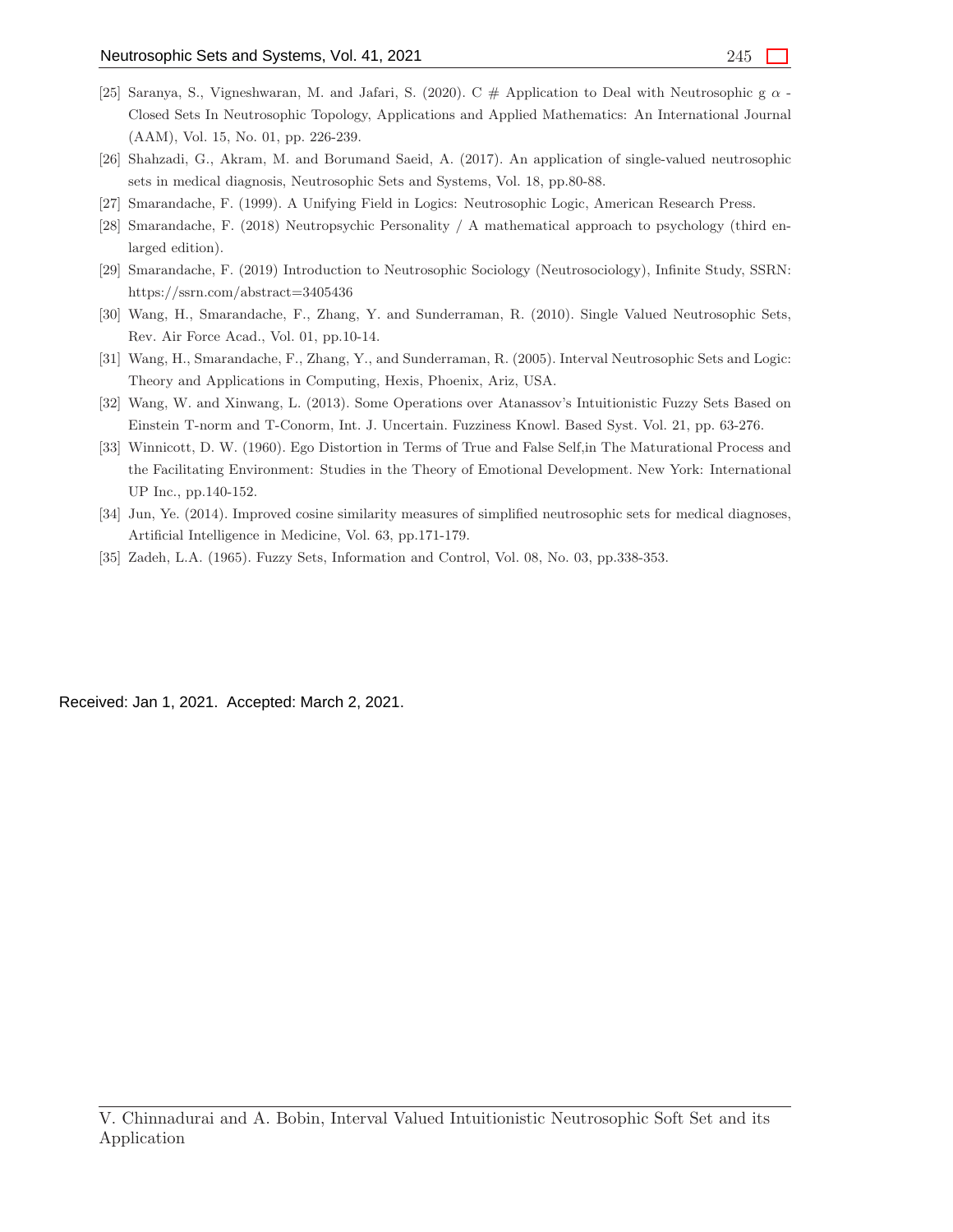[25] Saranya, S., Vigneshwaran, M. and Jafari, S. (2020). C # Application to Deal with Neutrosophic g $\alpha$ - Closed Sets In Neutrosophic Topology, Applications and Applied Mathematics: An International Journal (AAM), Vol. 15, No. 01, pp. 226-239.

[26] Shahzadi, G., Akram, M. and Borumand Saeid, A. (2017). An application of single-valued neutrosophic sets in medical diagnosis, Neutrosophic Sets and Systems, Vol. 18, pp.80-88.

[27] Smarandache, F. (1999). A Unifying Field in Logics: Neutrosophic Logic, American Research Press.

[28] Smarandache, F. (2018) Neutropsychic Personality / A mathematical approach to psychology (third enlarged edition).

[29] Smarandache, F. (2019) Introduction to Neutrosophic Sociology (Neutrosociology), Infinite Study, SSRN: https://ssrn.com/abstract=3405436

[30] Wang, H., Smarandache, F., Zhang, Y. and Sunderraman, R. (2010). Single Valued Neutrosophic Sets, Rev. Air Force Acad., Vol. 01, pp.10-14.

[31] Wang, H., Smarandache, F., Zhang, Y., and Sunderraman, R. (2005). Interval Neutrosophic Sets and Logic: Theory and Applications in Computing, Hexis, Phoenix, Ariz, USA.

[32] Wang, W. and Xinwang, L. (2013). Some Operations over Atanassov's Intuitionistic Fuzzy Sets Based on Einstein T-norm and T-Conorm, Int. J. Uncertain. Fuzziness Knowl. Based Syst. Vol. 21, pp. 63-276.

[33] Winnicott, D. W. (1960). Ego Distortion in Terms of True and False Self,in The Maturational Process and the Facilitating Environment: Studies in the Theory of Emotional Development. New York: International UP Inc., pp.140-152.

[34] Jun, Ye. (2014). Improved cosine similarity measures of simplified neutrosophic sets for medical diagnoses, Artificial Intelligence in Medicine, Vol. 63, pp.171-179.

[35] Zadeh, L.A. (1965). Fuzzy Sets, Information and Control, Vol. 08, No. 03, pp.338-353.

Received: Jan 1, 2021. Accepted: March 2, 2021.